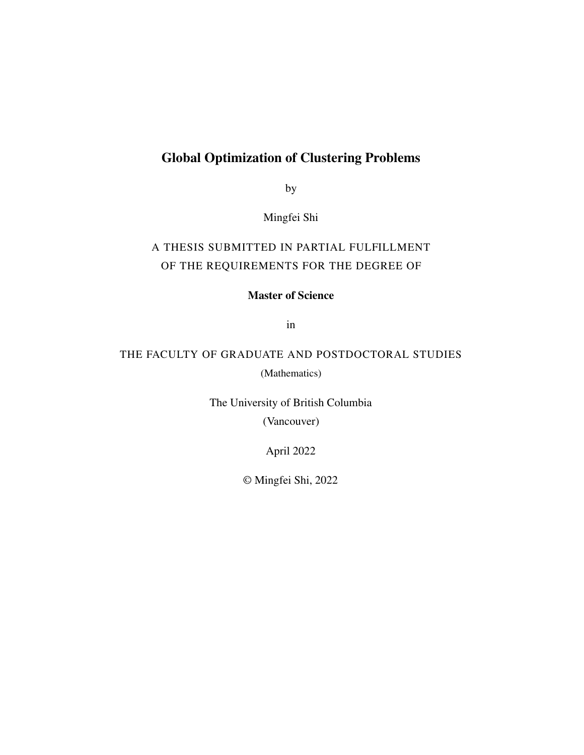# Global Optimization of Clustering Problems

by

Mingfei Shi

A THESIS SUBMITTED IN PARTIAL FULFILLMENT
OF THE REQUIREMENTS FOR THE DEGREE OF

**Master of Science**

in

THE FACULTY OF GRADUATE AND POSTDOCTORAL STUDIES

(Mathematics)

The University of British Columbia

(Vancouver)

April 2022

© Mingfei Shi, 2022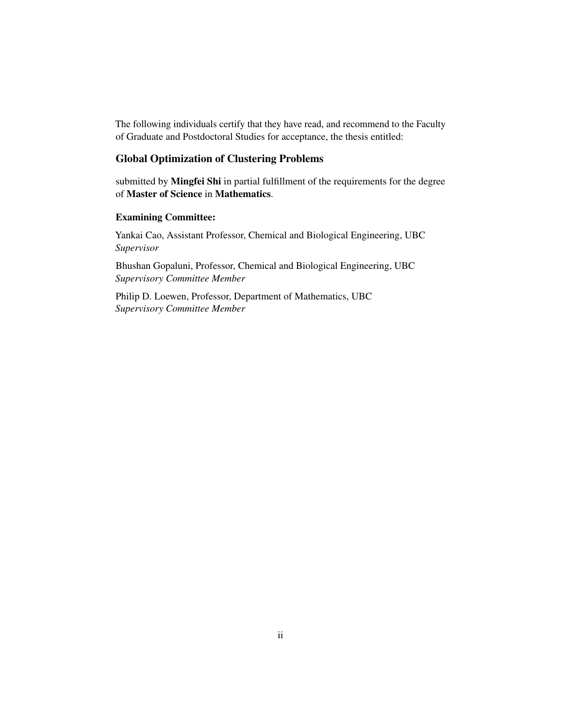The following individuals certify that they have read, and recommend to the Faculty of Graduate and Postdoctoral Studies for acceptance, the thesis entitled:

## Global Optimization of Clustering Problems

submitted by **Mingfei Shi** in partial fulfillment of the requirements for the degree of **Master of Science** in **Mathematics**.

**Examining Committee:**

Yankai Cao, Assistant Professor, Chemical and Biological Engineering, UBC
*Supervisor*

Bhushan Gopaluni, Professor, Chemical and Biological Engineering, UBC
*Supervisory Committee Member*

Philip D. Loewen, Professor, Department of Mathematics, UBC
*Supervisory Committee Member*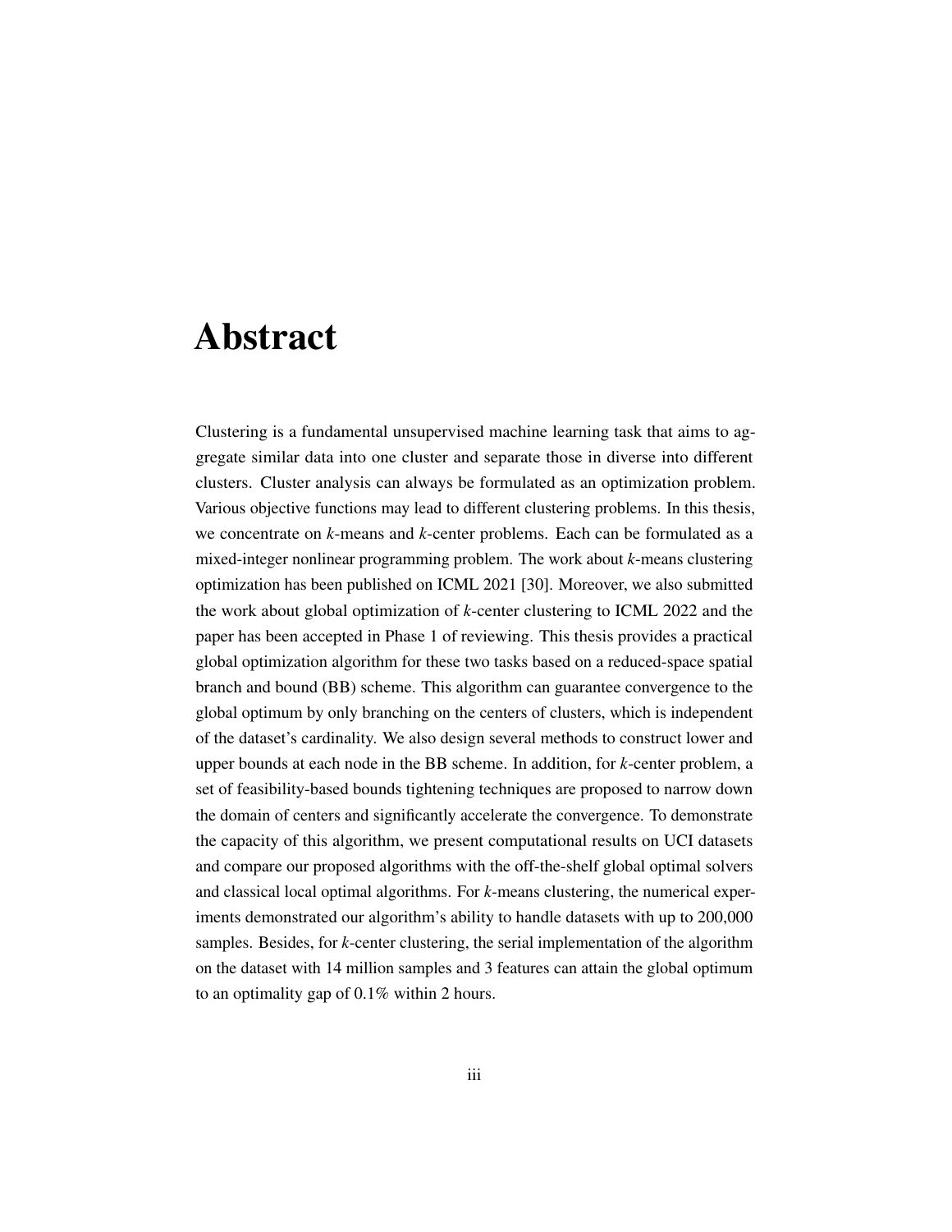# Abstract

Clustering is a fundamental unsupervised machine learning task that aims to aggregate similar data into one cluster and separate those in diverse into different clusters. Cluster analysis can always be formulated as an optimization problem. Various objective functions may lead to different clustering problems. In this thesis, we concentrate on *k*-means and *k*-center problems. Each can be formulated as a mixed-integer nonlinear programming problem. The work about *k*-means clustering optimization has been published on ICML 2021 [30]. Moreover, we also submitted the work about global optimization of *k*-center clustering to ICML 2022 and the paper has been accepted in Phase 1 of reviewing. This thesis provides a practical global optimization algorithm for these two tasks based on a reduced-space spatial branch and bound (BB) scheme. This algorithm can guarantee convergence to the global optimum by only branching on the centers of clusters, which is independent of the dataset's cardinality. We also design several methods to construct lower and upper bounds at each node in the BB scheme. In addition, for *k*-center problem, a set of feasibility-based bounds tightening techniques are proposed to narrow down the domain of centers and significantly accelerate the convergence. To demonstrate the capacity of this algorithm, we present computational results on UCI datasets and compare our proposed algorithms with the off-the-shelf global optimal solvers and classical local optimal algorithms. For *k*-means clustering, the numerical experiments demonstrated our algorithm's ability to handle datasets with up to 200,000 samples. Besides, for *k*-center clustering, the serial implementation of the algorithm on the dataset with 14 million samples and 3 features can attain the global optimum to an optimality gap of 0.1% within 2 hours.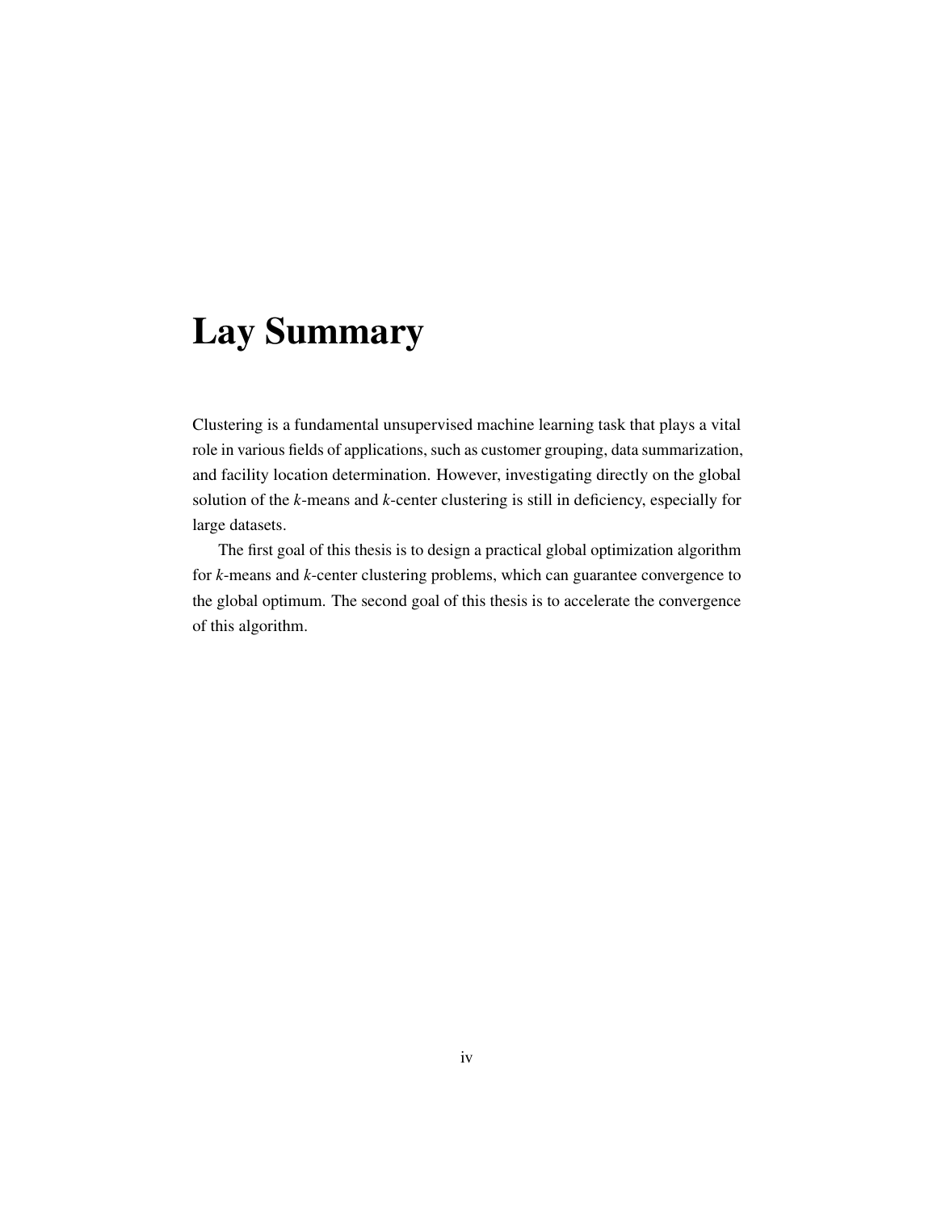# Lay Summary

Clustering is a fundamental unsupervised machine learning task that plays a vital role in various fields of applications, such as customer grouping, data summarization, and facility location determination. However, investigating directly on the global solution of the $k$-means and $k$-center clustering is still in deficiency, especially for large datasets.

The first goal of this thesis is to design a practical global optimization algorithm for $k$-means and $k$-center clustering problems, which can guarantee convergence to the global optimum. The second goal of this thesis is to accelerate the convergence of this algorithm.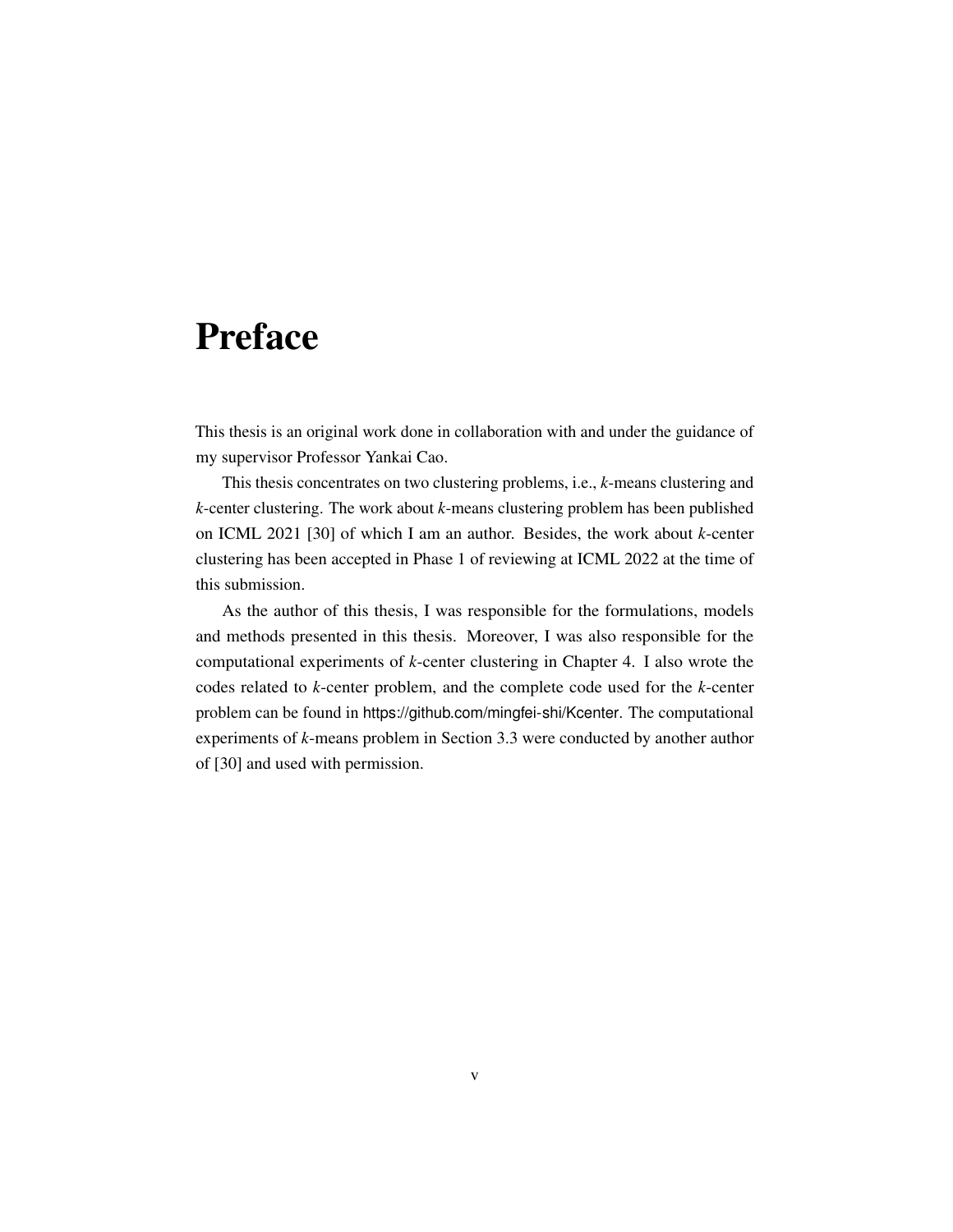# Preface

This thesis is an original work done in collaboration with and under the guidance of my supervisor Professor Yankai Cao.

This thesis concentrates on two clustering problems, i.e., *k*-means clustering and *k*-center clustering. The work about *k*-means clustering problem has been published on ICML 2021 [30] of which I am an author. Besides, the work about *k*-center clustering has been accepted in Phase 1 of reviewing at ICML 2022 at the time of this submission.

As the author of this thesis, I was responsible for the formulations, models and methods presented in this thesis. Moreover, I was also responsible for the computational experiments of *k*-center clustering in Chapter 4. I also wrote the codes related to *k*-center problem, and the complete code used for the *k*-center problem can be found in https://github.com/mingfei-shi/Kcenter. The computational experiments of *k*-means problem in Section 3.3 were conducted by another author of [30] and used with permission.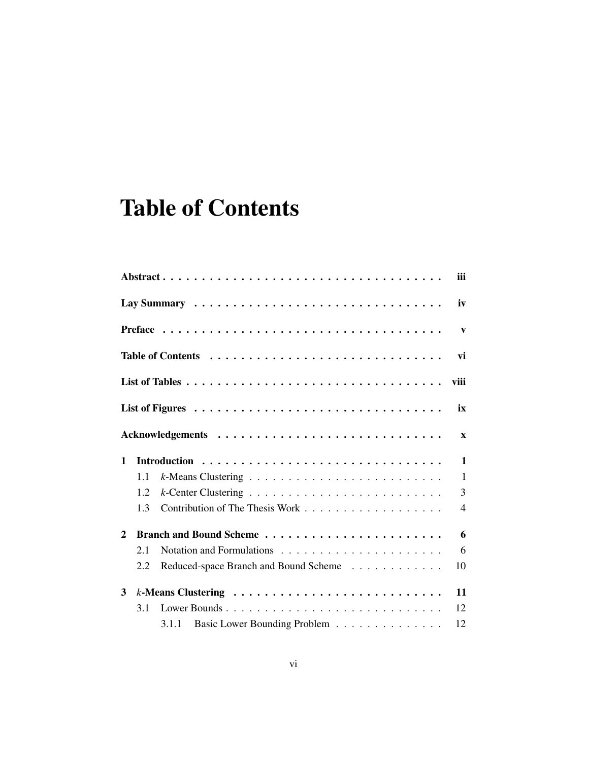# Table of Contents

| | | |
|---|---|---|
| **Abstract** | | **iii** |
| **Lay Summary** | | **iv** |
| **Preface** | | **v** |
| **Table of Contents** | | **vi** |
| **List of Tables** | | **viii** |
| **List of Figures** | | **ix** |
| **Acknowledgements** | | **x** |
| **1** | **Introduction** | **1** |
| 1.1 | *k*-Means Clustering | 1 |
| 1.2 | *k*-Center Clustering | 3 |
| 1.3 | Contribution of The Thesis Work | 4 |
| **2** | **Branch and Bound Scheme** | **6** |
| 2.1 | Notation and Formulations | 6 |
| 2.2 | Reduced-space Branch and Bound Scheme | 10 |
| **3** | ***k*-Means Clustering** | **11** |
| 3.1 | Lower Bounds | 12 |
| 3.1.1 | Basic Lower Bounding Problem | 12 |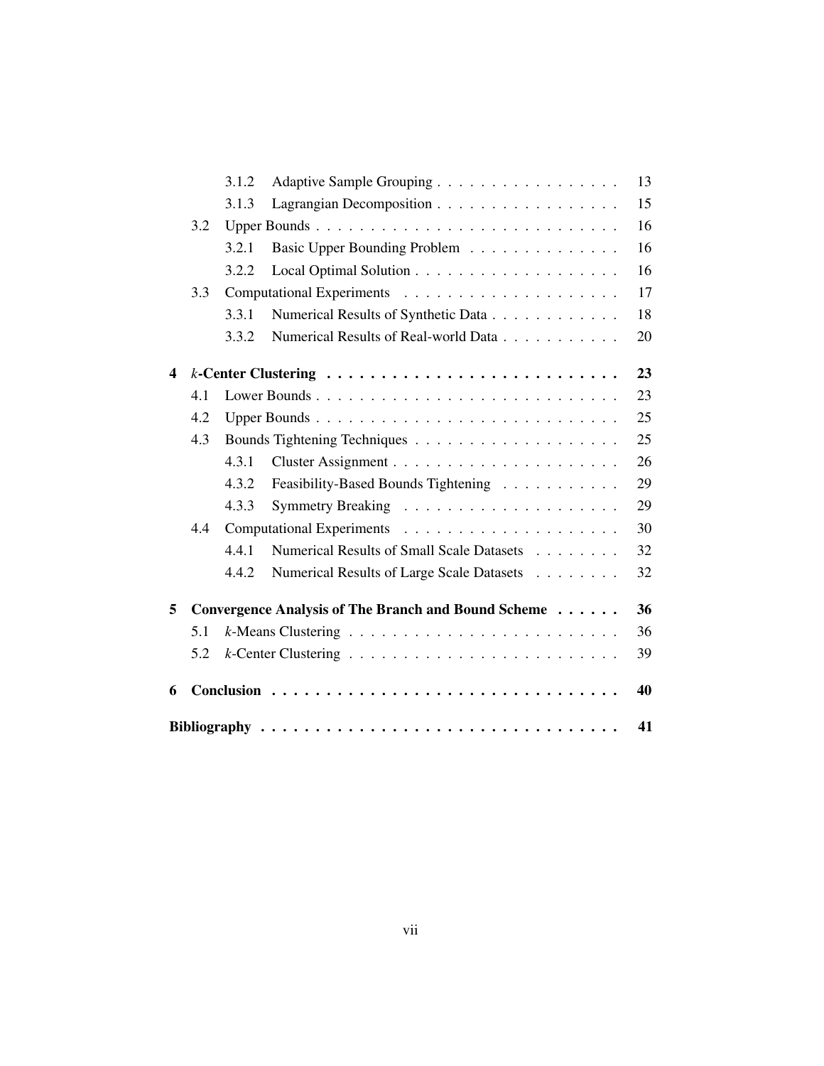| | | | |
|---|---|---|---|
| | 3.1.2 | Adaptive Sample Grouping | 13 |
| | 3.1.3 | Lagrangian Decomposition | 15 |
| 3.2 | | Upper Bounds | 16 |
| | 3.2.1 | Basic Upper Bounding Problem | 16 |
| | 3.2.2 | Local Optimal Solution | 16 |
| 3.3 | | Computational Experiments | 17 |
| | 3.3.1 | Numerical Results of Synthetic Data | 18 |
| | 3.3.2 | Numerical Results of Real-world Data | 20 |

**4 *k*-Center Clustering** . . . **23**

| | | | |
|---|---|---|---|
| 4.1 | | Lower Bounds | 23 |
| 4.2 | | Upper Bounds | 25 |
| 4.3 | | Bounds Tightening Techniques | 25 |
| | 4.3.1 | Cluster Assignment | 26 |
| | 4.3.2 | Feasibility-Based Bounds Tightening | 29 |
| | 4.3.3 | Symmetry Breaking | 29 |
| 4.4 | | Computational Experiments | 30 |
| | 4.4.1 | Numerical Results of Small Scale Datasets | 32 |
| | 4.4.2 | Numerical Results of Large Scale Datasets | 32 |

**5 Convergence Analysis of The Branch and Bound Scheme** . . . **36**

| | | |
|---|---|---|
| 5.1 | *k*-Means Clustering | 36 |
| 5.2 | *k*-Center Clustering | 39 |

**6 Conclusion** . . . **40**

**Bibliography** . . . **41**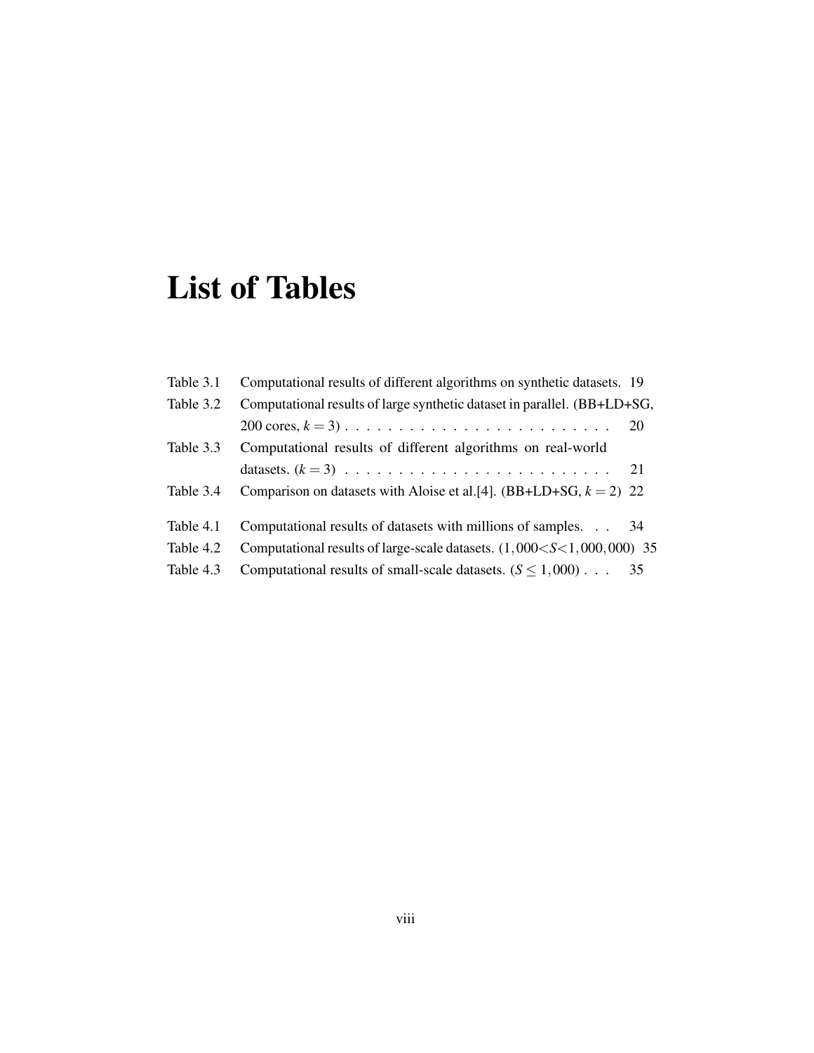# List of Tables

| | | |
|---|---|---|
| Table 3.1 | Computational results of different algorithms on synthetic datasets. | 19 |
| Table 3.2 | Computational results of large synthetic dataset in parallel. (BB+LD+SG, 200 cores, $k = 3$) | 20 |
| Table 3.3 | Computational results of different algorithms on real-world datasets. ($k = 3$) | 21 |
| Table 3.4 | Comparison on datasets with Aloise et al.[4]. (BB+LD+SG, $k = 2$) | 22 |
| Table 4.1 | Computational results of datasets with millions of samples. | 34 |
| Table 4.2 | Computational results of large-scale datasets. ($1,000 < S < 1,000,000$) | 35 |
| Table 4.3 | Computational results of small-scale datasets. ($S \leq 1,000$) | 35 |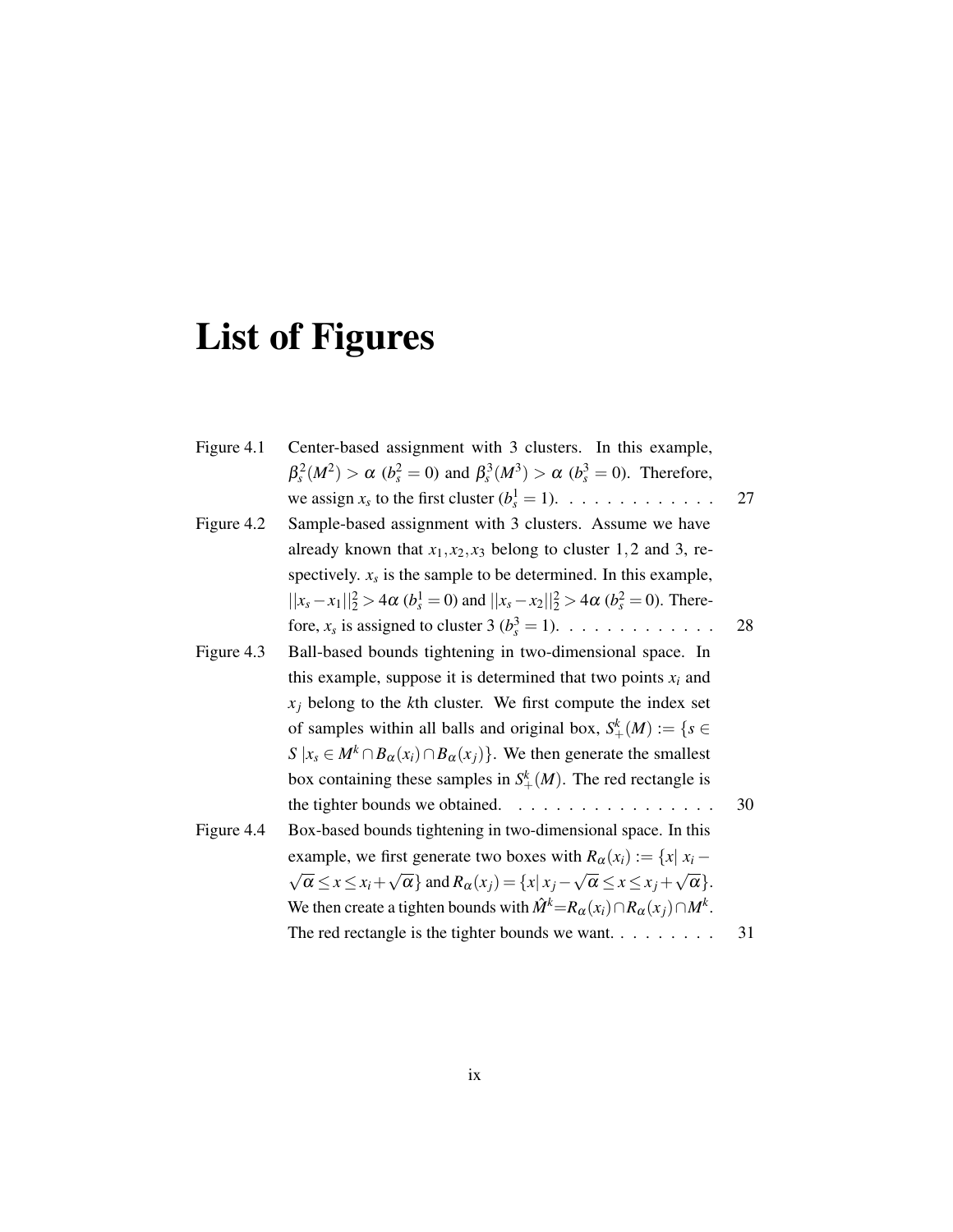# List of Figures

| | | |
|---|---|---|
| Figure 4.1 | Center-based assignment with 3 clusters. In this example, $\beta_s^2(M^2) > \alpha$ ($b_s^2 = 0$) and $\beta_s^3(M^3) > \alpha$ ($b_s^3 = 0$). Therefore, we assign $x_s$ to the first cluster ($b_s^1 = 1$). | 27 |
| Figure 4.2 | Sample-based assignment with 3 clusters. Assume we have already known that $x_1, x_2, x_3$ belong to cluster $1, 2$ and 3, respectively. $x_s$ is the sample to be determined. In this example, $\|\|x_s - x_1\|\|_2^2 > 4\alpha$ ($b_s^1 = 0$) and $\|\|x_s - x_2\|\|_2^2 > 4\alpha$ ($b_s^2 = 0$). Therefore, $x_s$ is assigned to cluster 3 ($b_s^3 = 1$). | 28 |
| Figure 4.3 | Ball-based bounds tightening in two-dimensional space. In this example, suppose it is determined that two points $x_i$ and $x_j$ belong to the $k$th cluster. We first compute the index set of samples within all balls and original box, $S_+^k(M) := \{s \in S \,\|x_s \in M^k \cap B_\alpha(x_i) \cap B_\alpha(x_j)\}$. We then generate the smallest box containing these samples in $S_+^k(M)$. The red rectangle is the tighter bounds we obtained. | 30 |
| Figure 4.4 | Box-based bounds tightening in two-dimensional space. In this example, we first generate two boxes with $R_\alpha(x_i) := \{x\| \, x_i - \sqrt{\alpha} \leq x \leq x_i + \sqrt{\alpha}\}$ and $R_\alpha(x_j) = \{x\| \, x_j - \sqrt{\alpha} \leq x \leq x_j + \sqrt{\alpha}\}$. We then create a tighten bounds with $\hat{M}^k = R_\alpha(x_i) \cap R_\alpha(x_j) \cap M^k$. The red rectangle is the tighter bounds we want. | 31 |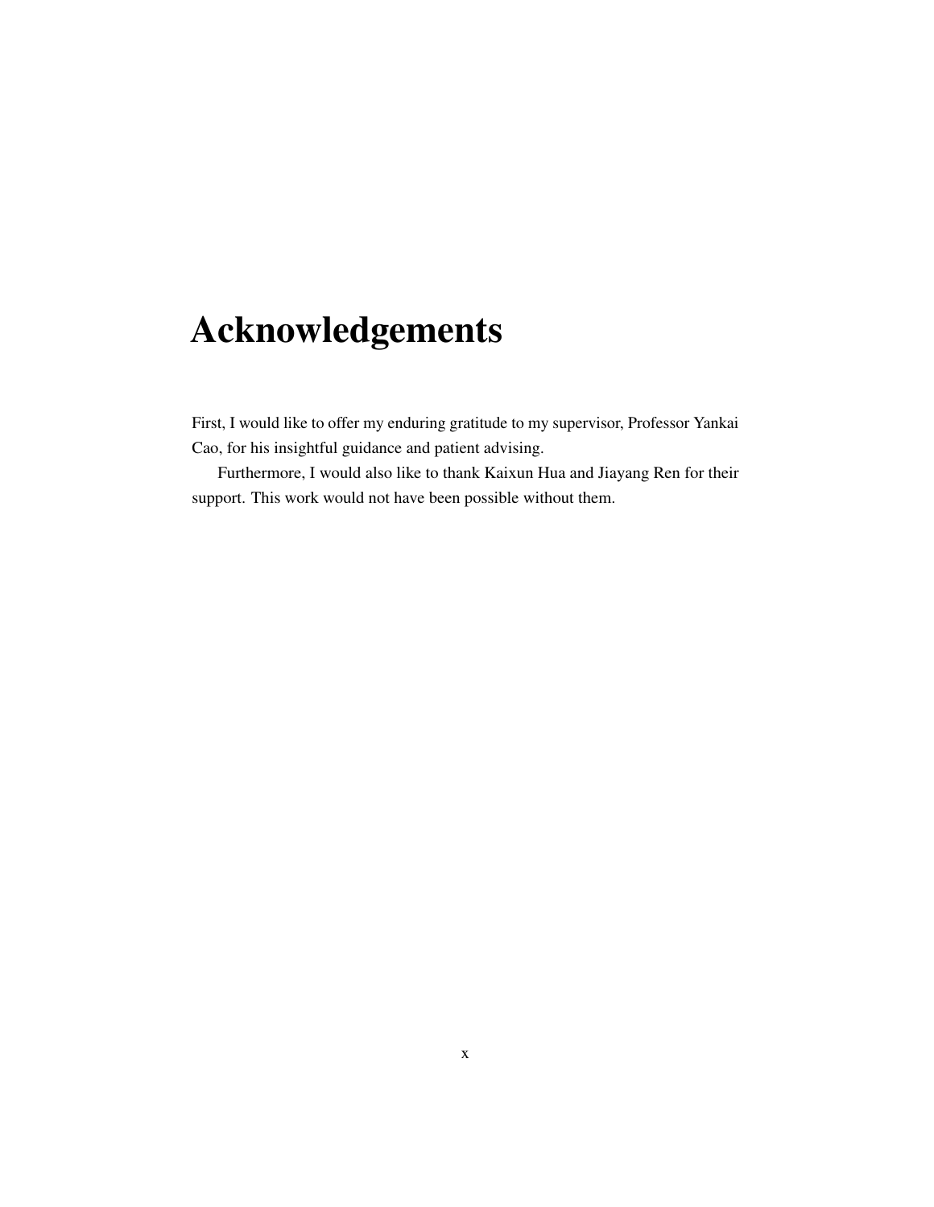# Acknowledgements

First, I would like to offer my enduring gratitude to my supervisor, Professor Yankai Cao, for his insightful guidance and patient advising.

Furthermore, I would also like to thank Kaixun Hua and Jiayang Ren for their support. This work would not have been possible without them.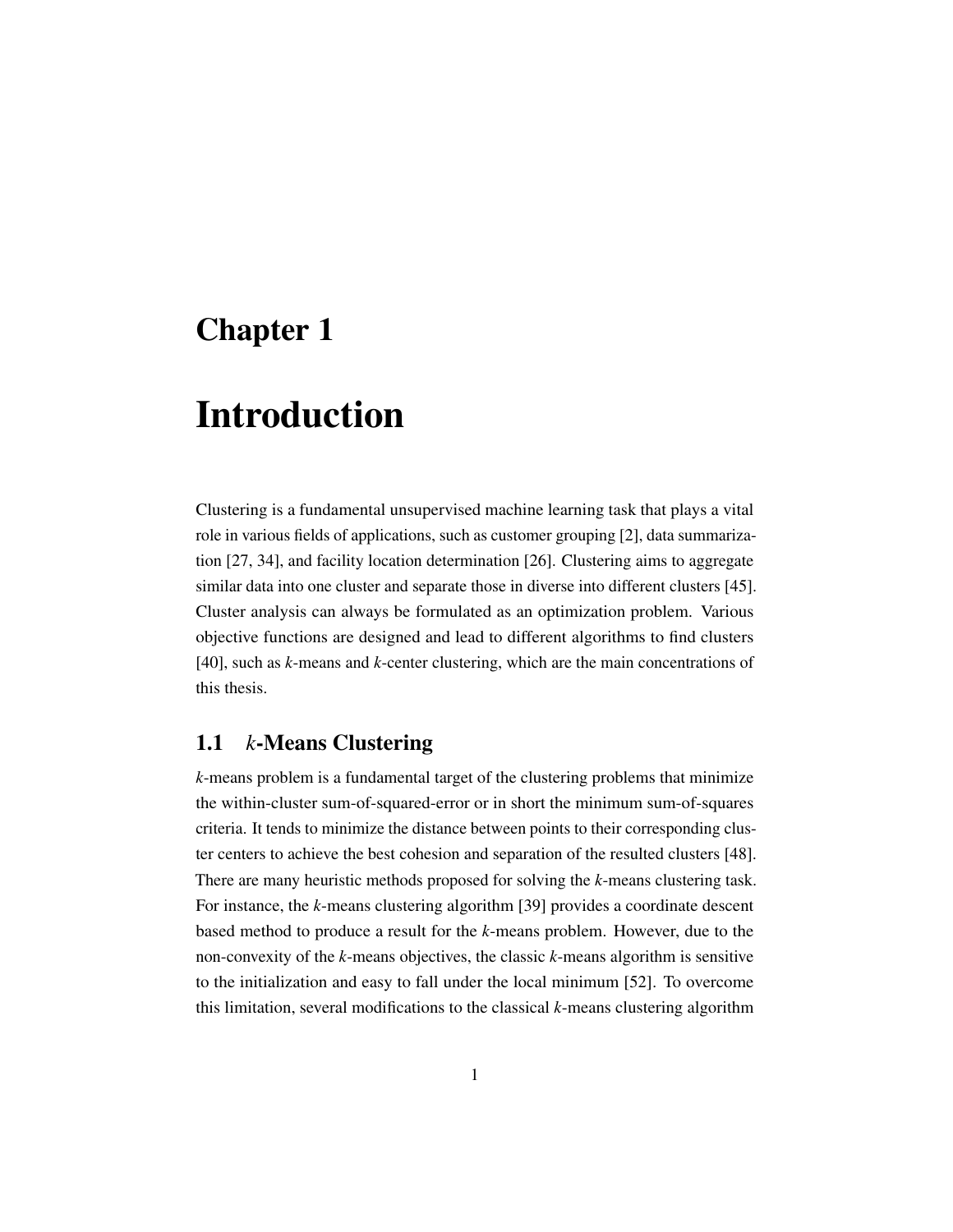# Chapter 1

# Introduction

Clustering is a fundamental unsupervised machine learning task that plays a vital role in various fields of applications, such as customer grouping [2], data summarization [27, 34], and facility location determination [26]. Clustering aims to aggregate similar data into one cluster and separate those in diverse into different clusters [45]. Cluster analysis can always be formulated as an optimization problem. Various objective functions are designed and lead to different algorithms to find clusters [40], such as *k*-means and *k*-center clustering, which are the main concentrations of this thesis.

## 1.1 *k*-Means Clustering

*k*-means problem is a fundamental target of the clustering problems that minimize the within-cluster sum-of-squared-error or in short the minimum sum-of-squares criteria. It tends to minimize the distance between points to their corresponding cluster centers to achieve the best cohesion and separation of the resulted clusters [48]. There are many heuristic methods proposed for solving the *k*-means clustering task. For instance, the *k*-means clustering algorithm [39] provides a coordinate descent based method to produce a result for the *k*-means problem. However, due to the non-convexity of the *k*-means objectives, the classic *k*-means algorithm is sensitive to the initialization and easy to fall under the local minimum [52]. To overcome this limitation, several modifications to the classical *k*-means clustering algorithm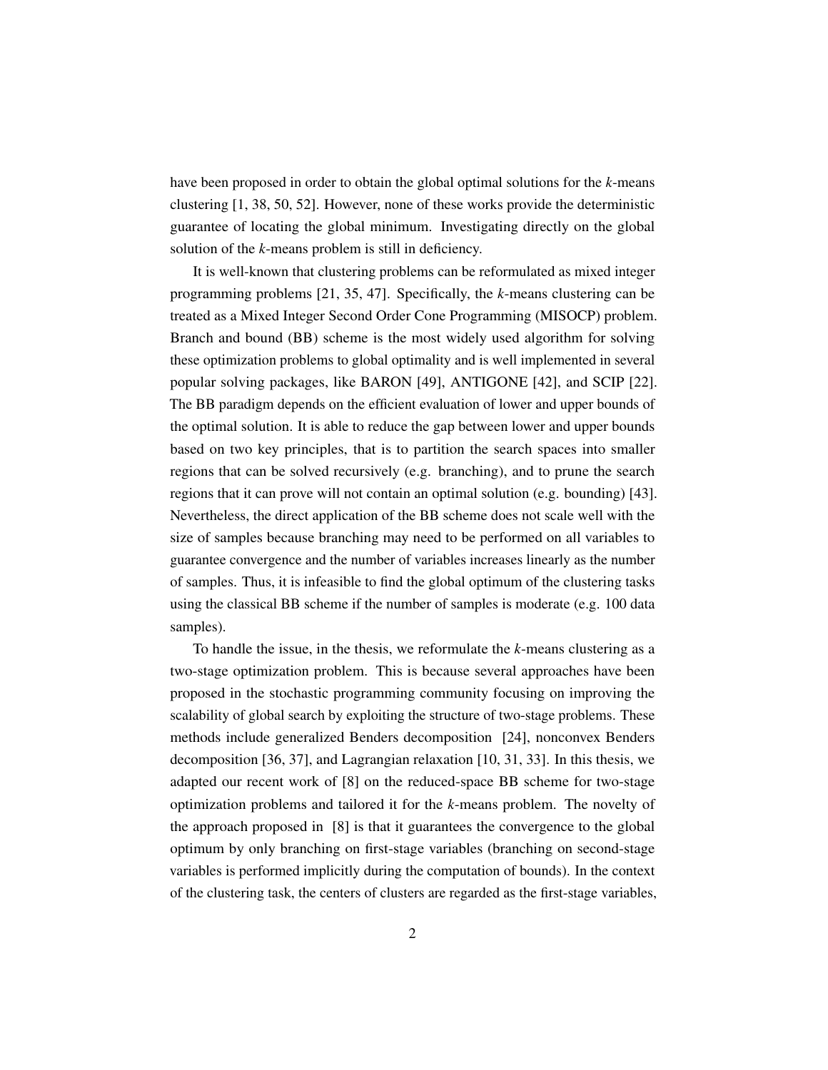have been proposed in order to obtain the global optimal solutions for the *k*-means clustering [1, 38, 50, 52]. However, none of these works provide the deterministic guarantee of locating the global minimum. Investigating directly on the global solution of the *k*-means problem is still in deficiency.

It is well-known that clustering problems can be reformulated as mixed integer programming problems [21, 35, 47]. Specifically, the *k*-means clustering can be treated as a Mixed Integer Second Order Cone Programming (MISOCP) problem. Branch and bound (BB) scheme is the most widely used algorithm for solving these optimization problems to global optimality and is well implemented in several popular solving packages, like BARON [49], ANTIGONE [42], and SCIP [22]. The BB paradigm depends on the efficient evaluation of lower and upper bounds of the optimal solution. It is able to reduce the gap between lower and upper bounds based on two key principles, that is to partition the search spaces into smaller regions that can be solved recursively (e.g. branching), and to prune the search regions that it can prove will not contain an optimal solution (e.g. bounding) [43]. Nevertheless, the direct application of the BB scheme does not scale well with the size of samples because branching may need to be performed on all variables to guarantee convergence and the number of variables increases linearly as the number of samples. Thus, it is infeasible to find the global optimum of the clustering tasks using the classical BB scheme if the number of samples is moderate (e.g. 100 data samples).

To handle the issue, in the thesis, we reformulate the *k*-means clustering as a two-stage optimization problem. This is because several approaches have been proposed in the stochastic programming community focusing on improving the scalability of global search by exploiting the structure of two-stage problems. These methods include generalized Benders decomposition [24], nonconvex Benders decomposition [36, 37], and Lagrangian relaxation [10, 31, 33]. In this thesis, we adapted our recent work of [8] on the reduced-space BB scheme for two-stage optimization problems and tailored it for the *k*-means problem. The novelty of the approach proposed in [8] is that it guarantees the convergence to the global optimum by only branching on first-stage variables (branching on second-stage variables is performed implicitly during the computation of bounds). In the context of the clustering task, the centers of clusters are regarded as the first-stage variables,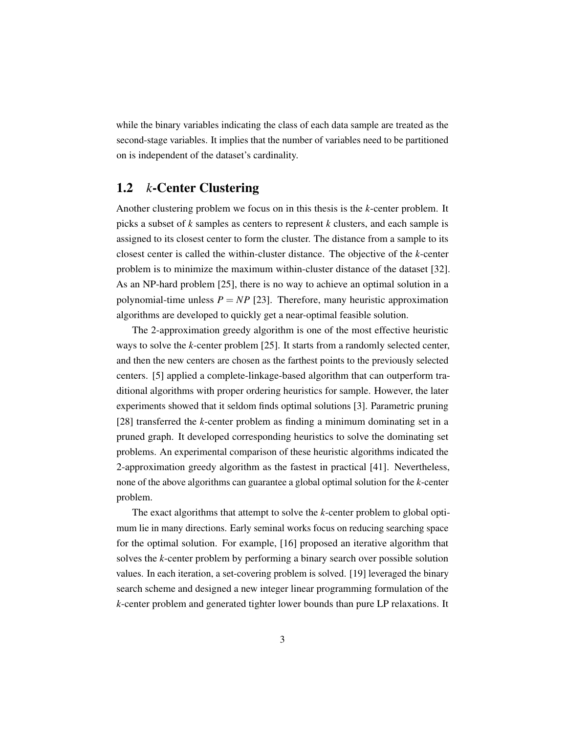while the binary variables indicating the class of each data sample are treated as the second-stage variables. It implies that the number of variables need to be partitioned on is independent of the dataset's cardinality.

## 1.2 *k*-Center Clustering

Another clustering problem we focus on in this thesis is the *k*-center problem. It picks a subset of *k* samples as centers to represent *k* clusters, and each sample is assigned to its closest center to form the cluster. The distance from a sample to its closest center is called the within-cluster distance. The objective of the *k*-center problem is to minimize the maximum within-cluster distance of the dataset [32]. As an NP-hard problem [25], there is no way to achieve an optimal solution in a polynomial-time unless $P = NP$ [23]. Therefore, many heuristic approximation algorithms are developed to quickly get a near-optimal feasible solution.

The 2-approximation greedy algorithm is one of the most effective heuristic ways to solve the *k*-center problem [25]. It starts from a randomly selected center, and then the new centers are chosen as the farthest points to the previously selected centers. [5] applied a complete-linkage-based algorithm that can outperform traditional algorithms with proper ordering heuristics for sample. However, the later experiments showed that it seldom finds optimal solutions [3]. Parametric pruning [28] transferred the *k*-center problem as finding a minimum dominating set in a pruned graph. It developed corresponding heuristics to solve the dominating set problems. An experimental comparison of these heuristic algorithms indicated the 2-approximation greedy algorithm as the fastest in practical [41]. Nevertheless, none of the above algorithms can guarantee a global optimal solution for the *k*-center problem.

The exact algorithms that attempt to solve the *k*-center problem to global optimum lie in many directions. Early seminal works focus on reducing searching space for the optimal solution. For example, [16] proposed an iterative algorithm that solves the *k*-center problem by performing a binary search over possible solution values. In each iteration, a set-covering problem is solved. [19] leveraged the binary search scheme and designed a new integer linear programming formulation of the *k*-center problem and generated tighter lower bounds than pure LP relaxations. It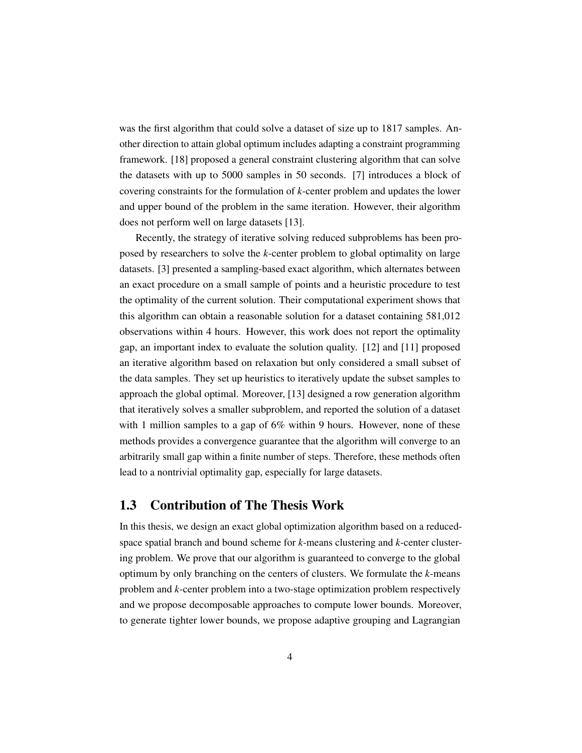was the first algorithm that could solve a dataset of size up to 1817 samples. Another direction to attain global optimum includes adapting a constraint programming framework. [18] proposed a general constraint clustering algorithm that can solve the datasets with up to 5000 samples in 50 seconds. [7] introduces a block of covering constraints for the formulation of *k*-center problem and updates the lower and upper bound of the problem in the same iteration. However, their algorithm does not perform well on large datasets [13].

Recently, the strategy of iterative solving reduced subproblems has been proposed by researchers to solve the *k*-center problem to global optimality on large datasets. [3] presented a sampling-based exact algorithm, which alternates between an exact procedure on a small sample of points and a heuristic procedure to test the optimality of the current solution. Their computational experiment shows that this algorithm can obtain a reasonable solution for a dataset containing 581,012 observations within 4 hours. However, this work does not report the optimality gap, an important index to evaluate the solution quality. [12] and [11] proposed an iterative algorithm based on relaxation but only considered a small subset of the data samples. They set up heuristics to iteratively update the subset samples to approach the global optimal. Moreover, [13] designed a row generation algorithm that iteratively solves a smaller subproblem, and reported the solution of a dataset with 1 million samples to a gap of 6% within 9 hours. However, none of these methods provides a convergence guarantee that the algorithm will converge to an arbitrarily small gap within a finite number of steps. Therefore, these methods often lead to a nontrivial optimality gap, especially for large datasets.

## 1.3 Contribution of The Thesis Work

In this thesis, we design an exact global optimization algorithm based on a reduced-space spatial branch and bound scheme for *k*-means clustering and *k*-center clustering problem. We prove that our algorithm is guaranteed to converge to the global optimum by only branching on the centers of clusters. We formulate the *k*-means problem and *k*-center problem into a two-stage optimization problem respectively and we propose decomposable approaches to compute lower bounds. Moreover, to generate tighter lower bounds, we propose adaptive grouping and Lagrangian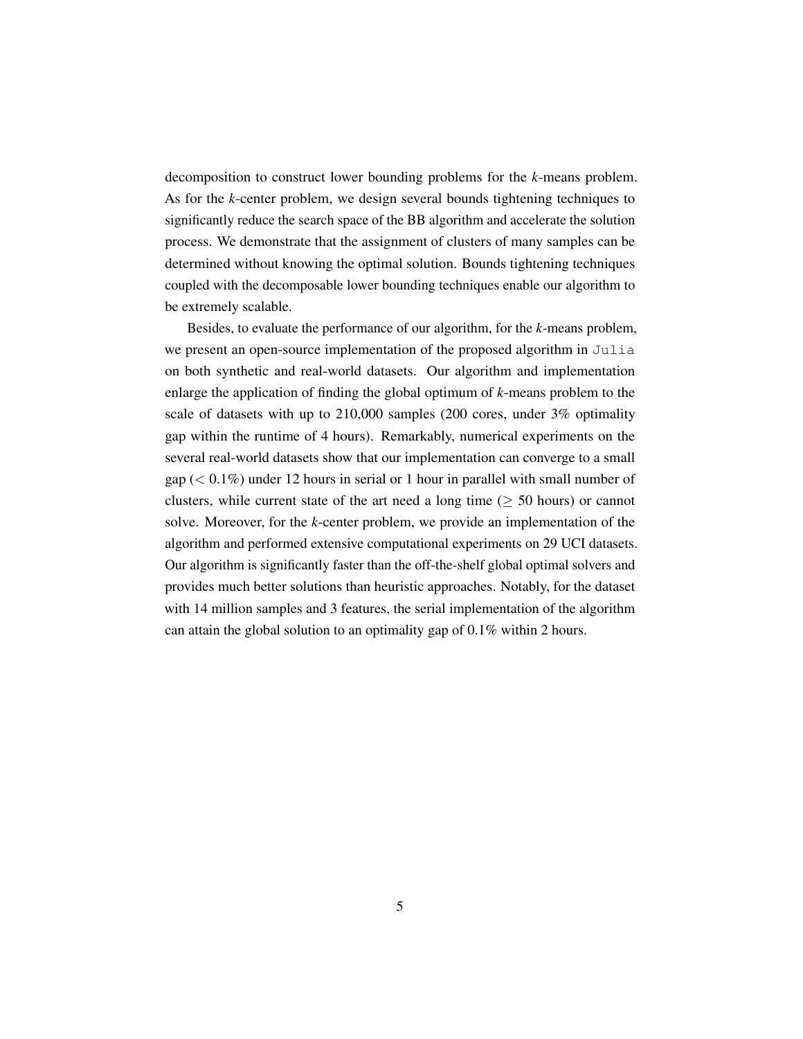decomposition to construct lower bounding problems for the *k*-means problem. As for the *k*-center problem, we design several bounds tightening techniques to significantly reduce the search space of the BB algorithm and accelerate the solution process. We demonstrate that the assignment of clusters of many samples can be determined without knowing the optimal solution. Bounds tightening techniques coupled with the decomposable lower bounding techniques enable our algorithm to be extremely scalable.

Besides, to evaluate the performance of our algorithm, for the *k*-means problem, we present an open-source implementation of the proposed algorithm in `Julia` on both synthetic and real-world datasets. Our algorithm and implementation enlarge the application of finding the global optimum of *k*-means problem to the scale of datasets with up to 210,000 samples (200 cores, under 3% optimality gap within the runtime of 4 hours). Remarkably, numerical experiments on the several real-world datasets show that our implementation can converge to a small gap ($< 0.1\%$) under 12 hours in serial or 1 hour in parallel with small number of clusters, while current state of the art need a long time ($\geq$ 50 hours) or cannot solve. Moreover, for the *k*-center problem, we provide an implementation of the algorithm and performed extensive computational experiments on 29 UCI datasets. Our algorithm is significantly faster than the off-the-shelf global optimal solvers and provides much better solutions than heuristic approaches. Notably, for the dataset with 14 million samples and 3 features, the serial implementation of the algorithm can attain the global solution to an optimality gap of 0.1% within 2 hours.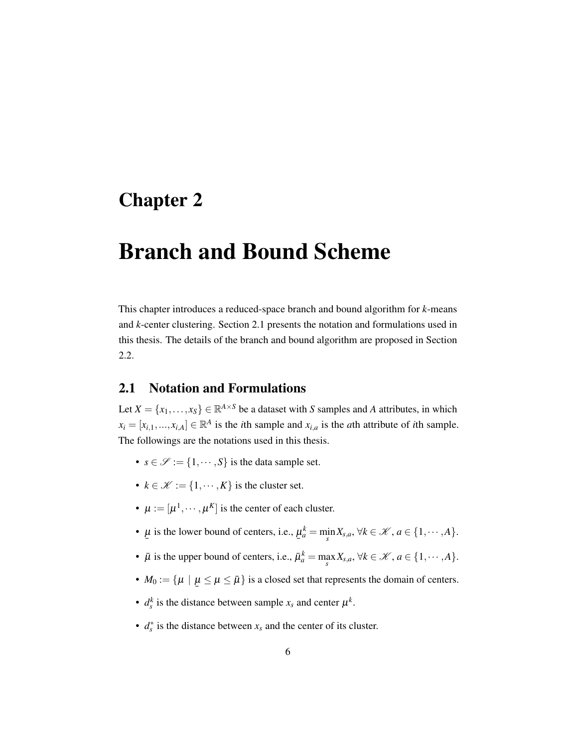# Chapter 2

# Branch and Bound Scheme

This chapter introduces a reduced-space branch and bound algorithm for *k*-means and *k*-center clustering. Section 2.1 presents the notation and formulations used in this thesis. The details of the branch and bound algorithm are proposed in Section 2.2.

## 2.1 Notation and Formulations

Let $X = \{x_1, \ldots, x_S\} \in \mathbb{R}^{A \times S}$ be a dataset with $S$ samples and $A$ attributes, in which $x_i = [x_{i,1}, \ldots, x_{i,A}] \in \mathbb{R}^A$ is the $i$th sample and $x_{i,a}$ is the $a$th attribute of $i$th sample. The followings are the notations used in this thesis.

- $s \in \mathscr{S} := \{1, \cdots, S\}$ is the data sample set.
- $k \in \mathscr{K} := \{1, \cdots, K\}$ is the cluster set.
- $\mu := [\mu^1, \cdots, \mu^K]$ is the center of each cluster.
- $\underline{\mu}$ is the lower bound of centers, i.e., $\underline{\mu}_a^k = \min_s X_{s,a}$, $\forall k \in \mathscr{K}$, $a \in \{1, \cdots, A\}$.
- $\bar{\mu}$ is the upper bound of centers, i.e., $\bar{\mu}_a^k = \max_s X_{s,a}$, $\forall k \in \mathscr{K}$, $a \in \{1, \cdots, A\}$.
- $M_0 := \{\mu \mid \underline{\mu} \leq \mu \leq \bar{\mu}\}$ is a closed set that represents the domain of centers.
- $d_s^k$ is the distance between sample $x_s$ and center $\mu^k$.
- $d_s^*$ is the distance between $x_s$ and the center of its cluster.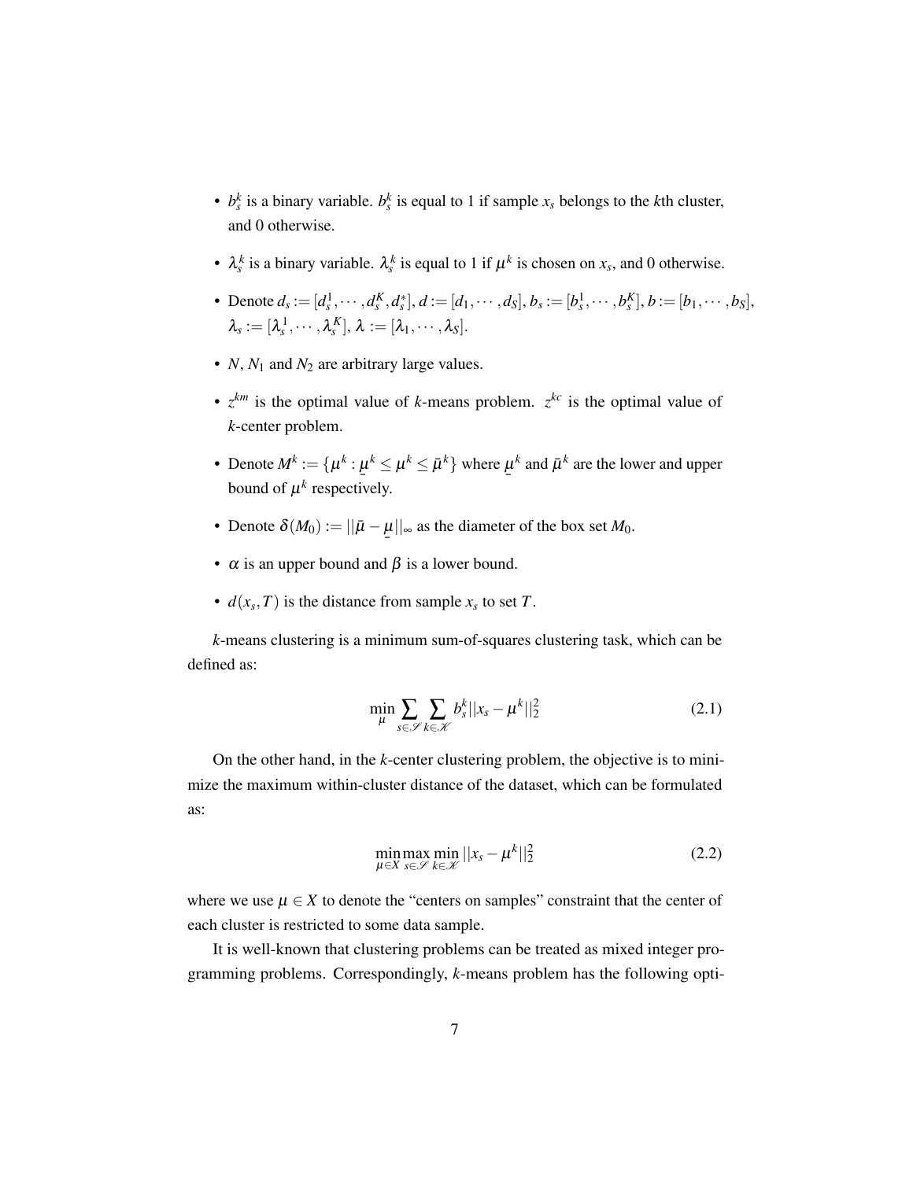- $b_s^k$ is a binary variable. $b_s^k$ is equal to 1 if sample $x_s$ belongs to the $k$th cluster, and 0 otherwise.
- $\lambda_s^k$ is a binary variable. $\lambda_s^k$ is equal to 1 if $\mu^k$ is chosen on $x_s$, and 0 otherwise.
- Denote $d_s := [d_s^1, \cdots, d_s^K, d_s^*]$, $d := [d_1, \cdots, d_S]$, $b_s := [b_s^1, \cdots, b_s^K]$, $b := [b_1, \cdots, b_S]$, $\lambda_s := [\lambda_s^1, \cdots, \lambda_s^K]$, $\lambda := [\lambda_1, \cdots, \lambda_S]$.
- $N$, $N_1$ and $N_2$ are arbitrary large values.
- $z^{km}$ is the optimal value of $k$-means problem. $z^{kc}$ is the optimal value of $k$-center problem.
- Denote $M^k := \{\mu^k : \underline{\mu}^k \leq \mu^k \leq \bar{\mu}^k\}$ where $\underline{\mu}^k$ and $\bar{\mu}^k$ are the lower and upper bound of $\mu^k$ respectively.
- Denote $\delta(M_0) := ||\bar{\mu} - \underline{\mu}||_\infty$ as the diameter of the box set $M_0$.
- $\alpha$ is an upper bound and $\beta$ is a lower bound.
- $d(x_s, T)$ is the distance from sample $x_s$ to set $T$.

$k$-means clustering is a minimum sum-of-squares clustering task, which can be defined as:

$$\min_{\mu} \sum_{s \in \mathscr{S}} \sum_{k \in \mathscr{K}} b_s^k ||x_s - \mu^k||_2^2 \tag{2.1}$$

On the other hand, in the $k$-center clustering problem, the objective is to minimize the maximum within-cluster distance of the dataset, which can be formulated as:

$$\min_{\mu \in X} \max_{s \in \mathscr{S}} \min_{k \in \mathscr{K}} ||x_s - \mu^k||_2^2 \tag{2.2}$$

where we use $\mu \in X$ to denote the "centers on samples" constraint that the center of each cluster is restricted to some data sample.

It is well-known that clustering problems can be treated as mixed integer programming problems. Correspondingly, $k$-means problem has the following opti-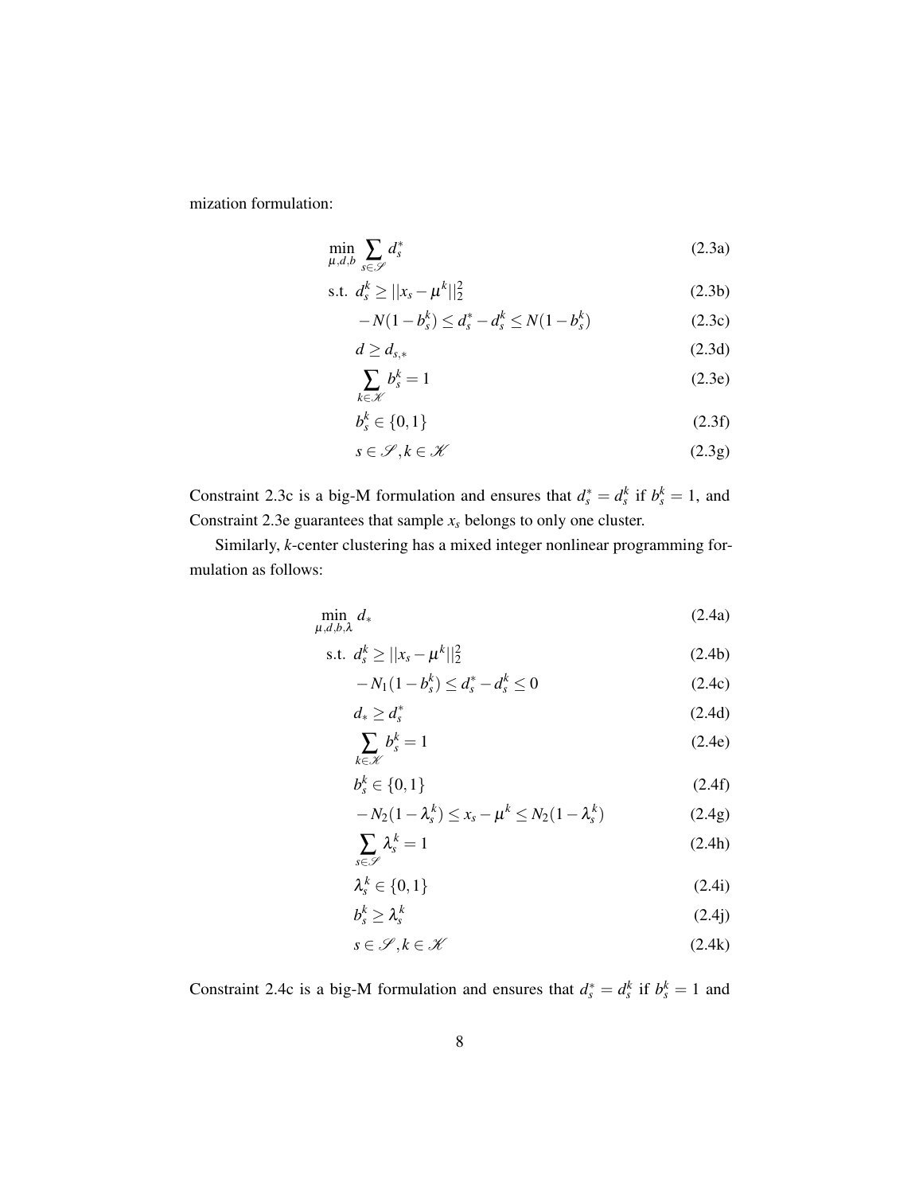mization formulation:

$$
\begin{aligned}
\min_{\mu,d,b} \; & \sum_{s\in\mathscr{S}} d_s^* && \text{(2.3a)}\\
\text{s.t. } & d_s^k \geq ||x_s-\mu^k||_2^2 && \text{(2.3b)}\\
& -N(1-b_s^k) \leq d_s^* - d_s^k \leq N(1-b_s^k) && \text{(2.3c)}\\
& d \geq d_{s,*} && \text{(2.3d)}\\
& \sum_{k\in\mathscr{K}} b_s^k = 1 && \text{(2.3e)}\\
& b_s^k \in \{0,1\} && \text{(2.3f)}\\
& s\in\mathscr{S}, k\in\mathscr{K} && \text{(2.3g)}
\end{aligned}
$$

Constraint 2.3c is a big-M formulation and ensures that $d_s^* = d_s^k$ if $b_s^k = 1$, and Constraint 2.3e guarantees that sample $x_s$ belongs to only one cluster.

Similarly, *k*-center clustering has a mixed integer nonlinear programming formulation as follows:

$$
\begin{aligned}
\min_{\mu,d,b,\lambda} \; & d_* && \text{(2.4a)}\\
\text{s.t. } & d_s^k \geq ||x_s-\mu^k||_2^2 && \text{(2.4b)}\\
& -N_1(1-b_s^k) \leq d_s^* - d_s^k \leq 0 && \text{(2.4c)}\\
& d_* \geq d_s^* && \text{(2.4d)}\\
& \sum_{k\in\mathscr{K}} b_s^k = 1 && \text{(2.4e)}\\
& b_s^k \in \{0,1\} && \text{(2.4f)}\\
& -N_2(1-\lambda_s^k) \leq x_s - \mu^k \leq N_2(1-\lambda_s^k) && \text{(2.4g)}\\
& \sum_{s\in\mathscr{S}} \lambda_s^k = 1 && \text{(2.4h)}\\
& \lambda_s^k \in \{0,1\} && \text{(2.4i)}\\
& b_s^k \geq \lambda_s^k && \text{(2.4j)}\\
& s\in\mathscr{S}, k\in\mathscr{K} && \text{(2.4k)}
\end{aligned}
$$

Constraint 2.4c is a big-M formulation and ensures that $d_s^* = d_s^k$ if $b_s^k = 1$ and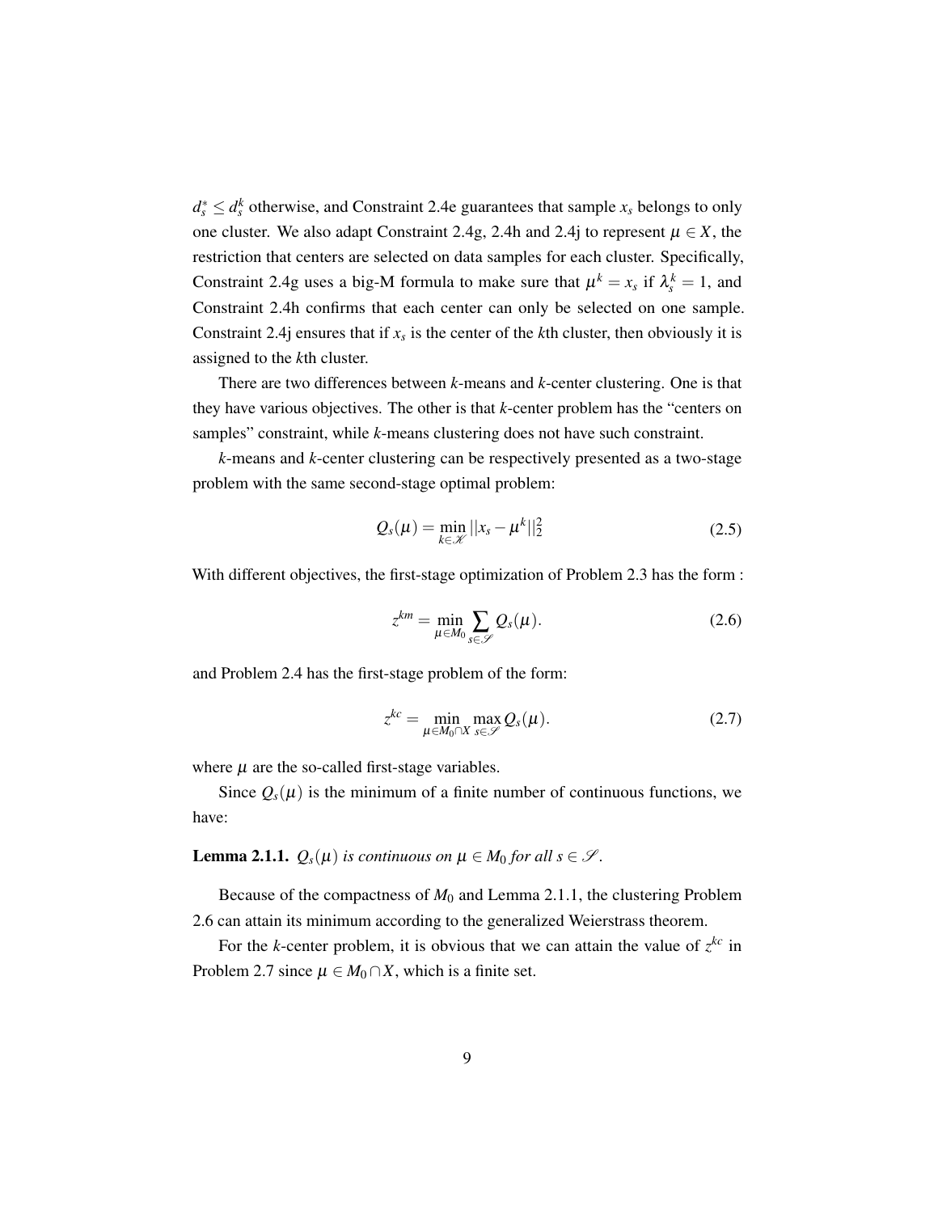$d_s^* \leq d_s^k$ otherwise, and Constraint 2.4e guarantees that sample $x_s$ belongs to only one cluster. We also adapt Constraint 2.4g, 2.4h and 2.4j to represent $\mu \in X$, the restriction that centers are selected on data samples for each cluster. Specifically, Constraint 2.4g uses a big-M formula to make sure that $\mu^k = x_s$ if $\lambda_s^k = 1$, and Constraint 2.4h confirms that each center can only be selected on one sample. Constraint 2.4j ensures that if $x_s$ is the center of the $k$th cluster, then obviously it is assigned to the $k$th cluster.

There are two differences between $k$-means and $k$-center clustering. One is that they have various objectives. The other is that $k$-center problem has the "centers on samples" constraint, while $k$-means clustering does not have such constraint.

$k$-means and $k$-center clustering can be respectively presented as a two-stage problem with the same second-stage optimal problem:

$$Q_s(\mu) = \min_{k \in \mathscr{K}} ||x_s - \mu^k||_2^2 \tag{2.5}$$

With different objectives, the first-stage optimization of Problem 2.3 has the form :

$$z^{km} = \min_{\mu \in M_0} \sum_{s \in \mathscr{S}} Q_s(\mu). \tag{2.6}$$

and Problem 2.4 has the first-stage problem of the form:

$$z^{kc} = \min_{\mu \in M_0 \cap X} \max_{s \in \mathscr{S}} Q_s(\mu). \tag{2.7}$$

where $\mu$ are the so-called first-stage variables.

Since $Q_s(\mu)$ is the minimum of a finite number of continuous functions, we have:

**Lemma 2.1.1.** *$Q_s(\mu)$ is continuous on $\mu \in M_0$ for all $s \in \mathscr{S}$.*

Because of the compactness of $M_0$ and Lemma 2.1.1, the clustering Problem 2.6 can attain its minimum according to the generalized Weierstrass theorem.

For the $k$-center problem, it is obvious that we can attain the value of $z^{kc}$ in Problem 2.7 since $\mu \in M_0 \cap X$, which is a finite set.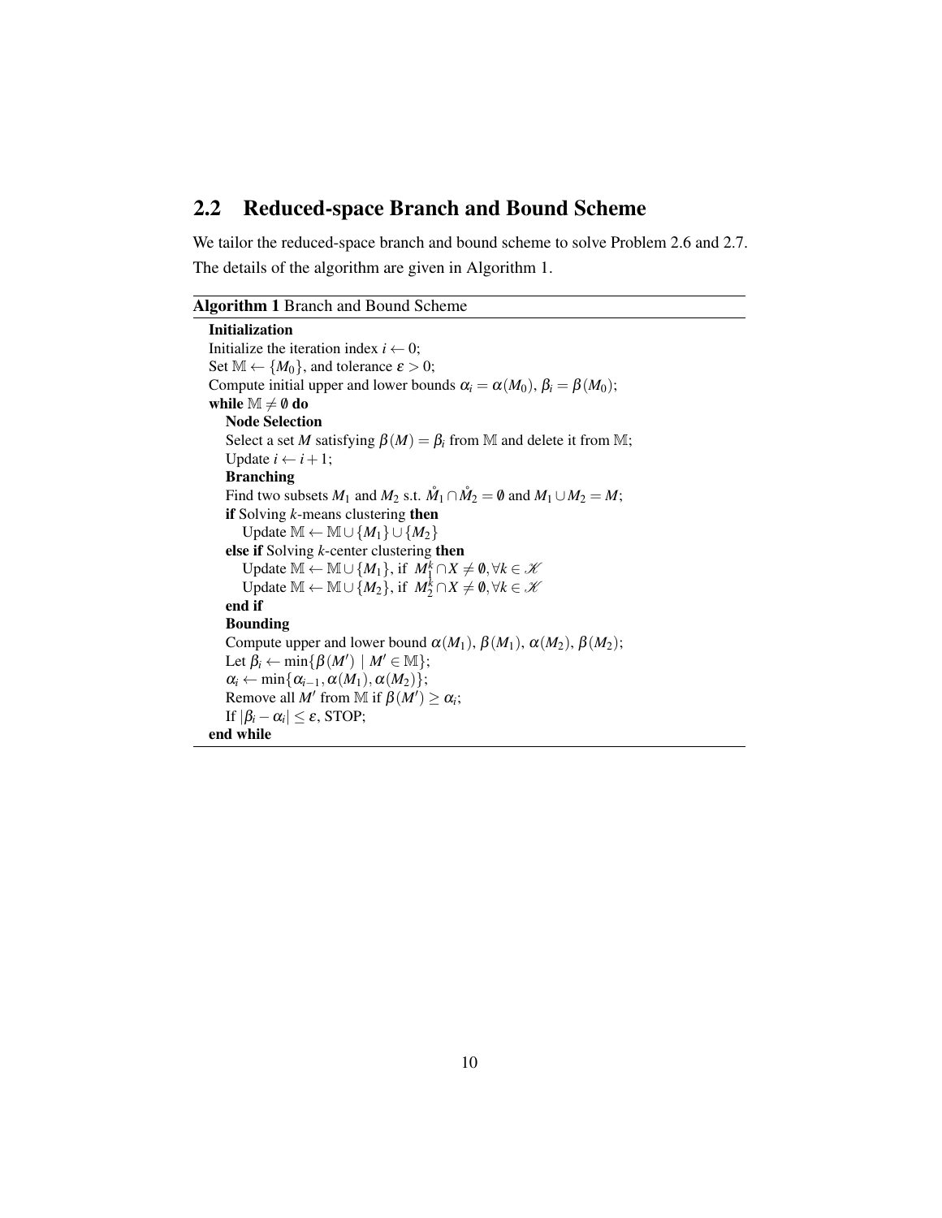## 2.2 Reduced-space Branch and Bound Scheme

We tailor the reduced-space branch and bound scheme to solve Problem 2.6 and 2.7. The details of the algorithm are given in Algorithm 1.

---

**Algorithm 1** Branch and Bound Scheme

---

**Initialization**

Initialize the iteration index $i \leftarrow 0$;

Set $\mathbb{M} \leftarrow \{M_0\}$, and tolerance $\varepsilon > 0$;

Compute initial upper and lower bounds $\alpha_i = \alpha(M_0)$, $\beta_i = \beta(M_0)$;

**while** $\mathbb{M} \neq \emptyset$ **do**

  **Node Selection**

  Select a set $M$ satisfying $\beta(M) = \beta_i$ from $\mathbb{M}$ and delete it from $\mathbb{M}$;

  Update $i \leftarrow i + 1$;

  **Branching**

  Find two subsets $M_1$ and $M_2$ s.t. $\mathring{M}_1 \cap \mathring{M}_2 = \emptyset$ and $M_1 \cup M_2 = M$;

  **if** Solving $k$-means clustering **then**

    Update $\mathbb{M} \leftarrow \mathbb{M} \cup \{M_1\} \cup \{M_2\}$

  **else if** Solving $k$-center clustering **then**

    Update $\mathbb{M} \leftarrow \mathbb{M} \cup \{M_1\}$, if $M_1^k \cap X \neq \emptyset, \forall k \in \mathscr{K}$

    Update $\mathbb{M} \leftarrow \mathbb{M} \cup \{M_2\}$, if $M_2^k \cap X \neq \emptyset, \forall k \in \mathscr{K}$

  **end if**

  **Bounding**

  Compute upper and lower bound $\alpha(M_1)$, $\beta(M_1)$, $\alpha(M_2)$, $\beta(M_2)$;

  Let $\beta_i \leftarrow \min\{\beta(M') \mid M' \in \mathbb{M}\}$;

  $\alpha_i \leftarrow \min\{\alpha_{i-1}, \alpha(M_1), \alpha(M_2)\}$;

  Remove all $M'$ from $\mathbb{M}$ if $\beta(M') \geq \alpha_i$;

  If $|\beta_i - \alpha_i| \leq \varepsilon$, STOP;

**end while**

---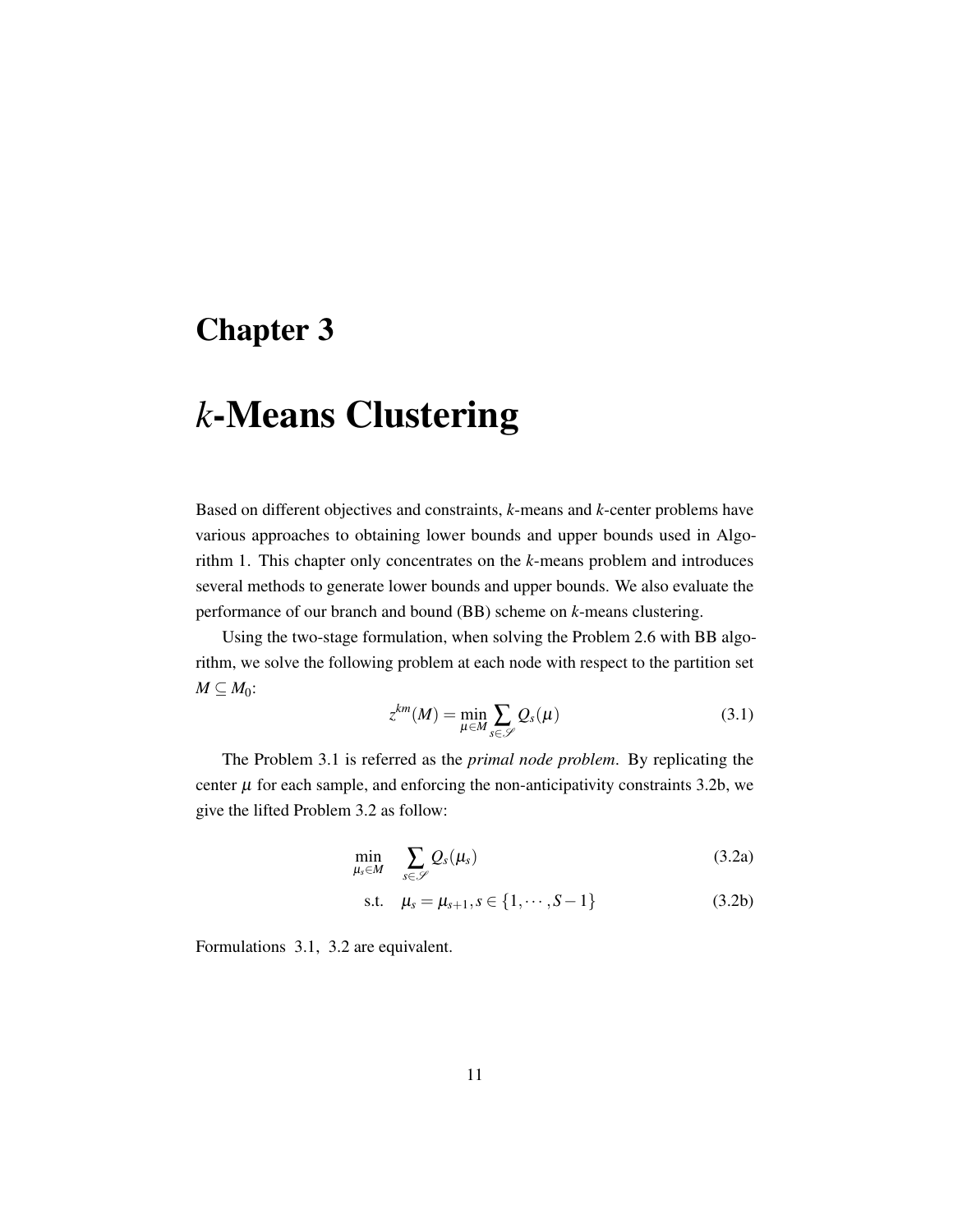# Chapter 3

# *k*-Means Clustering

Based on different objectives and constraints, *k*-means and *k*-center problems have various approaches to obtaining lower bounds and upper bounds used in Algorithm 1. This chapter only concentrates on the *k*-means problem and introduces several methods to generate lower bounds and upper bounds. We also evaluate the performance of our branch and bound (BB) scheme on *k*-means clustering.

Using the two-stage formulation, when solving the Problem 2.6 with BB algorithm, we solve the following problem at each node with respect to the partition set $M \subseteq M_0$:

$$z^{km}(M) = \min_{\mu \in M} \sum_{s \in \mathscr{S}} Q_s(\mu) \tag{3.1}$$

The Problem 3.1 is referred as the *primal node problem*. By replicating the center $\mu$ for each sample, and enforcing the non-anticipativity constraints 3.2b, we give the lifted Problem 3.2 as follow:

$$\min_{\mu_s \in M} \quad \sum_{s \in \mathscr{S}} Q_s(\mu_s) \tag{3.2a}$$

$$\text{s.t.} \quad \mu_s = \mu_{s+1}, s \in \{1, \cdots, S-1\} \tag{3.2b}$$

Formulations 3.1, 3.2 are equivalent.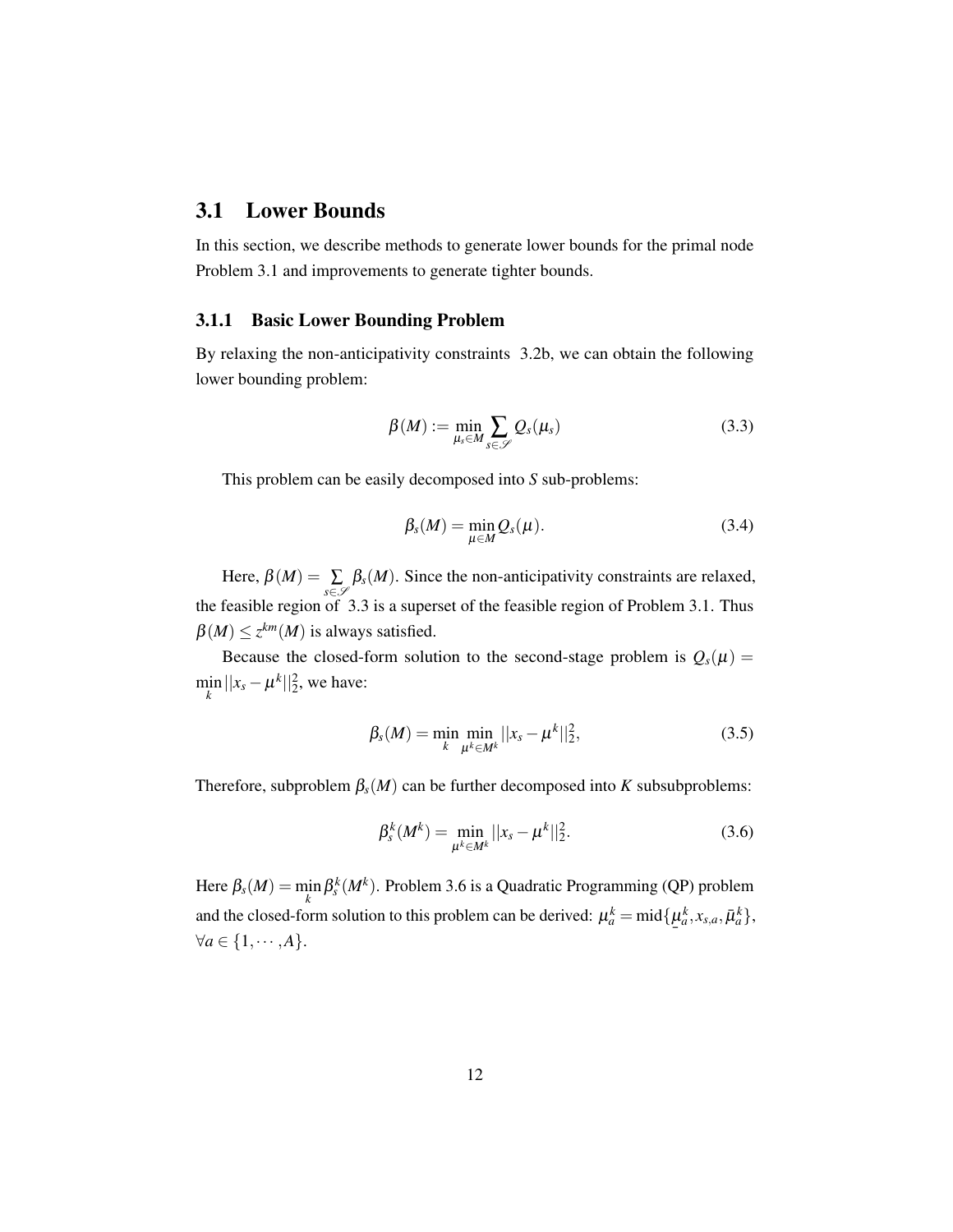## 3.1 Lower Bounds

In this section, we describe methods to generate lower bounds for the primal node Problem 3.1 and improvements to generate tighter bounds.

### 3.1.1 Basic Lower Bounding Problem

By relaxing the non-anticipativity constraints 3.2b, we can obtain the following lower bounding problem:

$$\beta(M) := \min_{\mu_s \in M} \sum_{s \in \mathscr{S}} Q_s(\mu_s) \tag{3.3}$$

This problem can be easily decomposed into $S$ sub-problems:

$$\beta_s(M) = \min_{\mu \in M} Q_s(\mu). \tag{3.4}$$

Here, $\beta(M) = \sum_{s \in \mathscr{S}} \beta_s(M)$. Since the non-anticipativity constraints are relaxed, the feasible region of 3.3 is a superset of the feasible region of Problem 3.1. Thus $\beta(M) \leq z^{km}(M)$ is always satisfied.

Because the closed-form solution to the second-stage problem is $Q_s(\mu) = \min_k ||x_s - \mu^k||_2^2$, we have:

$$\beta_s(M) = \min_k \min_{\mu^k \in M^k} ||x_s - \mu^k||_2^2, \tag{3.5}$$

Therefore, subproblem $\beta_s(M)$ can be further decomposed into $K$ subsubproblems:

$$\beta_s^k(M^k) = \min_{\mu^k \in M^k} ||x_s - \mu^k||_2^2. \tag{3.6}$$

Here $\beta_s(M) = \min_k \beta_s^k(M^k)$. Problem 3.6 is a Quadratic Programming (QP) problem and the closed-form solution to this problem can be derived: $\mu_a^k = \text{mid}\{\underline{\mu}_a^k, x_{s,a}, \bar{\mu}_a^k\}$, $\forall a \in \{1, \cdots, A\}$.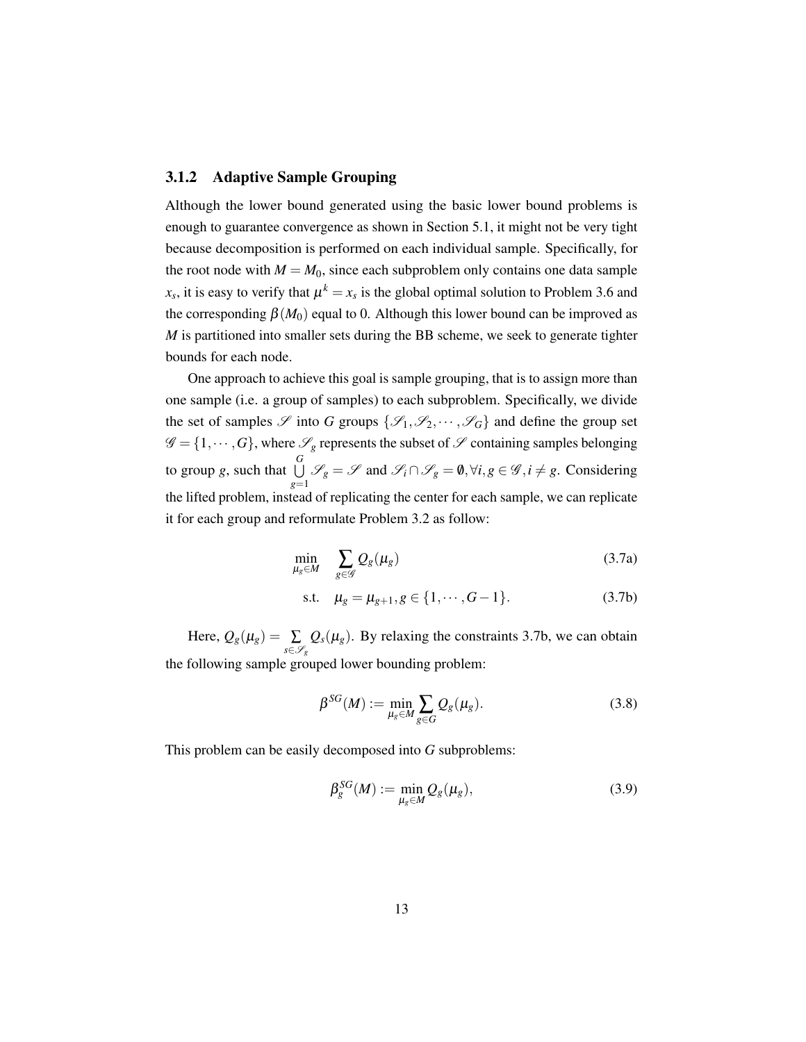### 3.1.2 Adaptive Sample Grouping

Although the lower bound generated using the basic lower bound problems is enough to guarantee convergence as shown in Section 5.1, it might not be very tight because decomposition is performed on each individual sample. Specifically, for the root node with $M = M_0$, since each subproblem only contains one data sample $x_s$, it is easy to verify that $\mu^k = x_s$ is the global optimal solution to Problem 3.6 and the corresponding $\beta(M_0)$ equal to 0. Although this lower bound can be improved as $M$ is partitioned into smaller sets during the BB scheme, we seek to generate tighter bounds for each node.

One approach to achieve this goal is sample grouping, that is to assign more than one sample (i.e. a group of samples) to each subproblem. Specifically, we divide the set of samples $\mathscr{S}$ into $G$ groups $\{\mathscr{S}_1, \mathscr{S}_2, \cdots, \mathscr{S}_G\}$ and define the group set $\mathscr{G} = \{1, \cdots, G\}$, where $\mathscr{S}_g$ represents the subset of $\mathscr{S}$ containing samples belonging to group $g$, such that $\bigcup\limits_{g=1}^{G} \mathscr{S}_g = \mathscr{S}$ and $\mathscr{S}_i \cap \mathscr{S}_g = \emptyset, \forall i, g \in \mathscr{G}, i \neq g$. Considering the lifted problem, instead of replicating the center for each sample, we can replicate it for each group and reformulate Problem 3.2 as follow:

$$\min_{\mu_g \in M} \quad \sum_{g \in \mathscr{G}} Q_g(\mu_g) \tag{3.7a}$$

$$\text{s.t.} \quad \mu_g = \mu_{g+1}, g \in \{1, \cdots, G-1\}. \tag{3.7b}$$

Here, $Q_g(\mu_g) = \sum\limits_{s \in \mathscr{S}_g} Q_s(\mu_g)$. By relaxing the constraints 3.7b, we can obtain the following sample grouped lower bounding problem:

$$\beta^{SG}(M) := \min_{\mu_g \in M} \sum_{g \in G} Q_g(\mu_g). \tag{3.8}$$

This problem can be easily decomposed into $G$ subproblems:

$$\beta_g^{SG}(M) := \min_{\mu_g \in M} Q_g(\mu_g), \tag{3.9}$$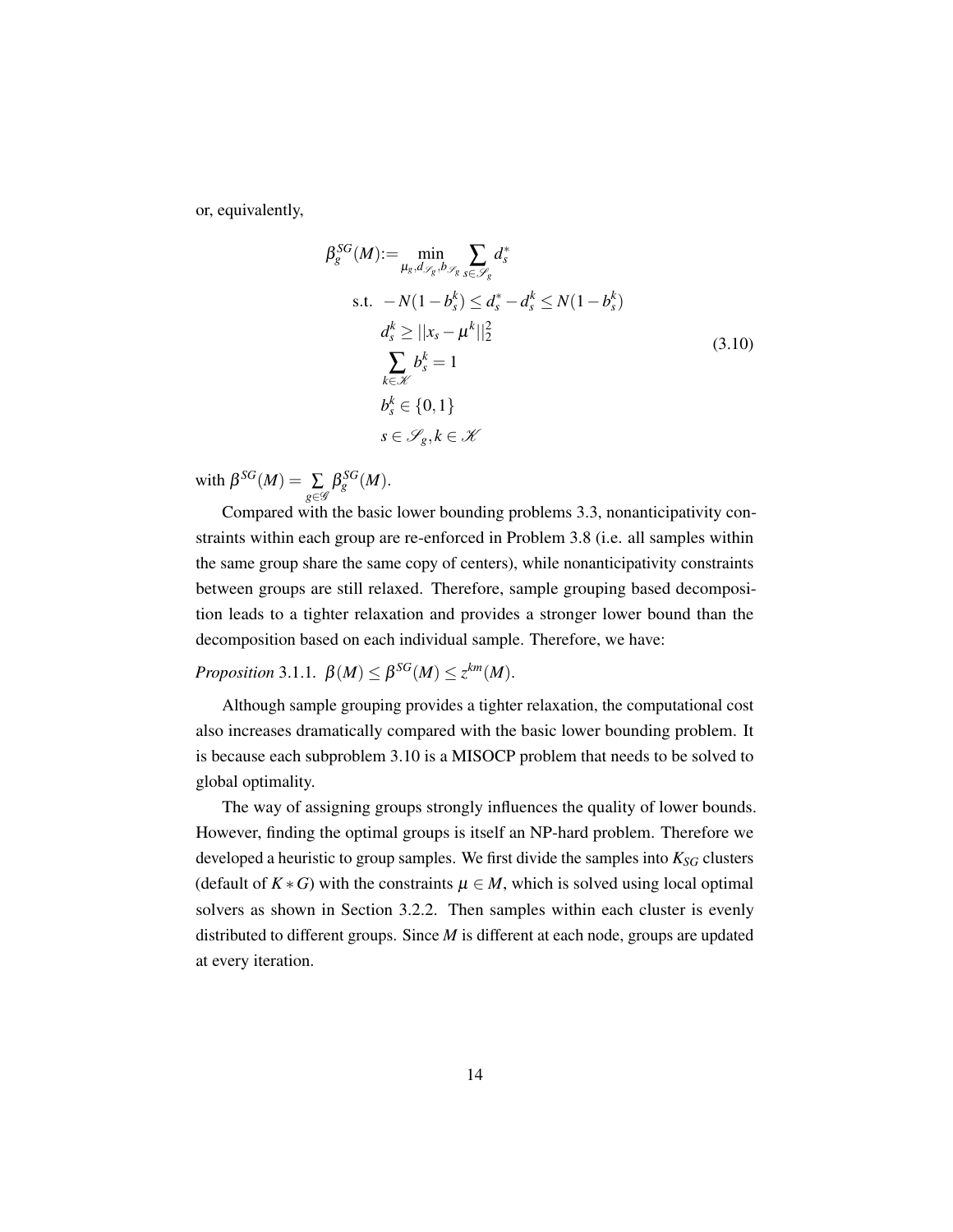or, equivalently,

$$
\begin{aligned}
\beta_g^{SG}(M) := \min_{\mu_g, d_{\mathscr{S}_g}, b_{\mathscr{S}_g}} & \sum_{s \in \mathscr{S}_g} d_s^* \\
\text{s.t.} \quad & -N(1-b_s^k) \leq d_s^* - d_s^k \leq N(1-b_s^k) \\
& d_s^k \geq ||x_s - \mu^k||_2^2 \\
& \sum_{k \in \mathscr{K}} b_s^k = 1 \\
& b_s^k \in \{0,1\} \\
& s \in \mathscr{S}_g, k \in \mathscr{K}
\end{aligned}
\tag{3.10}
$$

with $\beta^{SG}(M) = \sum_{g \in \mathscr{G}} \beta_g^{SG}(M)$.

Compared with the basic lower bounding problems 3.3, nonanticipativity constraints within each group are re-enforced in Problem 3.8 (i.e. all samples within the same group share the same copy of centers), while nonanticipativity constraints between groups are still relaxed. Therefore, sample grouping based decomposition leads to a tighter relaxation and provides a stronger lower bound than the decomposition based on each individual sample. Therefore, we have:

*Proposition* 3.1.1. $\beta(M) \leq \beta^{SG}(M) \leq z^{km}(M)$.

Although sample grouping provides a tighter relaxation, the computational cost also increases dramatically compared with the basic lower bounding problem. It is because each subproblem 3.10 is a MISOCP problem that needs to be solved to global optimality.

The way of assigning groups strongly influences the quality of lower bounds. However, finding the optimal groups is itself an NP-hard problem. Therefore we developed a heuristic to group samples. We first divide the samples into $K_{SG}$ clusters (default of $K * G$) with the constraints $\mu \in M$, which is solved using local optimal solvers as shown in Section 3.2.2. Then samples within each cluster is evenly distributed to different groups. Since $M$ is different at each node, groups are updated at every iteration.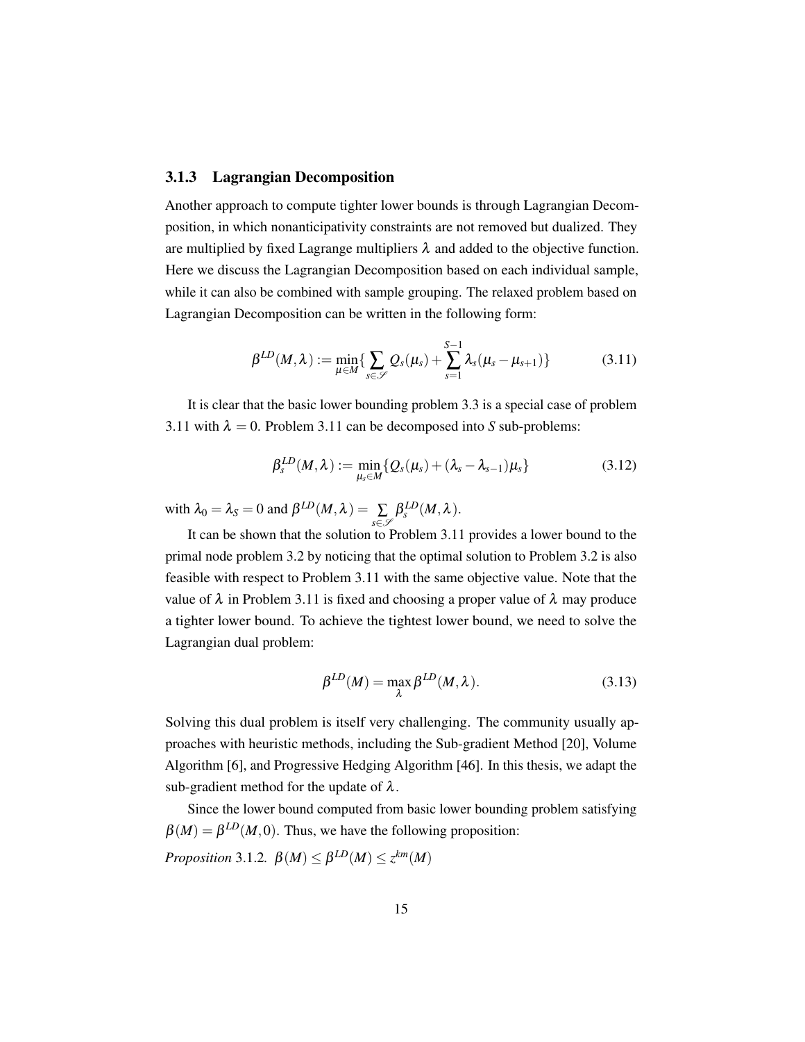### 3.1.3 Lagrangian Decomposition

Another approach to compute tighter lower bounds is through Lagrangian Decomposition, in which nonanticipativity constraints are not removed but dualized. They are multiplied by fixed Lagrange multipliers $\lambda$ and added to the objective function. Here we discuss the Lagrangian Decomposition based on each individual sample, while it can also be combined with sample grouping. The relaxed problem based on Lagrangian Decomposition can be written in the following form:

$$\beta^{LD}(M,\lambda) := \min_{\mu \in M} \{ \sum_{s \in \mathscr{S}} Q_s(\mu_s) + \sum_{s=1}^{S-1} \lambda_s(\mu_s - \mu_{s+1}) \} \tag{3.11}$$

It is clear that the basic lower bounding problem 3.3 is a special case of problem 3.11 with $\lambda = 0$. Problem 3.11 can be decomposed into $S$ sub-problems:

$$\beta_s^{LD}(M,\lambda) := \min_{\mu_s \in M} \{ Q_s(\mu_s) + (\lambda_s - \lambda_{s-1})\mu_s \} \tag{3.12}$$

with $\lambda_0 = \lambda_S = 0$ and $\beta^{LD}(M,\lambda) = \sum_{s \in \mathscr{S}} \beta_s^{LD}(M,\lambda)$.

It can be shown that the solution to Problem 3.11 provides a lower bound to the primal node problem 3.2 by noticing that the optimal solution to Problem 3.2 is also feasible with respect to Problem 3.11 with the same objective value. Note that the value of $\lambda$ in Problem 3.11 is fixed and choosing a proper value of $\lambda$ may produce a tighter lower bound. To achieve the tightest lower bound, we need to solve the Lagrangian dual problem:

$$\beta^{LD}(M) = \max_{\lambda} \beta^{LD}(M,\lambda). \tag{3.13}$$

Solving this dual problem is itself very challenging. The community usually approaches with heuristic methods, including the Sub-gradient Method [20], Volume Algorithm [6], and Progressive Hedging Algorithm [46]. In this thesis, we adapt the sub-gradient method for the update of $\lambda$.

Since the lower bound computed from basic lower bounding problem satisfying $\beta(M) = \beta^{LD}(M,0)$. Thus, we have the following proposition:

*Proposition* 3.1.2. $\beta(M) \leq \beta^{LD}(M) \leq z^{km}(M)$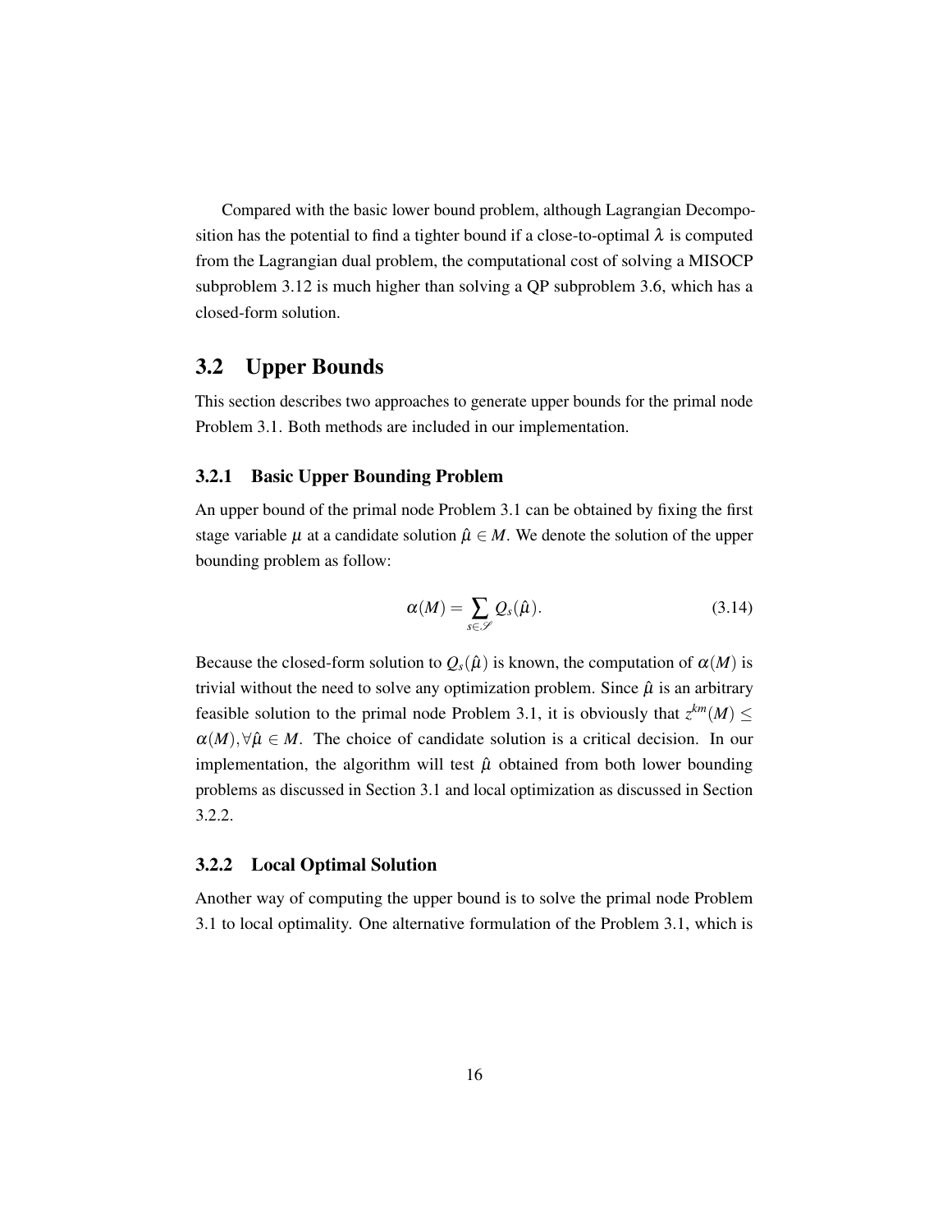Compared with the basic lower bound problem, although Lagrangian Decomposition has the potential to find a tighter bound if a close-to-optimal $\lambda$ is computed from the Lagrangian dual problem, the computational cost of solving a MISOCP subproblem 3.12 is much higher than solving a QP subproblem 3.6, which has a closed-form solution.

## 3.2 Upper Bounds

This section describes two approaches to generate upper bounds for the primal node Problem 3.1. Both methods are included in our implementation.

### 3.2.1 Basic Upper Bounding Problem

An upper bound of the primal node Problem 3.1 can be obtained by fixing the first stage variable $\mu$ at a candidate solution $\hat{\mu} \in M$. We denote the solution of the upper bounding problem as follow:

$$\alpha(M) = \sum_{s \in \mathscr{S}} Q_s(\hat{\mu}). \tag{3.14}$$

Because the closed-form solution to $Q_s(\hat{\mu})$ is known, the computation of $\alpha(M)$ is trivial without the need to solve any optimization problem. Since $\hat{\mu}$ is an arbitrary feasible solution to the primal node Problem 3.1, it is obviously that $z^{km}(M) \leq \alpha(M), \forall \hat{\mu} \in M$. The choice of candidate solution is a critical decision. In our implementation, the algorithm will test $\hat{\mu}$ obtained from both lower bounding problems as discussed in Section 3.1 and local optimization as discussed in Section 3.2.2.

### 3.2.2 Local Optimal Solution

Another way of computing the upper bound is to solve the primal node Problem 3.1 to local optimality. One alternative formulation of the Problem 3.1, which is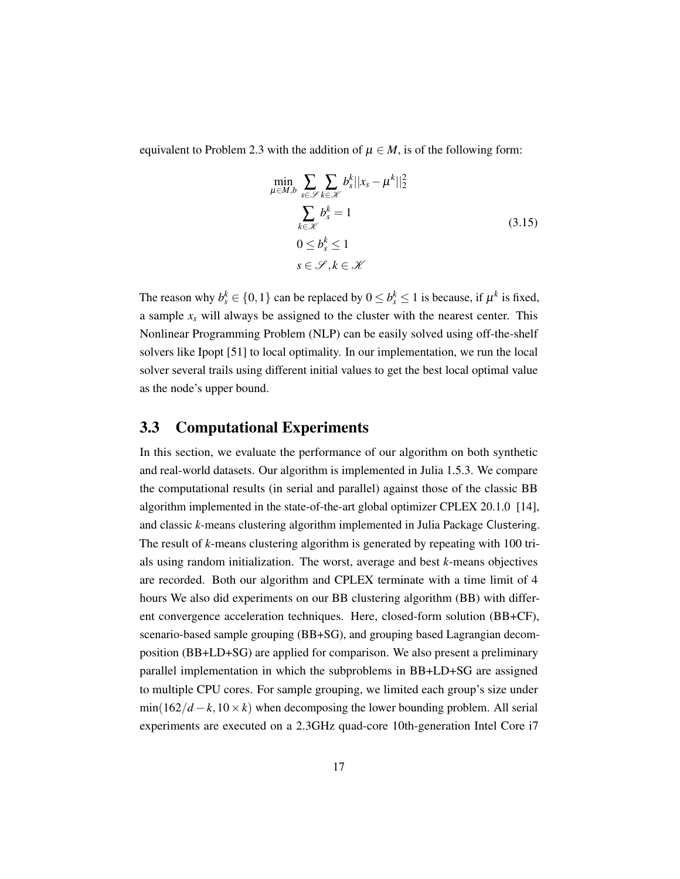equivalent to Problem 2.3 with the addition of $\mu \in M$, is of the following form:

$$
\begin{aligned}
\min_{\mu \in M, b} \; & \sum_{s \in \mathscr{S}} \sum_{k \in \mathscr{K}} b_s^k ||x_s - \mu^k||_2^2 \\
& \sum_{k \in \mathscr{K}} b_s^k = 1 \\
& 0 \leq b_s^k \leq 1 \\
& s \in \mathscr{S}, k \in \mathscr{K}
\end{aligned}
\tag{3.15}
$$

The reason why $b_s^k \in \{0, 1\}$ can be replaced by $0 \leq b_s^k \leq 1$ is because, if $\mu^k$ is fixed, a sample $x_s$ will always be assigned to the cluster with the nearest center. This Nonlinear Programming Problem (NLP) can be easily solved using off-the-shelf solvers like Ipopt [51] to local optimality. In our implementation, we run the local solver several trails using different initial values to get the best local optimal value as the node's upper bound.

## 3.3 Computational Experiments

In this section, we evaluate the performance of our algorithm on both synthetic and real-world datasets. Our algorithm is implemented in Julia 1.5.3. We compare the computational results (in serial and parallel) against those of the classic BB algorithm implemented in the state-of-the-art global optimizer CPLEX 20.1.0 [14], and classic *k*-means clustering algorithm implemented in Julia Package Clustering. The result of *k*-means clustering algorithm is generated by repeating with 100 trials using random initialization. The worst, average and best *k*-means objectives are recorded. Both our algorithm and CPLEX terminate with a time limit of 4 hours We also did experiments on our BB clustering algorithm (BB) with different convergence acceleration techniques. Here, closed-form solution (BB+CF), scenario-based sample grouping (BB+SG), and grouping based Lagrangian decomposition (BB+LD+SG) are applied for comparison. We also present a preliminary parallel implementation in which the subproblems in BB+LD+SG are assigned to multiple CPU cores. For sample grouping, we limited each group's size under $\min(162/d - k, 10 \times k)$ when decomposing the lower bounding problem. All serial experiments are executed on a 2.3GHz quad-core 10th-generation Intel Core i7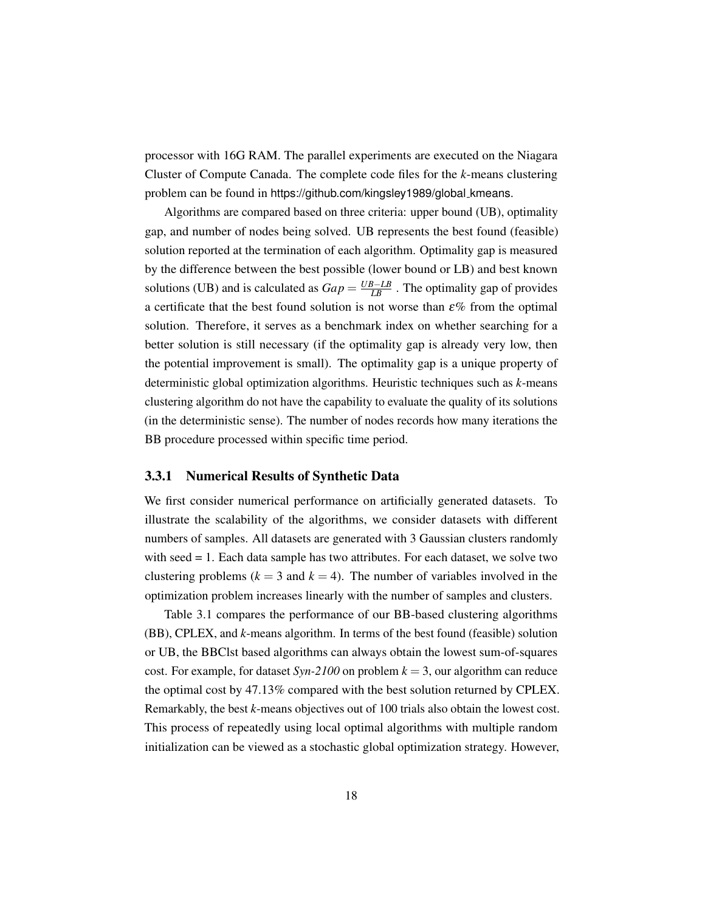processor with 16G RAM. The parallel experiments are executed on the Niagara Cluster of Compute Canada. The complete code files for the *k*-means clustering problem can be found in https://github.com/kingsley1989/global_kmeans.

Algorithms are compared based on three criteria: upper bound (UB), optimality gap, and number of nodes being solved. UB represents the best found (feasible) solution reported at the termination of each algorithm. Optimality gap is measured by the difference between the best possible (lower bound or LB) and best known solutions (UB) and is calculated as $Gap = \frac{UB-LB}{LB}$ . The optimality gap of provides a certificate that the best found solution is not worse than $\varepsilon\%$ from the optimal solution. Therefore, it serves as a benchmark index on whether searching for a better solution is still necessary (if the optimality gap is already very low, then the potential improvement is small). The optimality gap is a unique property of deterministic global optimization algorithms. Heuristic techniques such as *k*-means clustering algorithm do not have the capability to evaluate the quality of its solutions (in the deterministic sense). The number of nodes records how many iterations the BB procedure processed within specific time period.

### 3.3.1 Numerical Results of Synthetic Data

We first consider numerical performance on artificially generated datasets. To illustrate the scalability of the algorithms, we consider datasets with different numbers of samples. All datasets are generated with 3 Gaussian clusters randomly with seed = 1. Each data sample has two attributes. For each dataset, we solve two clustering problems ($k = 3$ and $k = 4$). The number of variables involved in the optimization problem increases linearly with the number of samples and clusters.

Table 3.1 compares the performance of our BB-based clustering algorithms (BB), CPLEX, and *k*-means algorithm. In terms of the best found (feasible) solution or UB, the BBClst based algorithms can always obtain the lowest sum-of-squares cost. For example, for dataset *Syn-2100* on problem $k = 3$, our algorithm can reduce the optimal cost by 47.13% compared with the best solution returned by CPLEX. Remarkably, the best *k*-means objectives out of 100 trials also obtain the lowest cost. This process of repeatedly using local optimal algorithms with multiple random initialization can be viewed as a stochastic global optimization strategy. However,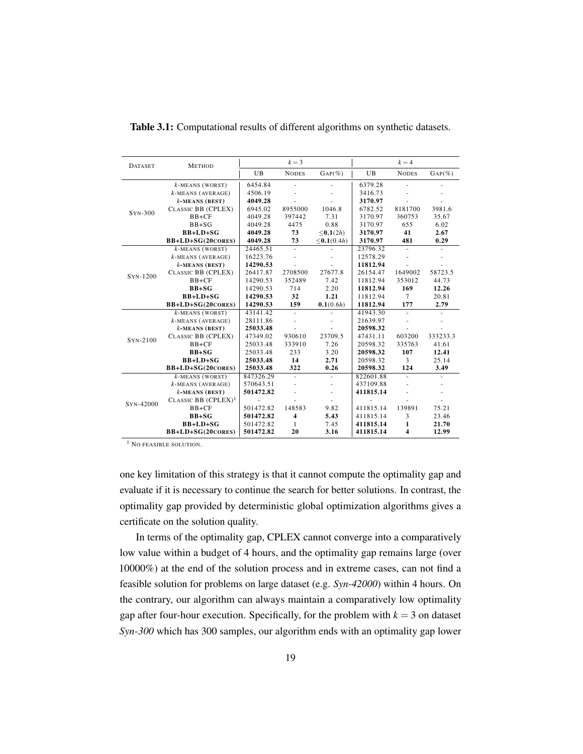**Table 3.1:** Computational results of different algorithms on synthetic datasets.

| Dataset | Method | $k=3$ | | | $k=4$ | | |
|---|---|---|---|---|---|---|---|
| | | UB | Nodes | Gap(%) | UB | Nodes | Gap(%) |
| Syn-300 | $k$-means (worst) | 6454.84 | - | - | 6379.28 | - | - |
| | $k$-means (average) | 4506.19 | - | - | 3416.73 | - | - |
| | **$k$-means (best)** | **4049.28** | - | - | **3170.97** | - | - |
| | Classic BB (CPLEX) | 6945.02 | 8955000 | 1046.8 | 6782.52 | 8181700 | 3981.6 |
| | BB+CF | 4049.28 | 397442 | 7.31 | 3170.97 | 360753 | 35.67 |
| | BB+SG | 4049.28 | 4475 | 0.88 | 3170.97 | 655 | 6.02 |
| | **BB+LD+SG** | **4049.28** | **73** | **≤0.1**(2$h$) | **3170.97** | **41** | **2.67** |
| | **BB+LD+SG(20cores)** | **4049.28** | **73** | **≤0.1**(0.4$h$) | **3170.97** | **481** | **0.29** |
| Syn-1200 | $k$-means (worst) | 24465.51 | - | - | 23796.32 | - | - |
| | $k$-means (average) | 16223.76 | - | - | 12578.29 | - | - |
| | **$k$-means (best)** | **14290.53** | - | - | **11812.94** | - | - |
| | Classic BB (CPLEX) | 26417.87 | 2708500 | 27677.8 | 26154.47 | 1649002 | 58723.5 |
| | BB+CF | 14290.53 | 352489 | 7.42 | 11812.94 | 353012 | 44.73 |
| | **BB+SG** | 14290.53 | 714 | 2.20 | **11812.94** | **169** | **12.26** |
| | **BB+LD+SG** | **14290.53** | **32** | **1.21** | 11812.94 | 7 | 20.81 |
| | **BB+LD+SG(20cores)** | **14290.53** | 159 | **0.1**(0.6$h$) | **11812.94** | **177** | **2.79** |
| Syn-2100 | $k$-means (worst) | 43141.42 | - | - | 41943.30 | - | - |
| | $k$-means (average) | 28111.86 | - | - | 21639.97 | - | - |
| | **$k$-means (best)** | **25033.48** | - | - | **20598.32** | - | - |
| | Classic BB (CPLEX) | 47349.02 | 930610 | 23709.5 | 47431.11 | 603200 | 333233.3 |
| | BB+CF | 25033.48 | 333910 | 7.26 | 20598.32 | 335763 | 41.61 |
| | **BB+SG** | 25033.48 | 233 | 3.20 | **20598.32** | **107** | **12.41** |
| | **BB+LD+SG** | **25033.48** | **14** | **2.71** | 20598.32 | 3 | 25.14 |
| | **BB+LD+SG(20cores)** | **25033.48** | **322** | **0.26** | **20598.32** | **124** | **3.49** |
| Syn-42000 | $k$-means (worst) | 847326.29 | - | - | 822601.88 | - | - |
| | $k$-means (average) | 570643.51 | - | - | 437109.88 | - | - |
| | **$k$-means (best)** | **501472.82** | - | - | **411815.14** | - | - |
| | Classic BB (CPLEX)[1] | - | - | - | - | - | - |
| | BB+CF | 501472.82 | 148583 | 9.82 | 411815.14 | 139891 | 75.21 |
| | **BB+SG** | **501472.82** | **4** | **5.43** | 411815.14 | 3 | 23.46 |
| | **BB+LD+SG** | 501472.82 | 1 | 7.45 | **411815.14** | **1** | **21.70** |
| | **BB+LD+SG(20cores)** | **501472.82** | **20** | **3.16** | **411815.14** | **4** | **12.99** |

[1] No feasible solution.

one key limitation of this strategy is that it cannot compute the optimality gap and evaluate if it is necessary to continue the search for better solutions. In contrast, the optimality gap provided by deterministic global optimization algorithms gives a certificate on the solution quality.

In terms of the optimality gap, CPLEX cannot converge into a comparatively low value within a budget of 4 hours, and the optimality gap remains large (over 10000%) at the end of the solution process and in extreme cases, can not find a feasible solution for problems on large dataset (e.g. *Syn-42000*) within 4 hours. On the contrary, our algorithm can always maintain a comparatively low optimality gap after four-hour execution. Specifically, for the problem with $k = 3$ on dataset *Syn-300* which has 300 samples, our algorithm ends with an optimality gap lower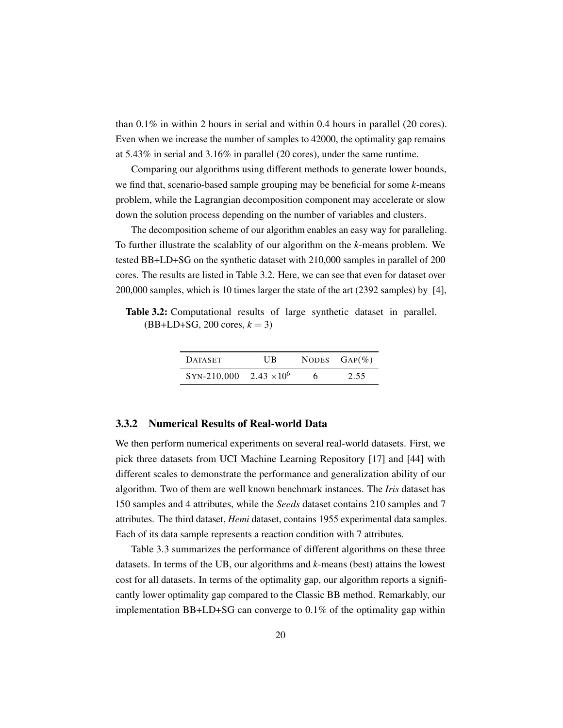than 0.1% in within 2 hours in serial and within 0.4 hours in parallel (20 cores). Even when we increase the number of samples to 42000, the optimality gap remains at 5.43% in serial and 3.16% in parallel (20 cores), under the same runtime.

Comparing our algorithms using different methods to generate lower bounds, we find that, scenario-based sample grouping may be beneficial for some *k*-means problem, while the Lagrangian decomposition component may accelerate or slow down the solution process depending on the number of variables and clusters.

The decomposition scheme of our algorithm enables an easy way for paralleling. To further illustrate the scalablity of our algorithm on the *k*-means problem. We tested BB+LD+SG on the synthetic dataset with 210,000 samples in parallel of 200 cores. The results are listed in Table 3.2. Here, we can see that even for dataset over 200,000 samples, which is 10 times larger the state of the art (2392 samples) by [4],

**Table 3.2:** Computational results of large synthetic dataset in parallel. (BB+LD+SG, 200 cores, $k = 3$)

| DATASET | UB | NODES | GAP(%) |
|---|---|---|---|
| SYN-210,000 | $2.43 \times 10^6$ | 6 | 2.55 |

### 3.3.2 Numerical Results of Real-world Data

We then perform numerical experiments on several real-world datasets. First, we pick three datasets from UCI Machine Learning Repository [17] and [44] with different scales to demonstrate the performance and generalization ability of our algorithm. Two of them are well known benchmark instances. The *Iris* dataset has 150 samples and 4 attributes, while the *Seeds* dataset contains 210 samples and 7 attributes. The third dataset, *Hemi* dataset, contains 1955 experimental data samples. Each of its data sample represents a reaction condition with 7 attributes.

Table 3.3 summarizes the performance of different algorithms on these three datasets. In terms of the UB, our algorithms and *k*-means (best) attains the lowest cost for all datasets. In terms of the optimality gap, our algorithm reports a significantly lower optimality gap compared to the Classic BB method. Remarkably, our implementation BB+LD+SG can converge to 0.1% of the optimality gap within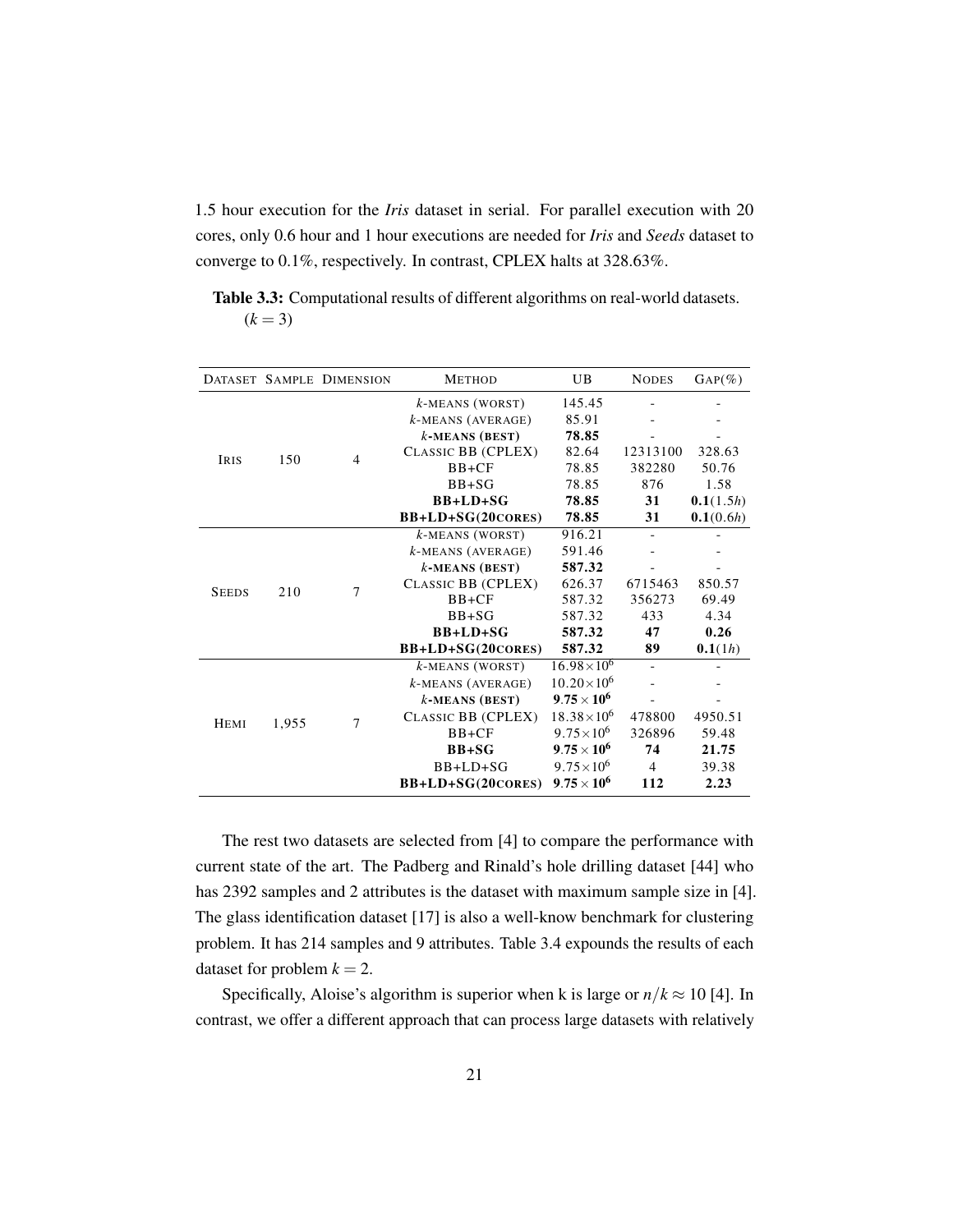1.5 hour execution for the *Iris* dataset in serial. For parallel execution with 20 cores, only 0.6 hour and 1 hour executions are needed for *Iris* and *Seeds* dataset to converge to 0.1%, respectively. In contrast, CPLEX halts at 328.63%.

**Table 3.3:** Computational results of different algorithms on real-world datasets. ($k = 3$)

| Dataset | Sample | Dimension | Method | UB | Nodes | Gap(%) |
|---|---|---|---|---|---|---|
| Iris | 150 | 4 | $k$-means (worst) | 145.45 | - | - |
| | | | $k$-means (average) | 85.91 | - | - |
| | | | **$k$-means (best)** | **78.85** | - | - |
| | | | Classic BB (CPLEX) | 82.64 | 12313100 | 328.63 |
| | | | BB+CF | 78.85 | 382280 | 50.76 |
| | | | BB+SG | 78.85 | 876 | 1.58 |
| | | | **BB+LD+SG** | **78.85** | **31** | **0.1**($1.5h$) |
| | | | **BB+LD+SG(20cores)** | **78.85** | **31** | **0.1**($0.6h$) |
| Seeds | 210 | 7 | $k$-means (worst) | 916.21 | - | - |
| | | | $k$-means (average) | 591.46 | - | - |
| | | | **$k$-means (best)** | **587.32** | - | - |
| | | | Classic BB (CPLEX) | 626.37 | 6715463 | 850.57 |
| | | | BB+CF | 587.32 | 356273 | 69.49 |
| | | | BB+SG | 587.32 | 433 | 4.34 |
| | | | **BB+LD+SG** | **587.32** | **47** | **0.26** |
| | | | **BB+LD+SG(20cores)** | **587.32** | **89** | **0.1**($1h$) |
| Hemi | 1,955 | 7 | $k$-means (worst) | $16.98\times10^6$ | - | - |
| | | | $k$-means (average) | $10.20\times10^6$ | - | - |
| | | | **$k$-means (best)** | $\mathbf{9.75\times10^6}$ | - | - |
| | | | Classic BB (CPLEX) | $18.38\times10^6$ | 478800 | 4950.51 |
| | | | BB+CF | $9.75\times10^6$ | 326896 | 59.48 |
| | | | **BB+SG** | $\mathbf{9.75\times10^6}$ | **74** | **21.75** |
| | | | BB+LD+SG | $9.75\times10^6$ | 4 | 39.38 |
| | | | **BB+LD+SG(20cores)** | $\mathbf{9.75\times10^6}$ | **112** | **2.23** |

The rest two datasets are selected from [4] to compare the performance with current state of the art. The Padberg and Rinald's hole drilling dataset [44] who has 2392 samples and 2 attributes is the dataset with maximum sample size in [4]. The glass identification dataset [17] is also a well-know benchmark for clustering problem. It has 214 samples and 9 attributes. Table 3.4 expounds the results of each dataset for problem $k = 2$.

Specifically, Aloise's algorithm is superior when k is large or $n/k \approx 10$ [4]. In contrast, we offer a different approach that can process large datasets with relatively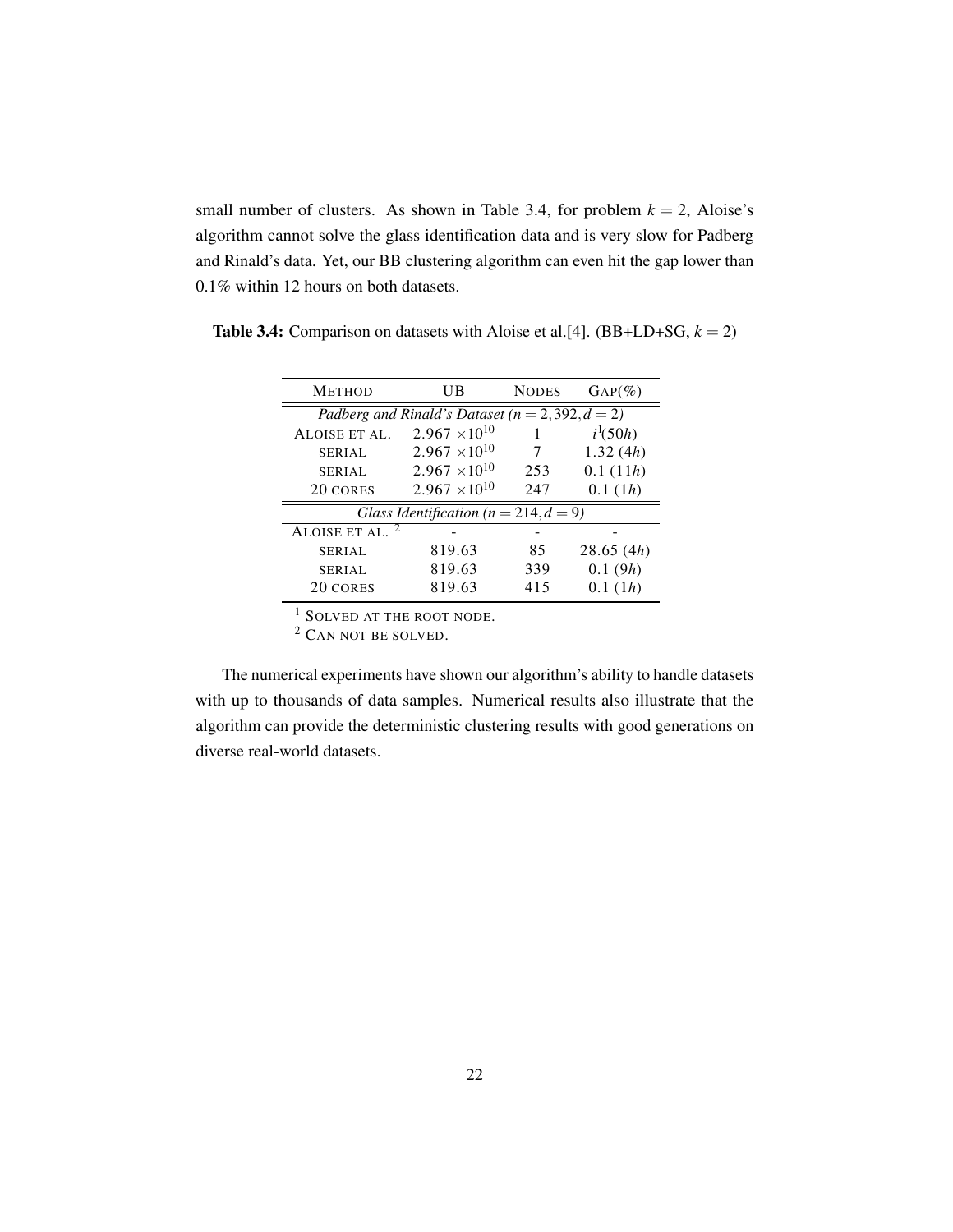small number of clusters. As shown in Table 3.4, for problem $k = 2$, Aloise's algorithm cannot solve the glass identification data and is very slow for Padberg and Rinald's data. Yet, our BB clustering algorithm can even hit the gap lower than 0.1% within 12 hours on both datasets.

**Table 3.4:** Comparison on datasets with Aloise et al.[4]. (BB+LD+SG, $k = 2$)

| METHOD | UB | NODES | GAP(%) |
|---|---|---|---|
| *Padberg and Rinald's Dataset ($n = 2,392, d = 2$)* | | | |
| ALOISE ET AL. | $2.967 \times 10^{10}$ | 1 | $i$[1]$(50h)$ |
| SERIAL | $2.967 \times 10^{10}$ | 7 | 1.32 ($4h$) |
| SERIAL | $2.967 \times 10^{10}$ | 253 | 0.1 ($11h$) |
| 20 CORES | $2.967 \times 10^{10}$ | 247 | 0.1 ($1h$) |
| *Glass Identification ($n = 214, d = 9$)* | | | |
| ALOISE ET AL. [2] | - | - | - |
| SERIAL | 819.63 | 85 | 28.65 ($4h$) |
| SERIAL | 819.63 | 339 | 0.1 ($9h$) |
| 20 CORES | 819.63 | 415 | 0.1 ($1h$) |

[1] SOLVED AT THE ROOT NODE.
[2] CAN NOT BE SOLVED.

The numerical experiments have shown our algorithm's ability to handle datasets with up to thousands of data samples. Numerical results also illustrate that the algorithm can provide the deterministic clustering results with good generations on diverse real-world datasets.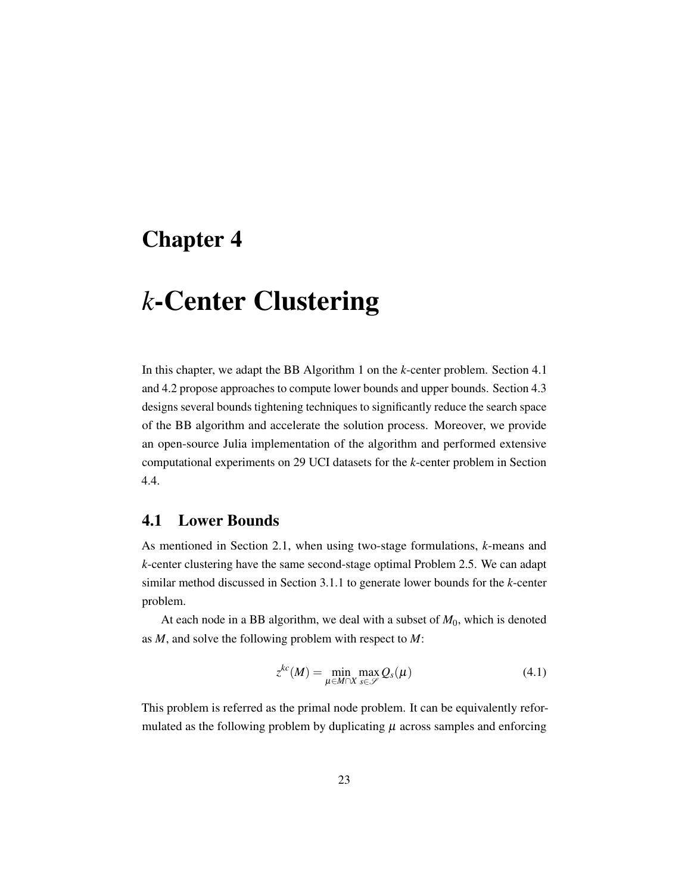# Chapter 4

# $k$-Center Clustering

In this chapter, we adapt the BB Algorithm 1 on the $k$-center problem. Section 4.1 and 4.2 propose approaches to compute lower bounds and upper bounds. Section 4.3 designs several bounds tightening techniques to significantly reduce the search space of the BB algorithm and accelerate the solution process. Moreover, we provide an open-source Julia implementation of the algorithm and performed extensive computational experiments on 29 UCI datasets for the $k$-center problem in Section 4.4.

## 4.1 Lower Bounds

As mentioned in Section 2.1, when using two-stage formulations, $k$-means and $k$-center clustering have the same second-stage optimal Problem 2.5. We can adapt similar method discussed in Section 3.1.1 to generate lower bounds for the $k$-center problem.

At each node in a BB algorithm, we deal with a subset of $M_0$, which is denoted as $M$, and solve the following problem with respect to $M$:

$$z^{kc}(M) = \min_{\mu \in M \cap X} \max_{s \in \mathscr{S}} Q_s(\mu) \tag{4.1}$$

This problem is referred as the primal node problem. It can be equivalently reformulated as the following problem by duplicating $\mu$ across samples and enforcing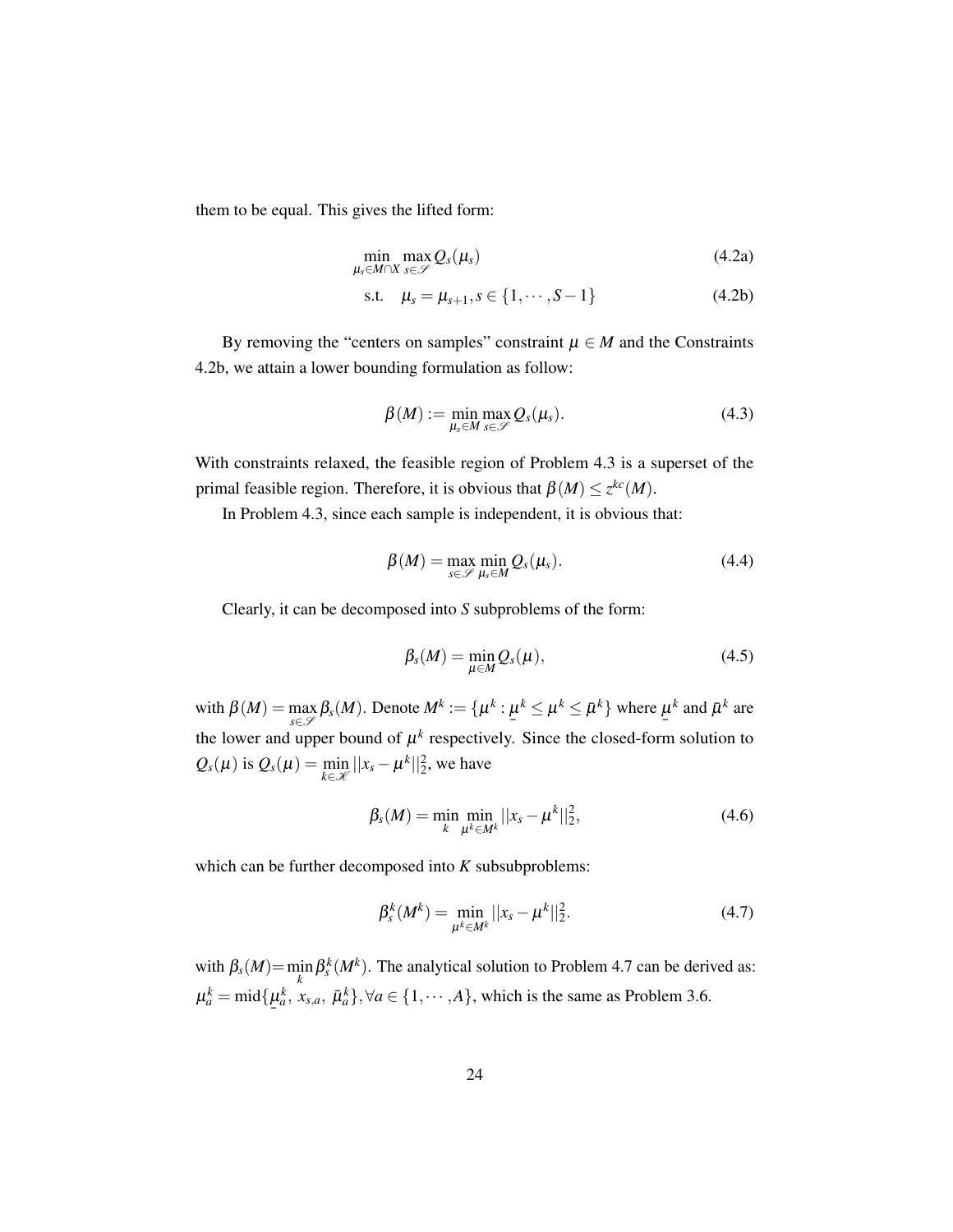them to be equal. This gives the lifted form:

$$\min_{\mu_s \in M \cap X} \max_{s \in \mathscr{S}} Q_s(\mu_s) \tag{4.2a}$$

$$\text{s.t.} \quad \mu_s = \mu_{s+1}, s \in \{1, \cdots, S-1\} \tag{4.2b}$$

By removing the "centers on samples" constraint $\mu \in M$ and the Constraints 4.2b, we attain a lower bounding formulation as follow:

$$\beta(M) := \min_{\mu_s \in M} \max_{s \in \mathscr{S}} Q_s(\mu_s). \tag{4.3}$$

With constraints relaxed, the feasible region of Problem 4.3 is a superset of the primal feasible region. Therefore, it is obvious that $\beta(M) \leq z^{kc}(M)$.

In Problem 4.3, since each sample is independent, it is obvious that:

$$\beta(M) = \max_{s \in \mathscr{S}} \min_{\mu_s \in M} Q_s(\mu_s). \tag{4.4}$$

Clearly, it can be decomposed into $S$ subproblems of the form:

$$\beta_s(M) = \min_{\mu \in M} Q_s(\mu), \tag{4.5}$$

with $\beta(M) = \max_{s \in \mathscr{S}} \beta_s(M)$. Denote $M^k := \{\mu^k : \underline{\mu}^k \leq \mu^k \leq \bar{\mu}^k\}$ where $\underline{\mu}^k$ and $\bar{\mu}^k$ are the lower and upper bound of $\mu^k$ respectively. Since the closed-form solution to $Q_s(\mu)$ is $Q_s(\mu) = \min_{k \in \mathscr{K}} ||x_s - \mu^k||_2^2$, we have

$$\beta_s(M) = \min_k \min_{\mu^k \in M^k} ||x_s - \mu^k||_2^2, \tag{4.6}$$

which can be further decomposed into $K$ subsubproblems:

$$\beta_s^k(M^k) = \min_{\mu^k \in M^k} ||x_s - \mu^k||_2^2. \tag{4.7}$$

with $\beta_s(M) = \min_k \beta_s^k(M^k)$. The analytical solution to Problem 4.7 can be derived as: $\mu_a^k = \text{mid}\{\underline{\mu}_a^k,\ x_{s,a},\ \bar{\mu}_a^k\}, \forall a \in \{1, \cdots, A\}$, which is the same as Problem 3.6.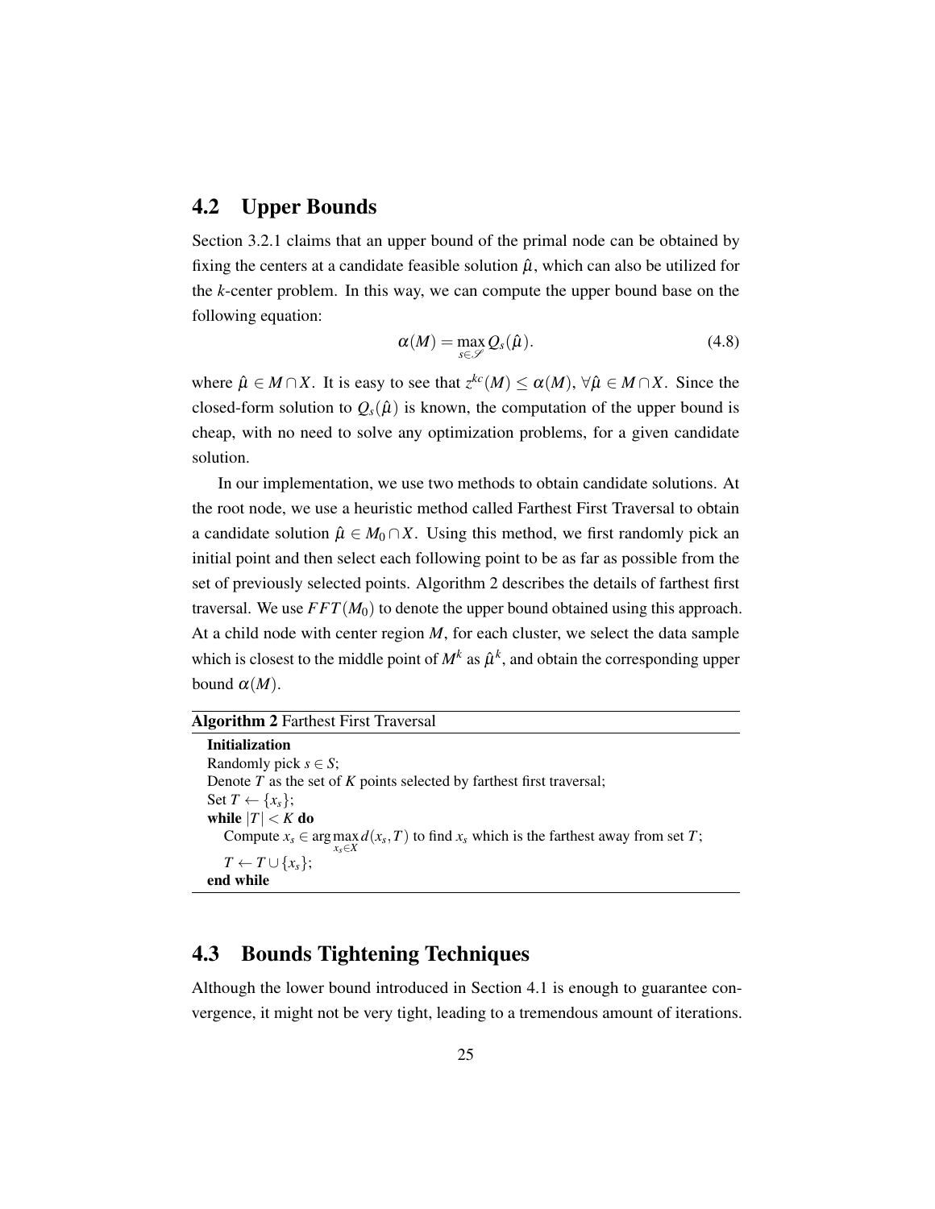## 4.2 Upper Bounds

Section 3.2.1 claims that an upper bound of the primal node can be obtained by fixing the centers at a candidate feasible solution $\hat{\mu}$, which can also be utilized for the *k*-center problem. In this way, we can compute the upper bound base on the following equation:

$$\alpha(M) = \max_{s \in \mathscr{S}} Q_s(\hat{\mu}). \tag{4.8}$$

where $\hat{\mu} \in M \cap X$. It is easy to see that $z^{kc}(M) \leq \alpha(M)$, $\forall \hat{\mu} \in M \cap X$. Since the closed-form solution to $Q_s(\hat{\mu})$ is known, the computation of the upper bound is cheap, with no need to solve any optimization problems, for a given candidate solution.

In our implementation, we use two methods to obtain candidate solutions. At the root node, we use a heuristic method called Farthest First Traversal to obtain a candidate solution $\hat{\mu} \in M_0 \cap X$. Using this method, we first randomly pick an initial point and then select each following point to be as far as possible from the set of previously selected points. Algorithm 2 describes the details of farthest first traversal. We use $FFT(M_0)$ to denote the upper bound obtained using this approach. At a child node with center region $M$, for each cluster, we select the data sample which is closest to the middle point of $M^k$ as $\hat{\mu}^k$, and obtain the corresponding upper bound $\alpha(M)$.

**Algorithm 2** Farthest First Traversal

**Initialization**
Randomly pick $s \in S$;
Denote $T$ as the set of $K$ points selected by farthest first traversal;
Set $T \leftarrow \{x_s\}$;
**while** $|T| < K$ **do**
  Compute $x_s \in \arg\max_{x_s \in X} d(x_s, T)$ to find $x_s$ which is the farthest away from set $T$;
  $T \leftarrow T \cup \{x_s\}$;
**end while**

## 4.3 Bounds Tightening Techniques

Although the lower bound introduced in Section 4.1 is enough to guarantee convergence, it might not be very tight, leading to a tremendous amount of iterations.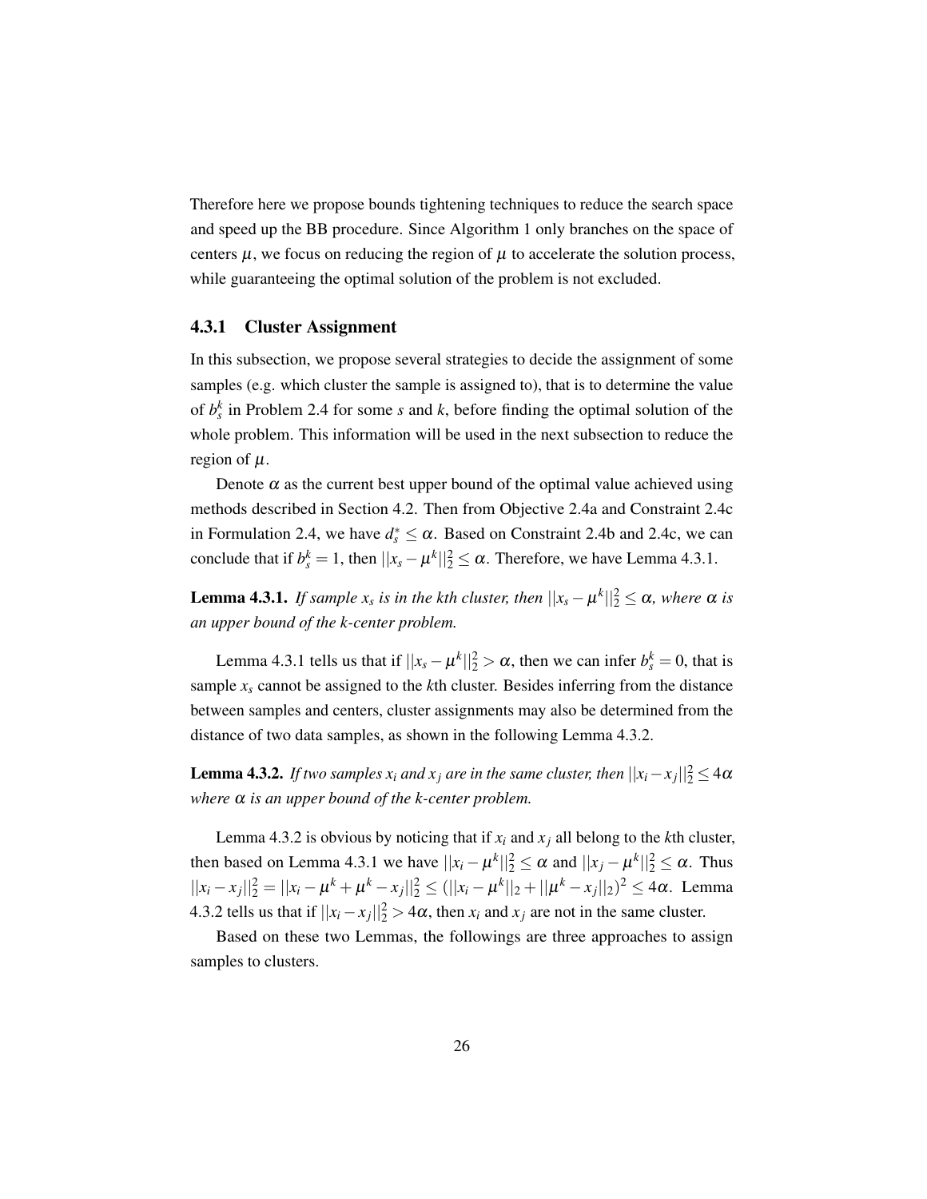Therefore here we propose bounds tightening techniques to reduce the search space and speed up the BB procedure. Since Algorithm 1 only branches on the space of centers $\mu$, we focus on reducing the region of $\mu$ to accelerate the solution process, while guaranteeing the optimal solution of the problem is not excluded.

### 4.3.1 Cluster Assignment

In this subsection, we propose several strategies to decide the assignment of some samples (e.g. which cluster the sample is assigned to), that is to determine the value of $b_s^k$ in Problem 2.4 for some $s$ and $k$, before finding the optimal solution of the whole problem. This information will be used in the next subsection to reduce the region of $\mu$.

Denote $\alpha$ as the current best upper bound of the optimal value achieved using methods described in Section 4.2. Then from Objective 2.4a and Constraint 2.4c in Formulation 2.4, we have $d_s^* \leq \alpha$. Based on Constraint 2.4b and 2.4c, we can conclude that if $b_s^k = 1$, then $||x_s - \mu^k||_2^2 \leq \alpha$. Therefore, we have Lemma 4.3.1.

**Lemma 4.3.1.** *If sample $x_s$ is in the kth cluster, then $||x_s - \mu^k||_2^2 \leq \alpha$, where $\alpha$ is an upper bound of the k-center problem.*

Lemma 4.3.1 tells us that if $||x_s - \mu^k||_2^2 > \alpha$, then we can infer $b_s^k = 0$, that is sample $x_s$ cannot be assigned to the $k$th cluster. Besides inferring from the distance between samples and centers, cluster assignments may also be determined from the distance of two data samples, as shown in the following Lemma 4.3.2.

**Lemma 4.3.2.** *If two samples $x_i$ and $x_j$ are in the same cluster, then $||x_i - x_j||_2^2 \leq 4\alpha$ where $\alpha$ is an upper bound of the k-center problem.*

Lemma 4.3.2 is obvious by noticing that if $x_i$ and $x_j$ all belong to the $k$th cluster, then based on Lemma 4.3.1 we have $||x_i - \mu^k||_2^2 \leq \alpha$ and $||x_j - \mu^k||_2^2 \leq \alpha$. Thus $||x_i - x_j||_2^2 = ||x_i - \mu^k + \mu^k - x_j||_2^2 \leq (||x_i - \mu^k||_2 + ||\mu^k - x_j||_2)^2 \leq 4\alpha$. Lemma 4.3.2 tells us that if $||x_i - x_j||_2^2 > 4\alpha$, then $x_i$ and $x_j$ are not in the same cluster.

Based on these two Lemmas, the followings are three approaches to assign samples to clusters.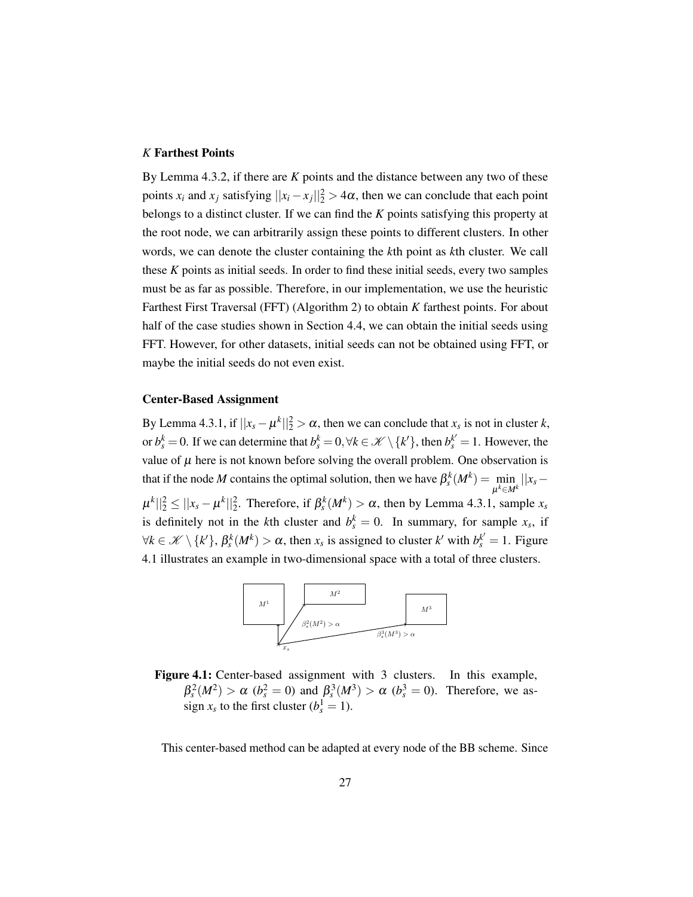### $K$ Farthest Points

By Lemma 4.3.2, if there are $K$ points and the distance between any two of these points $x_i$ and $x_j$ satisfying $||x_i - x_j||_2^2 > 4\alpha$, then we can conclude that each point belongs to a distinct cluster. If we can find the $K$ points satisfying this property at the root node, we can arbitrarily assign these points to different clusters. In other words, we can denote the cluster containing the $k$th point as $k$th cluster. We call these $K$ points as initial seeds. In order to find these initial seeds, every two samples must be as far as possible. Therefore, in our implementation, we use the heuristic Farthest First Traversal (FFT) (Algorithm 2) to obtain $K$ farthest points. For about half of the case studies shown in Section 4.4, we can obtain the initial seeds using FFT. However, for other datasets, initial seeds can not be obtained using FFT, or maybe the initial seeds do not even exist.

### Center-Based Assignment

By Lemma 4.3.1, if $||x_s - \mu^k||_2^2 > \alpha$, then we can conclude that $x_s$ is not in cluster $k$, or $b_s^k = 0$. If we can determine that $b_s^k = 0, \forall k \in \mathscr{K} \setminus \{k'\}$, then $b_s^{k'} = 1$. However, the value of $\mu$ here is not known before solving the overall problem. One observation is that if the node $M$ contains the optimal solution, then we have $\beta_s^k(M^k) = \min_{\mu^k \in M^k} ||x_s - \mu^k||_2^2 \leq ||x_s - \mu^k||_2^2$. Therefore, if $\beta_s^k(M^k) > \alpha$, then by Lemma 4.3.1, sample $x_s$ is definitely not in the $k$th cluster and $b_s^k = 0$. In summary, for sample $x_s$, if $\forall k \in \mathscr{K} \setminus \{k'\}$, $\beta_s^k(M^k) > \alpha$, then $x_s$ is assigned to cluster $k'$ with $b_s^{k'} = 1$. Figure 4.1 illustrates an example in two-dimensional space with a total of three clusters.

**Figure 4.1:** Center-based assignment with 3 clusters. In this example, $\beta_s^2(M^2) > \alpha$ ($b_s^2 = 0$) and $\beta_s^3(M^3) > \alpha$ ($b_s^3 = 0$). Therefore, we assign $x_s$ to the first cluster ($b_s^1 = 1$).

This center-based method can be adapted at every node of the BB scheme. Since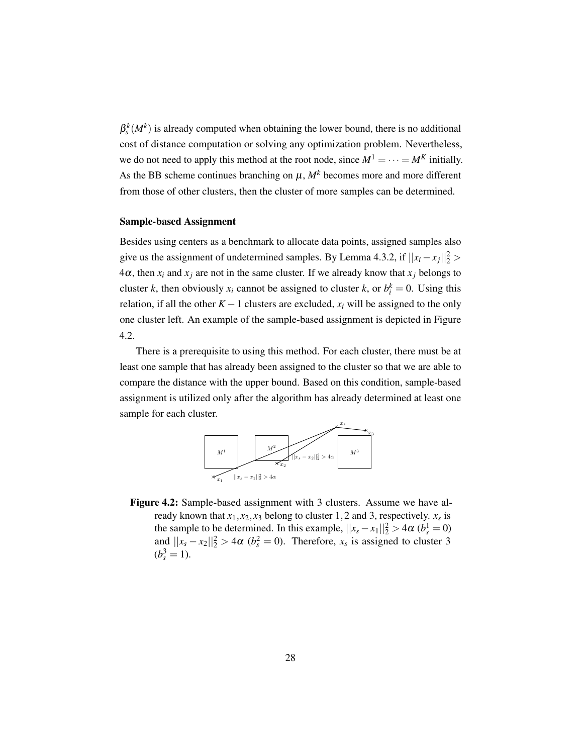$\beta_s^k(M^k)$ is already computed when obtaining the lower bound, there is no additional cost of distance computation or solving any optimization problem. Nevertheless, we do not need to apply this method at the root node, since $M^1 = \cdots = M^K$ initially. As the BB scheme continues branching on $\mu$, $M^k$ becomes more and more different from those of other clusters, then the cluster of more samples can be determined.

**Sample-based Assignment**

Besides using centers as a benchmark to allocate data points, assigned samples also give us the assignment of undetermined samples. By Lemma 4.3.2, if $||x_i - x_j||_2^2 > 4\alpha$, then $x_i$ and $x_j$ are not in the same cluster. If we already know that $x_j$ belongs to cluster $k$, then obviously $x_i$ cannot be assigned to cluster $k$, or $b_i^k = 0$. Using this relation, if all the other $K-1$ clusters are excluded, $x_i$ will be assigned to the only one cluster left. An example of the sample-based assignment is depicted in Figure 4.2.

There is a prerequisite to using this method. For each cluster, there must be at least one sample that has already been assigned to the cluster so that we are able to compare the distance with the upper bound. Based on this condition, sample-based assignment is utilized only after the algorithm has already determined at least one sample for each cluster.

**Figure 4.2:** Sample-based assignment with 3 clusters. Assume we have already known that $x_1, x_2, x_3$ belong to cluster $1, 2$ and $3$, respectively. $x_s$ is the sample to be determined. In this example, $||x_s - x_1||_2^2 > 4\alpha$ ($b_s^1 = 0$) and $||x_s - x_2||_2^2 > 4\alpha$ ($b_s^2 = 0$). Therefore, $x_s$ is assigned to cluster 3 ($b_s^3 = 1$).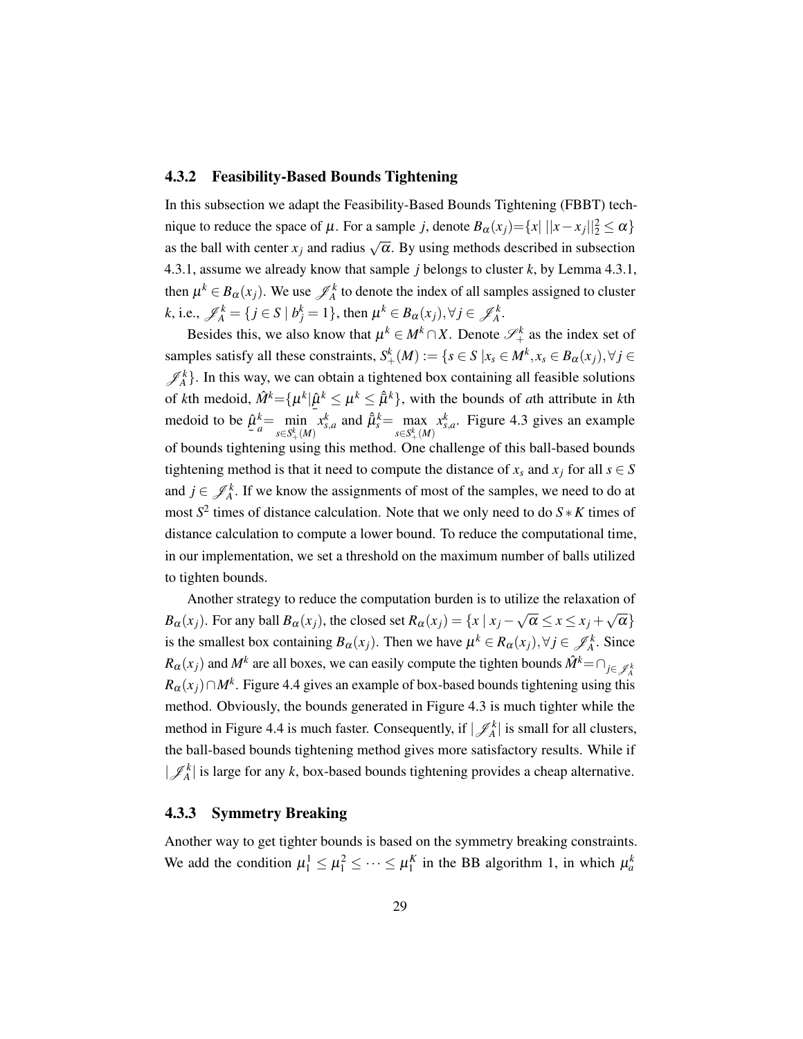### 4.3.2 Feasibility-Based Bounds Tightening

In this subsection we adapt the Feasibility-Based Bounds Tightening (FBBT) technique to reduce the space of $\mu$. For a sample $j$, denote $B_\alpha(x_j)=\{x|\ ||x-x_j||_2^2 \leq \alpha\}$ as the ball with center $x_j$ and radius $\sqrt{\alpha}$. By using methods described in subsection 4.3.1, assume we already know that sample $j$ belongs to cluster $k$, by Lemma 4.3.1, then $\mu^k \in B_\alpha(x_j)$. We use $\mathscr{J}_A^k$ to denote the index of all samples assigned to cluster $k$, i.e., $\mathscr{J}_A^k = \{j \in S \mid b_j^k = 1\}$, then $\mu^k \in B_\alpha(x_j), \forall j \in \mathscr{J}_A^k$.

Besides this, we also know that $\mu^k \in M^k \cap X$. Denote $\mathscr{S}_+^k$ as the index set of samples satisfy all these constraints, $S_+^k(M) := \{s \in S\ |x_s \in M^k, x_s \in B_\alpha(x_j), \forall j \in \mathscr{J}_A^k\}$. In this way, we can obtain a tightened box containing all feasible solutions of $k$th medoid, $\hat{M}^k=\{\mu^k | \underline{\hat{\mu}}^k \leq \mu^k \leq \hat{\bar{\mu}}^k\}$, with the bounds of $a$th attribute in $k$th medoid to be $\underline{\hat{\mu}}_a^k = \min_{s \in S_+^k(M)} x_{s,a}^k$ and $\hat{\bar{\mu}}_s^k = \max_{s \in S_+^k(M)} x_{s,a}^k$. Figure 4.3 gives an example of bounds tightening using this method. One challenge of this ball-based bounds tightening method is that it need to compute the distance of $x_s$ and $x_j$ for all $s \in S$ and $j \in \mathscr{J}_A^k$. If we know the assignments of most of the samples, we need to do at most $S^2$ times of distance calculation. Note that we only need to do $S * K$ times of distance calculation to compute a lower bound. To reduce the computational time, in our implementation, we set a threshold on the maximum number of balls utilized to tighten bounds.

Another strategy to reduce the computation burden is to utilize the relaxation of $B_\alpha(x_j)$. For any ball $B_\alpha(x_j)$, the closed set $R_\alpha(x_j) = \{x \mid x_j - \sqrt{\alpha} \leq x \leq x_j + \sqrt{\alpha}\}$ is the smallest box containing $B_\alpha(x_j)$. Then we have $\mu^k \in R_\alpha(x_j), \forall j \in \mathscr{J}_A^k$. Since $R_\alpha(x_j)$ and $M^k$ are all boxes, we can easily compute the tighten bounds $\hat{M}^k = \cap_{j \in \mathscr{J}_A^k} R_\alpha(x_j) \cap M^k$. Figure 4.4 gives an example of box-based bounds tightening using this method. Obviously, the bounds generated in Figure 4.3 is much tighter while the method in Figure 4.4 is much faster. Consequently, if $|\mathscr{J}_A^k|$ is small for all clusters, the ball-based bounds tightening method gives more satisfactory results. While if $|\mathscr{J}_A^k|$ is large for any $k$, box-based bounds tightening provides a cheap alternative.

### 4.3.3 Symmetry Breaking

Another way to get tighter bounds is based on the symmetry breaking constraints. We add the condition $\mu_1^1 \leq \mu_1^2 \leq \cdots \leq \mu_1^K$ in the BB algorithm 1, in which $\mu_a^k$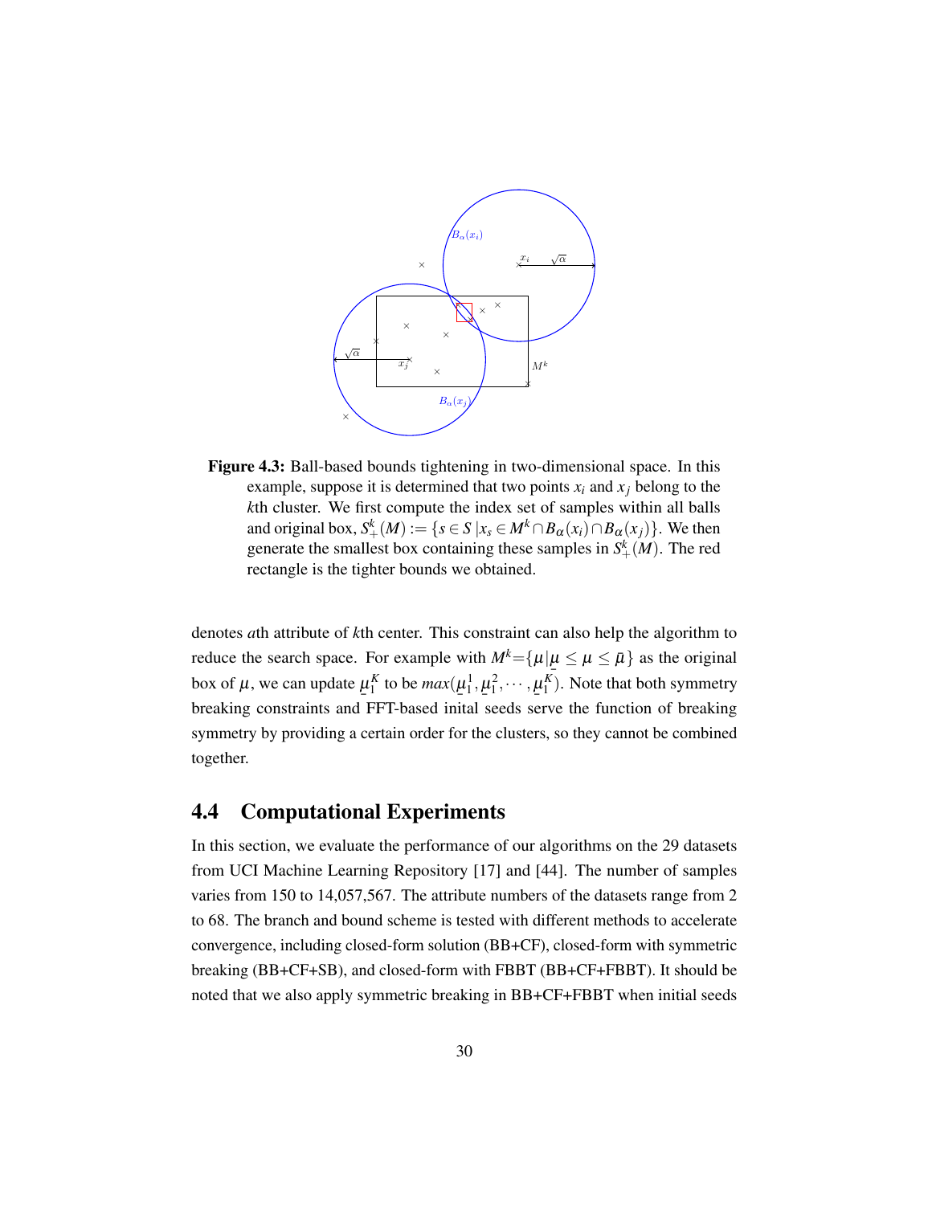**Figure 4.3:** Ball-based bounds tightening in two-dimensional space. In this example, suppose it is determined that two points $x_i$ and $x_j$ belong to the $k$th cluster. We first compute the index set of samples within all balls and original box, $S_+^k(M) := \{s \in S \,|x_s \in M^k \cap B_\alpha(x_i) \cap B_\alpha(x_j)\}$. We then generate the smallest box containing these samples in $S_+^k(M)$. The red rectangle is the tighter bounds we obtained.

denotes $a$th attribute of $k$th center. This constraint can also help the algorithm to reduce the search space. For example with $M^k = \{\mu | \underline{\mu} \leq \mu \leq \bar{\mu}\}$ as the original box of $\mu$, we can update $\underline{\mu}_1^K$ to be $max(\underline{\mu}_1^1, \underline{\mu}_1^2, \cdots, \underline{\mu}_1^K)$. Note that both symmetry breaking constraints and FFT-based inital seeds serve the function of breaking symmetry by providing a certain order for the clusters, so they cannot be combined together.

## 4.4 Computational Experiments

In this section, we evaluate the performance of our algorithms on the 29 datasets from UCI Machine Learning Repository [17] and [44]. The number of samples varies from 150 to 14,057,567. The attribute numbers of the datasets range from 2 to 68. The branch and bound scheme is tested with different methods to accelerate convergence, including closed-form solution (BB+CF), closed-form with symmetric breaking (BB+CF+SB), and closed-form with FBBT (BB+CF+FBBT). It should be noted that we also apply symmetric breaking in BB+CF+FBBT when initial seeds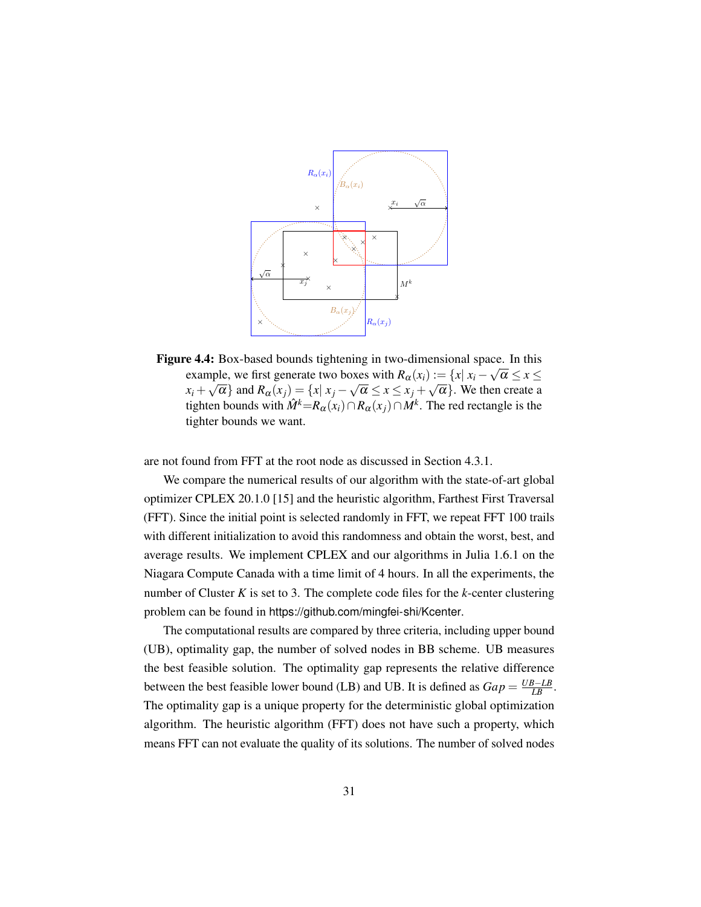**Figure 4.4:** Box-based bounds tightening in two-dimensional space. In this example, we first generate two boxes with $R_\alpha(x_i) := \{x | \ x_i - \sqrt{\alpha} \leq x \leq x_i + \sqrt{\alpha}\}$ and $R_\alpha(x_j) = \{x | \ x_j - \sqrt{\alpha} \leq x \leq x_j + \sqrt{\alpha}\}$. We then create a tighten bounds with $\hat{M}^k = R_\alpha(x_i) \cap R_\alpha(x_j) \cap M^k$. The red rectangle is the tighter bounds we want.

are not found from FFT at the root node as discussed in Section 4.3.1.

We compare the numerical results of our algorithm with the state-of-art global optimizer CPLEX 20.1.0 [15] and the heuristic algorithm, Farthest First Traversal (FFT). Since the initial point is selected randomly in FFT, we repeat FFT 100 trails with different initialization to avoid this randomness and obtain the worst, best, and average results. We implement CPLEX and our algorithms in Julia 1.6.1 on the Niagara Compute Canada with a time limit of 4 hours. In all the experiments, the number of Cluster $K$ is set to 3. The complete code files for the $k$-center clustering problem can be found in https://github.com/mingfei-shi/Kcenter.

The computational results are compared by three criteria, including upper bound (UB), optimality gap, the number of solved nodes in BB scheme. UB measures the best feasible solution. The optimality gap represents the relative difference between the best feasible lower bound (LB) and UB. It is defined as $Gap = \frac{UB-LB}{LB}$. The optimality gap is a unique property for the deterministic global optimization algorithm. The heuristic algorithm (FFT) does not have such a property, which means FFT can not evaluate the quality of its solutions. The number of solved nodes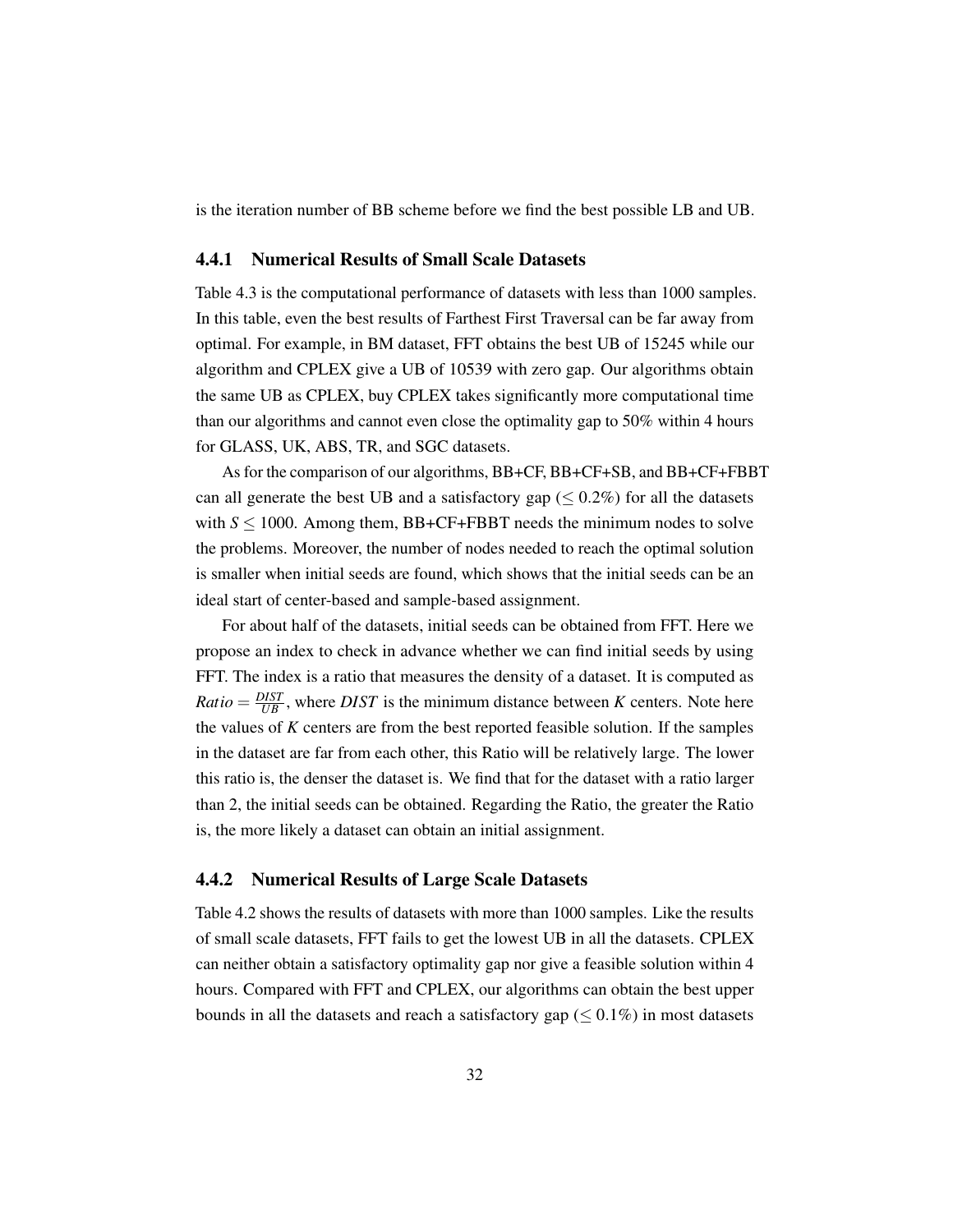is the iteration number of BB scheme before we find the best possible LB and UB.

### 4.4.1 Numerical Results of Small Scale Datasets

Table 4.3 is the computational performance of datasets with less than 1000 samples. In this table, even the best results of Farthest First Traversal can be far away from optimal. For example, in BM dataset, FFT obtains the best UB of 15245 while our algorithm and CPLEX give a UB of 10539 with zero gap. Our algorithms obtain the same UB as CPLEX, buy CPLEX takes significantly more computational time than our algorithms and cannot even close the optimality gap to 50% within 4 hours for GLASS, UK, ABS, TR, and SGC datasets.

As for the comparison of our algorithms, BB+CF, BB+CF+SB, and BB+CF+FBBT can all generate the best UB and a satisfactory gap ($\leq 0.2\%$) for all the datasets with $S \leq 1000$. Among them, BB+CF+FBBT needs the minimum nodes to solve the problems. Moreover, the number of nodes needed to reach the optimal solution is smaller when initial seeds are found, which shows that the initial seeds can be an ideal start of center-based and sample-based assignment.

For about half of the datasets, initial seeds can be obtained from FFT. Here we propose an index to check in advance whether we can find initial seeds by using FFT. The index is a ratio that measures the density of a dataset. It is computed as $Ratio = \frac{DIST}{UB}$, where $DIST$ is the minimum distance between $K$ centers. Note here the values of $K$ centers are from the best reported feasible solution. If the samples in the dataset are far from each other, this Ratio will be relatively large. The lower this ratio is, the denser the dataset is. We find that for the dataset with a ratio larger than 2, the initial seeds can be obtained. Regarding the Ratio, the greater the Ratio is, the more likely a dataset can obtain an initial assignment.

### 4.4.2 Numerical Results of Large Scale Datasets

Table 4.2 shows the results of datasets with more than 1000 samples. Like the results of small scale datasets, FFT fails to get the lowest UB in all the datasets. CPLEX can neither obtain a satisfactory optimality gap nor give a feasible solution within 4 hours. Compared with FFT and CPLEX, our algorithms can obtain the best upper bounds in all the datasets and reach a satisfactory gap ($\leq 0.1\%$) in most datasets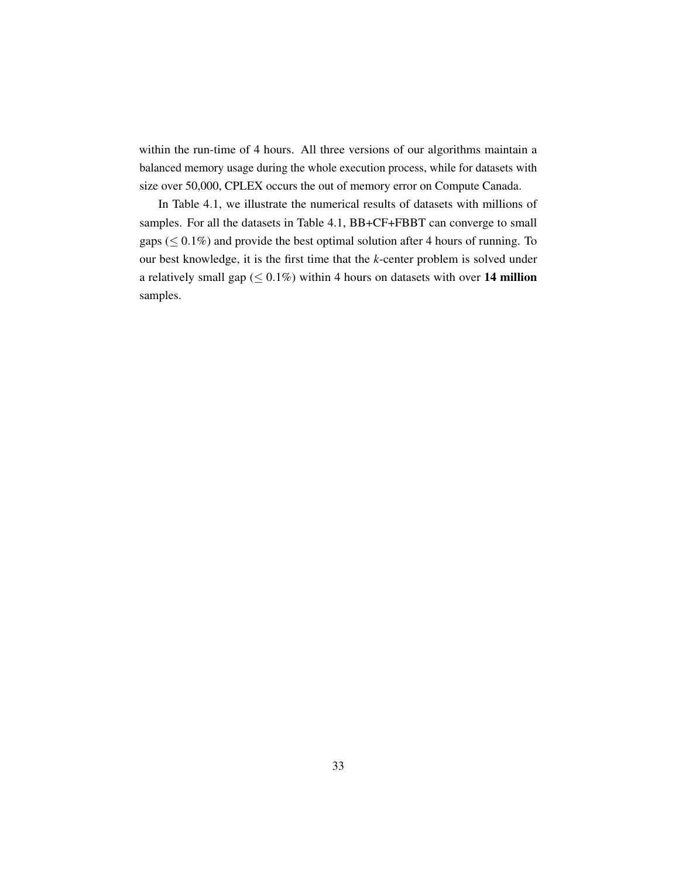within the run-time of 4 hours. All three versions of our algorithms maintain a balanced memory usage during the whole execution process, while for datasets with size over 50,000, CPLEX occurs the out of memory error on Compute Canada.

In Table 4.1, we illustrate the numerical results of datasets with millions of samples. For all the datasets in Table 4.1, BB+CF+FBBT can converge to small gaps ($\leq 0.1\%$) and provide the best optimal solution after 4 hours of running. To our best knowledge, it is the first time that the *k*-center problem is solved under a relatively small gap ($\leq 0.1\%$) within 4 hours on datasets with over **14 million** samples.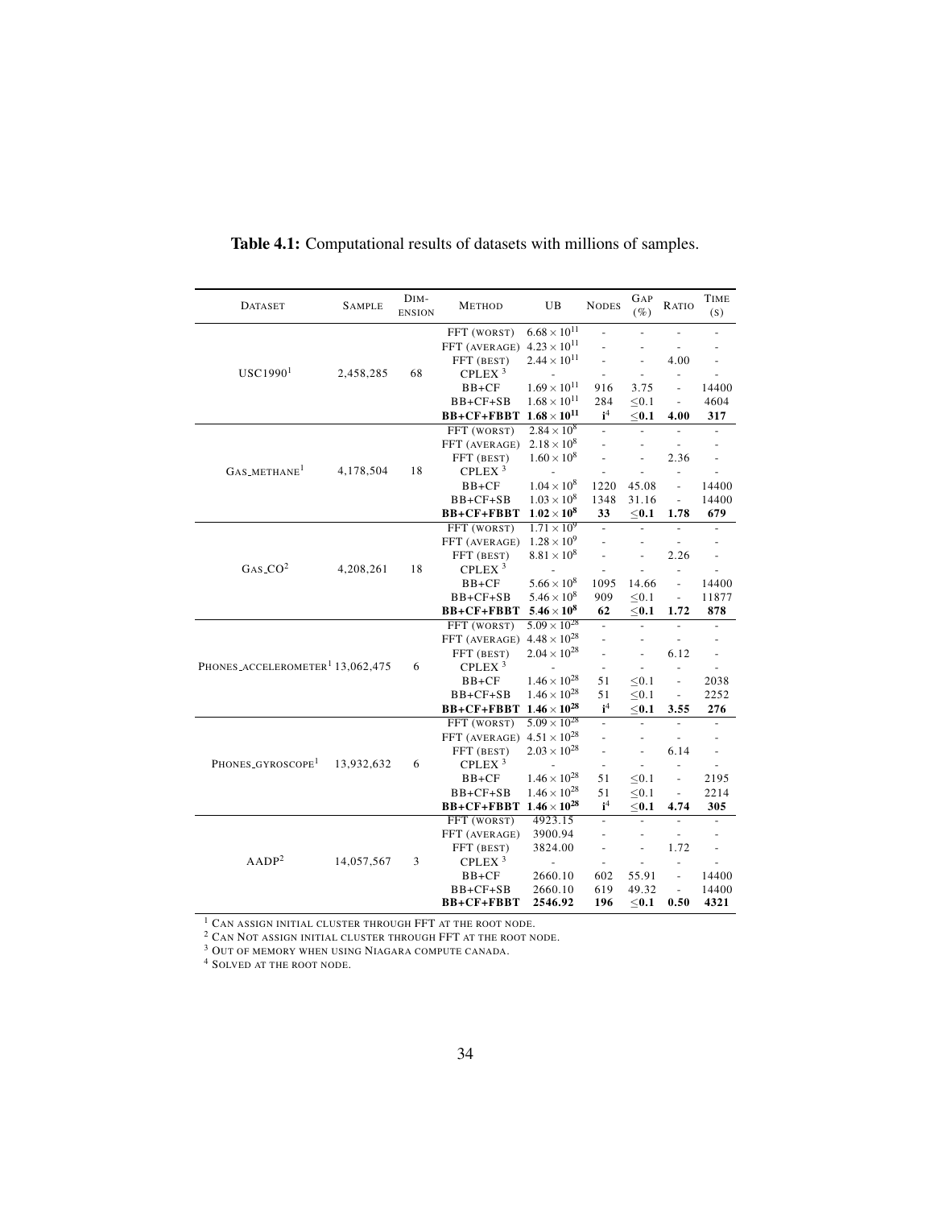**Table 4.1:** Computational results of datasets with millions of samples.

| Dataset | Sample | Dimension | Method | UB | Nodes | Gap (%) | Ratio | Time (s) |
|---|---|---|---|---|---|---|---|---|
| USC1990[1] | 2,458,285 | 68 | FFT (worst) | $6.68 \times 10^{11}$ | - | - | - | - |
| | | | FFT (average) | $4.23 \times 10^{11}$ | - | - | - | - |
| | | | FFT (best) | $2.44 \times 10^{11}$ | - | - | 4.00 | - |
| | | | CPLEX [3] | - | - | - | - | - |
| | | | BB+CF | $1.69 \times 10^{11}$ | 916 | 3.75 | - | 14400 |
| | | | BB+CF+SB | $1.68 \times 10^{11}$ | 284 | ≤0.1 | - | 4604 |
| | | | **BB+CF+FBBT** | $\mathbf{1.68 \times 10^{11}}$ | **i[4]** | **≤0.1** | **4.00** | **317** |
| Gas_methane[1] | 4,178,504 | 18 | FFT (worst) | $2.84 \times 10^{8}$ | - | - | - | - |
| | | | FFT (average) | $2.18 \times 10^{8}$ | - | - | - | - |
| | | | FFT (best) | $1.60 \times 10^{8}$ | - | - | 2.36 | - |
| | | | CPLEX [3] | - | - | - | - | - |
| | | | BB+CF | $1.04 \times 10^{8}$ | 1220 | 45.08 | - | 14400 |
| | | | BB+CF+SB | $1.03 \times 10^{8}$ | 1348 | 31.16 | - | 14400 |
| | | | **BB+CF+FBBT** | $\mathbf{1.02 \times 10^{8}}$ | **33** | **≤0.1** | **1.78** | **679** |
| Gas_CO[2] | 4,208,261 | 18 | FFT (worst) | $1.71 \times 10^{9}$ | - | - | - | - |
| | | | FFT (average) | $1.28 \times 10^{9}$ | - | - | - | - |
| | | | FFT (best) | $8.81 \times 10^{8}$ | - | - | 2.26 | - |
| | | | CPLEX [3] | - | - | - | - | - |
| | | | BB+CF | $5.66 \times 10^{8}$ | 1095 | 14.66 | - | 14400 |
| | | | BB+CF+SB | $5.46 \times 10^{8}$ | 909 | ≤0.1 | - | 11877 |
| | | | **BB+CF+FBBT** | $\mathbf{5.46 \times 10^{8}}$ | **62** | **≤0.1** | **1.72** | **878** |
| Phones_accelerometer[1] | 13,062,475 | 6 | FFT (worst) | $5.09 \times 10^{28}$ | - | - | - | - |
| | | | FFT (average) | $4.48 \times 10^{28}$ | - | - | - | - |
| | | | FFT (best) | $2.04 \times 10^{28}$ | - | - | 6.12 | - |
| | | | CPLEX [3] | - | - | - | - | - |
| | | | BB+CF | $1.46 \times 10^{28}$ | 51 | ≤0.1 | - | 2038 |
| | | | BB+CF+SB | $1.46 \times 10^{28}$ | 51 | ≤0.1 | - | 2252 |
| | | | **BB+CF+FBBT** | $\mathbf{1.46 \times 10^{28}}$ | **i[4]** | **≤0.1** | **3.55** | **276** |
| Phones_gyroscope[1] | 13,932,632 | 6 | FFT (worst) | $5.09 \times 10^{28}$ | - | - | - | - |
| | | | FFT (average) | $4.51 \times 10^{28}$ | - | - | - | - |
| | | | FFT (best) | $2.03 \times 10^{28}$ | - | - | 6.14 | - |
| | | | CPLEX [3] | - | - | - | - | - |
| | | | BB+CF | $1.46 \times 10^{28}$ | 51 | ≤0.1 | - | 2195 |
| | | | BB+CF+SB | $1.46 \times 10^{28}$ | 51 | ≤0.1 | - | 2214 |
| | | | **BB+CF+FBBT** | $\mathbf{1.46 \times 10^{28}}$ | **i[4]** | **≤0.1** | **4.74** | **305** |
| AADP[2] | 14,057,567 | 3 | FFT (worst) | 4923.15 | - | - | - | - |
| | | | FFT (average) | 3900.94 | - | - | - | - |
| | | | FFT (best) | 3824.00 | - | - | 1.72 | - |
| | | | CPLEX [3] | - | - | - | - | - |
| | | | BB+CF | 2660.10 | 602 | 55.91 | - | 14400 |
| | | | BB+CF+SB | 2660.10 | 619 | 49.32 | - | 14400 |
| | | | **BB+CF+FBBT** | **2546.92** | **196** | **≤0.1** | **0.50** | **4321** |

[1] Can assign initial cluster through FFT at the root node.
[2] Can Not assign initial cluster through FFT at the root node.
[3] Out of memory when using Niagara compute canada.
[4] Solved at the root node.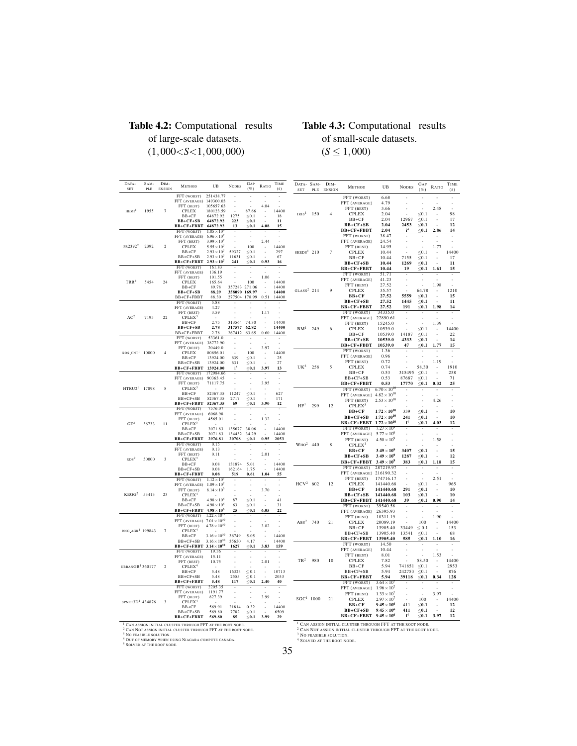**Table 4.2:** Computational results of large-scale datasets. $(1{,}000 < S < 1{,}000{,}000)$

| Dataset | Sample | Dimension | Method | UB | Nodes | Gap (%) | Ratio | Time (s) |
|---|---|---|---|---|---|---|---|---|
| HEMI[1] | 1955 | 7 | FFT (worst) | 251438.77 | - | - | - | - |
| | | | FFT (average) | 149300.03 | - | - | - | - |
| | | | FFT (best) | 105657.63 | - | - | 4.04 | - |
| | | | CPLEX | 180123.59 | - | 87.66 | - | 14400 |
| | | | BB+CF | 64872.92 | 1275 | ≤0.1 | - | 18 |
| | | | **BB+CF+SB** | **64872.92** | **223** | **≤0.1** | - | **11** |
| | | | **BB+CF+FBBT** | **64872.92** | **13** | **≤0.1** | **4.08** | **15** |
| PR2392[2] | 2392 | 2 | FFT (worst) | $1.05\times10^{8}$ | - | - | - | - |
| | | | FFT (average) | $6.96\times10^{7}$ | - | - | - | - |
| | | | FFT (best) | $3.99\times10^{7}$ | - | - | 2.44 | - |
| | | | CPLEX | $5.55\times10^{7}$ | - | 100 | - | 14400 |
| | | | BB+CF | $2.93\times10^{7}$ | 59327 | ≤0.1 | - | 297 |
| | | | BB+CF+SB | $2.93\times10^{7}$ | 11631 | ≤0.1 | - | 67 |
| | | | **BB+CF+FBBT** | $\mathbf{2.93\times10^{7}}$ | **241** | **≤0.1** | **0.93** | **16** |
| TRR[2] | 5454 | 24 | FFT (worst) | 161.83 | - | - | - | - |
| | | | FFT (average) | 136.19 | - | - | - | - |
| | | | FFT (best) | 101.55 | - | - | 1.06 | - |
| | | | CPLEX | 165.64 | - | 100 | - | 14400 |
| | | | BB+CF | 89.78 | 357283 | 271.06 | - | 14400 |
| | | | **BB+CF+SB** | **88.29** | **358090** | **169.97** | - | **14400** |
| | | | BB+CF+FBBT | 88.30 | 277504 | 178.99 | 0.51 | 14400 |
| AC[2] | 7195 | 22 | FFT (worst) | 5.88 | - | - | - | - |
| | | | FFT (average) | 4.27 | - | - | - | - |
| | | | FFT (best) | 3.59 | - | - | 1.17 | - |
| | | | CPLEX[3] | - | - | - | - | - |
| | | | BB+CF | 2.75 | 313564 | 74.30 | - | 14400 |
| | | | **BB+CF+SB** | **2.78** | **317577** | **62.82** | - | **14400** |
| | | | BB+CF+FBBT | 2.78 | 267412 | 63.65 | 0.60 | 14400 |
| RDS_CNT[1] | 10000 | 4 | FFT (worst) | 53361.0 | - | - | - | - |
| | | | FFT (average) | 38772.90 | - | - | - | - |
| | | | FFT (best) | 20449.0 | - | - | 3.97 | - |
| | | | CPLEX | 80656.01 | - | 100 | - | 14400 |
| | | | BB+CF | 13924.00 | 639 | ≤0.1 | - | 25 |
| | | | BB+CF+SB | 13924.00 | 631 | ≤0.1 | - | 27 |
| | | | **BB+CF+FBBT** | **13924.00** | **1**[5] | **≤0.1** | **3.97** | **13** |
| HTRU2[1] | 17898 | 8 | FFT (worst) | 172984.66 | - | - | - | - |
| | | | FFT (average) | 90363.45 | - | - | - | - |
| | | | FFT (best) | 71117.75 | - | - | 3.95 | - |
| | | | CPLEX[3] | - | - | - | - | - |
| | | | BB+CF | 52367.35 | 11247 | ≤0.1 | - | 627 |
| | | | BB+CF+SB | 52367.35 | 2717 | ≤0.1 | - | 171 |
| | | | **BB+CF+FBBT** | **52367.35** | **69** | **≤0.1** | **3.90** | **12** |
| GT[2] | 36733 | 11 | FFT (worst) | 7576.07 | - | - | - | - |
| | | | FFT (average) | 6068.98 | - | - | - | - |
| | | | FFT (best) | 4565.01 | - | - | 1.32 | - |
| | | | CPLEX[3] | - | - | - | - | - |
| | | | BB+CF | 3071.83 | 135677 | 38.06 | - | 14400 |
| | | | BB+CF+SB | 3071.83 | 134432 | 34.29 | - | 14400 |
| | | | **BB+CF+FBBT** | **2976.81** | **20708** | **≤0.1** | **0.95** | **2053** |
| RDS[2] | 50000 | 3 | FFT (worst) | 0.15 | - | - | - | - |
| | | | FFT (average) | 0.13 | - | - | - | - |
| | | | FFT (best) | 0.11 | - | - | 2.01 | - |
| | | | CPLEX[3] | - | - | - | - | - |
| | | | BB+CF | 0.08 | 131874 | 5.01 | - | 14400 |
| | | | BB+CF+SB | 0.08 | 162164 | 1.75 | - | 14400 |
| | | | **BB+CF+FBBT** | **0.08** | **519** | **0.61** | **1.04** | **55** |
| KEGG[2] | 53413 | 23 | FFT (worst) | $1.12\times10^{7}$ | - | - | - | - |
| | | | FFT (average) | $1.09\times10^{7}$ | - | - | - | - |
| | | | FFT (best) | $8.14\times10^{6}$ | - | - | 3.70 | - |
| | | | CPLEX[4] | - | - | - | - | - |
| | | | BB+CF | $4.98\times10^{6}$ | 87 | ≤0.1 | - | 41 |
| | | | BB+CF+SB | $4.98\times10^{6}$ | 63 | ≤0.1 | - | 31 |
| | | | **BB+CF+FBBT** | $\mathbf{4.98\times10^{6}}$ | **25** | **≤0.1** | **6.05** | **22** |
| RNG_AGR[1] | 199843 | 7 | FFT (worst) | $1.22\times10^{11}$ | - | - | - | - |
| | | | FFT (average) | $7.01\times10^{10}$ | - | - | - | - |
| | | | FFT (best) | $4.78\times10^{10}$ | - | - | 3.82 | - |
| | | | CPLEX[4] | - | - | - | - | - |
| | | | BB+CF | $3.16\times10^{10}$ | 36749 | 5.05 | - | 14400 |
| | | | BB+CF+SB | $3.16\times10^{10}$ | 35650 | 4.17 | - | 14400 |
| | | | **BB+CF+FBBT** | $\mathbf{3.14\times10^{10}}$ | **1627** | **≤0.1** | **3.83** | **159** |
| URBANGB[1] | 360177 | 2 | FFT (worst) | 19.36 | - | - | - | - |
| | | | FFT (average) | 15.11 | - | - | - | - |
| | | | FFT (best) | 10.75 | - | - | 2.01 | - |
| | | | CPLEX[4] | - | - | - | - | - |
| | | | BB+CF | 5.48 | 16323 | ≤0.1 | - | 10713 |
| | | | BB+CF+SB | 5.48 | 2555 | ≤0.1 | - | 2033 |
| | | | **BB+CF+FBBT** | **5.48** | **117** | **≤0.1** | **2.40** | **40** |
| SPNET3D[1] | 434876 | 3 | FFT (worst) | 2205.35 | - | - | - | - |
| | | | FFT (average) | 1191.77 | - | - | - | - |
| | | | FFT (best) | 827.39 | - | - | 3.99 | - |
| | | | CPLEX[4] | - | - | - | - | - |
| | | | BB+CF | 569.91 | 21814 | 0.32 | - | 14400 |
| | | | BB+CF+SB | 569.80 | 7782 | ≤0.1 | - | 6509 |
| | | | **BB+CF+FBBT** | **569.80** | **85** | **≤0.1** | **3.99** | **29** |

[1] Can assign initial cluster through FFT at the root node.
[2] Can not assign initial cluster through FFT at the root node.
[3] No feasible solution.
[4] Out of memory when using Niagara compute canada.
[5] Solved at the root node.

**Table 4.3:** Computational results of small-scale datasets. $(S \leq 1{,}000)$

| Dataset | Sample | Dimension | Method | UB | Nodes | Gap (%) | Ratio | Time (s) |
|---|---|---|---|---|---|---|---|---|
| IRIS[1] | 150 | 4 | FFT (worst) | 6.68 | - | - | - | - |
| | | | FFT (average) | 4.79 | - | - | - | - |
| | | | FFT (best) | 3.66 | - | - | 2.48 | - |
| | | | CPLEX | 2.04 | - | ≤0.1 | - | 98 |
| | | | BB+CF | 2.04 | 12967 | ≤0.1 | - | 17 |
| | | | **BB+CF+SB** | **2.04** | **2453** | **≤0.1** | - | **12** |
| | | | **BB+CF+FBBT** | **2.04** | **1**[4] | **≤0.1** | **2.86** | **14** |
| SEEDS[1] | 210 | 7 | FFT (worst) | 38.47 | - | - | - | - |
| | | | FFT (average) | 24.54 | - | - | - | - |
| | | | FFT (best) | 14.95 | - | - | 1.77 | - |
| | | | CPLEX | 10.44 | - | ≤0.1 | - | 14400 |
| | | | BB+CF | 10.44 | 7155 | ≤0.1 | - | 17 |
| | | | **BB+CF+SB** | **10.44** | **1269** | **≤0.1** | - | **11** |
| | | | **BB+CF+FBBT** | **10.44** | **19** | **≤0.1** | **1.61** | **15** |
| GLASS[2] | 214 | 9 | FFT (worst) | 51.71 | - | - | - | - |
| | | | FFT (average) | 41.23 | - | - | - | - |
| | | | FFT (best) | 27.52 | - | - | 1.98 | - |
| | | | CPLEX | 35.57 | - | 64.78 | - | 1210 |
| | | | **BB+CF** | **27.52** | **5559** | **≤0.1** | - | **15** |
| | | | **BB+CF+SB** | **27.52** | **1445** | **≤0.1** | - | **11** |
| | | | **BB+CF+FBBT** | **27.52** | **191** | **≤0.1** | **1.98** | **14** |
| BM[1] | 249 | 6 | FFT (worst) | 34335.0 | - | - | - | - |
| | | | FFT (average) | 22890.61 | - | - | - | - |
| | | | FFT (best) | 15245.0 | - | - | 1.39 | - |
| | | | CPLEX | 10539.0 | - | ≤0.1 | - | 14400 |
| | | | BB+CF | 10539.0 | 14187 | ≤0.1 | - | 22 |
| | | | **BB+CF+SB** | **10539.0** | **4333** | **≤0.1** | - | **14** |
| | | | **BB+CF+FBBT** | **10539.0** | **47** | **≤0.1** | **1.77** | **15** |
| UK[2] | 258 | 5 | FFT (worst) | 1.36 | - | - | - | - |
| | | | FFT (average) | 0.96 | - | - | - | - |
| | | | FFT (best) | 0.72 | - | - | 1.19 | - |
| | | | CPLEX | 0.74 | - | 58.30 | - | 1910 |
| | | | BB+CF | 0.53 | 315495 | ≤0.1 | - | 258 |
| | | | BB+CF+SB | 0.53 | 87687 | ≤0.1 | - | 71 |
| | | | **BB+CF+FBBT** | **0.53** | **17770** | **≤0.1** | **0.32** | **25** |
| HF[1] | 299 | 12 | FFT (worst) | $6.70\times10^{10}$ | - | - | - | - |
| | | | FFT (average) | $4.82\times10^{10}$ | - | - | - | - |
| | | | FFT (best) | $2.53\times10^{10}$ | - | - | 4.26 | - |
| | | | CPLEX[3] | - | - | - | - | - |
| | | | **BB+CF** | $\mathbf{1.72\times10^{10}}$ | **339** | **≤0.1** | - | **10** |
| | | | **BB+CF+SB** | $\mathbf{1.72\times10^{10}}$ | **241** | **≤0.1** | - | **10** |
| | | | **BB+CF+FBBT** | $\mathbf{1.72\times10^{10}}$ | **1**[4] | **≤0.1** | **4.03** | **12** |
| WHO[2] | 440 | 8 | FFT (worst) | $7.27\times10^{9}$ | - | - | - | - |
| | | | FFT (average) | $5.77\times10^{9}$ | - | - | - | - |
| | | | FFT (best) | $4.50\times10^{9}$ | - | - | 1.58 | - |
| | | | CPLEX[1] | - | - | - | - | - |
| | | | **BB+CF** | $\mathbf{3.49\times10^{9}}$ | **3407** | **≤0.1** | - | **15** |
| | | | **BB+CF+SB** | $\mathbf{3.49\times10^{9}}$ | **1287** | **≤0.1** | - | **12** |
| | | | **BB+CF+FBBT** | $\mathbf{3.49\times10^{9}}$ | **383** | **≤0.1** | **1.18** | **15** |
| HCV[2] | 602 | 12 | FFT (worst) | 287219.97 | - | - | - | - |
| | | | FFT (average) | 216190.32 | - | - | - | - |
| | | | FFT (best) | 174716.17 | - | - | 2.51 | - |
| | | | CPLEX | 141440.68 | - | ≤0.1 | - | 965 |
| | | | **BB+CF** | **141440.68** | **291** | **≤0.1** | - | **10** |
| | | | **BB+CF+SB** | **141440.68** | **103** | **≤0.1** | - | **10** |
| | | | **BB+CF+FBBT** | **141440.68** | **39** | **≤0.1** | **1.90** | **14** |
| ABS[2] | 740 | 21 | FFT (worst) | 39540.58 | - | - | - | - |
| | | | FFT (average) | 26395.93 | - | - | - | - |
| | | | FFT (best) | 18311.19 | - | - | 1.90 | - |
| | | | CPLEX | 20089.19 | - | 100 | - | 14400 |
| | | | BB+CF | 13905.40 | 33449 | ≤0.1 | - | 153 |
| | | | BB+CF+SB | 13905.40 | 13541 | ≤0.1 | - | 68 |
| | | | **BB+CF+FBBT** | **13905.40** | **585** | **≤0.1** | **1.10** | **16** |
| TR[2] | 980 | 10 | FFT (worst) | 14.50 | - | - | - | - |
| | | | FFT (average) | 10.44 | - | - | - | - |
| | | | FFT (best) | 8.01 | - | - | 1.53 | - |
| | | | CPLEX | 7.82 | - | 58.50 | - | 14400 |
| | | | BB+CF | 5.94 | 741851 | ≤0.1 | - | 2953 |
| | | | BB+CF+SB | 5.94 | 242753 | ≤0.1 | - | 876 |
| | | | **BB+CF+FBBT** | **5.94** | **39118** | **≤0.1** | **0.34** | **128** |
| SGC[1] | 1000 | 21 | FFT (worst) | $3.64\times10^{7}$ | - | - | - | - |
| | | | FFT (average) | $1.96\times10^{7}$ | - | - | - | - |
| | | | FFT (best) | $1.33\times10^{7}$ | - | - | 3.97 | - |
| | | | CPLEX | $2.97\times10^{7}$ | - | 100 | - | 14400 |
| | | | **BB+CF** | $\mathbf{9.45\times10^{6}}$ | **411** | **≤0.1** | - | **12** |
| | | | **BB+CF+SB** | $\mathbf{9.45\times10^{6}}$ | **411** | **≤0.1** | - | **12** |
| | | | **BB+CF+FBBT** | $\mathbf{9.45\times10^{6}}$ | **1**[4] | **≤0.1** | **3.97** | **12** |

[1] Can assign initial cluster through FFT at the root node.
[2] Can not assign initial cluster through FFT at the root node.
[3] No feasible solution.
[4] Solved at the root node.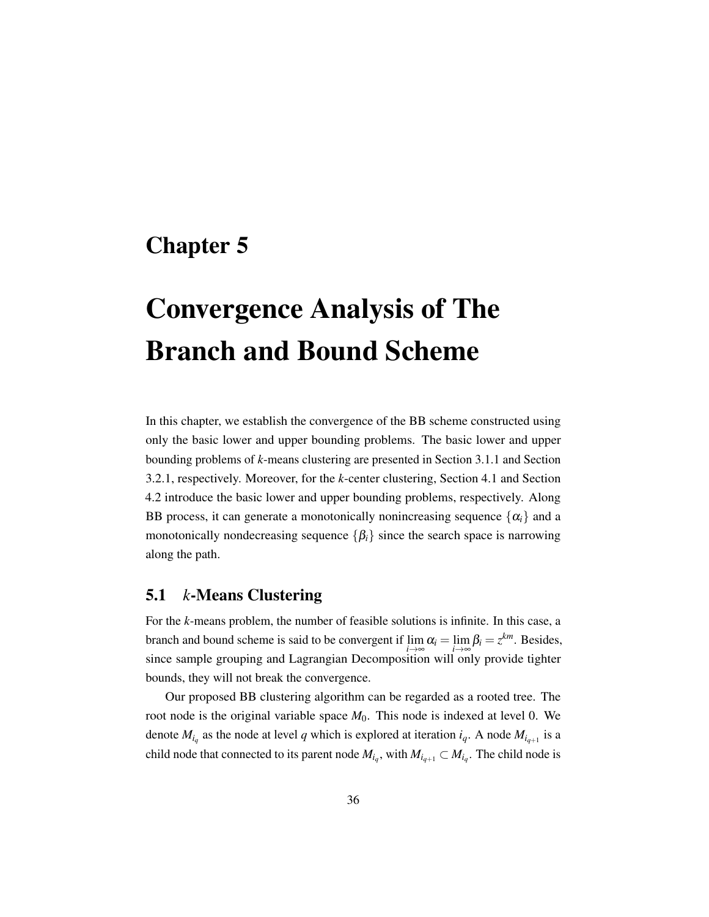# Chapter 5

# Convergence Analysis of The Branch and Bound Scheme

In this chapter, we establish the convergence of the BB scheme constructed using only the basic lower and upper bounding problems. The basic lower and upper bounding problems of *k*-means clustering are presented in Section 3.1.1 and Section 3.2.1, respectively. Moreover, for the *k*-center clustering, Section 4.1 and Section 4.2 introduce the basic lower and upper bounding problems, respectively. Along BB process, it can generate a monotonically nonincreasing sequence $\{\alpha_i\}$ and a monotonically nondecreasing sequence $\{\beta_i\}$ since the search space is narrowing along the path.

## 5.1 *k*-Means Clustering

For the *k*-means problem, the number of feasible solutions is infinite. In this case, a branch and bound scheme is said to be convergent if $\lim_{i\to\infty} \alpha_i = \lim_{i\to\infty} \beta_i = z^{km}$. Besides, since sample grouping and Lagrangian Decomposition will only provide tighter bounds, they will not break the convergence.

Our proposed BB clustering algorithm can be regarded as a rooted tree. The root node is the original variable space $M_0$. This node is indexed at level 0. We denote $M_{i_q}$ as the node at level $q$ which is explored at iteration $i_q$. A node $M_{i_{q+1}}$ is a child node that connected to its parent node $M_{i_q}$, with $M_{i_{q+1}} \subset M_{i_q}$. The child node is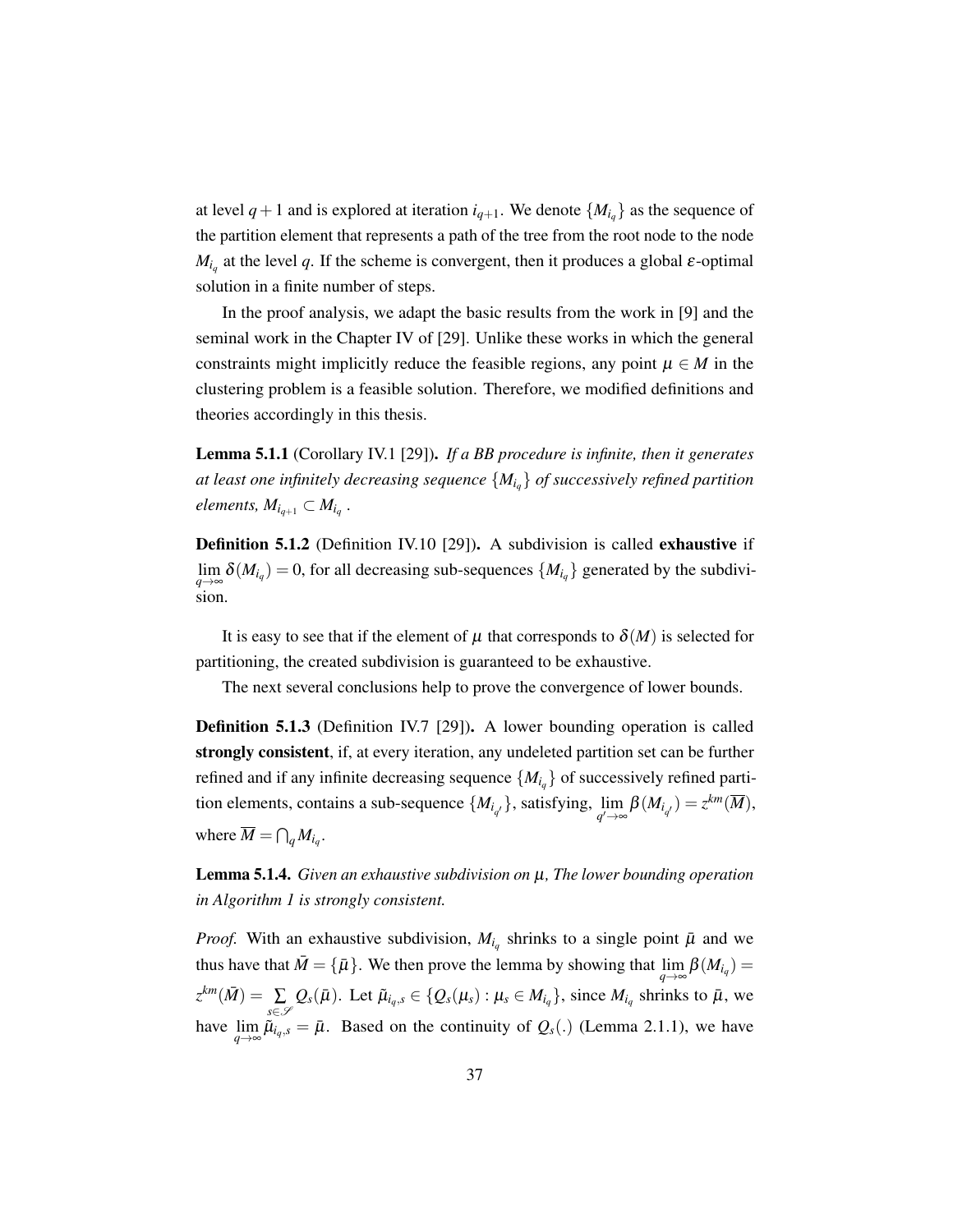at level $q+1$ and is explored at iteration $i_{q+1}$. We denote $\{M_{i_q}\}$ as the sequence of the partition element that represents a path of the tree from the root node to the node $M_{i_q}$ at the level $q$. If the scheme is convergent, then it produces a global $\varepsilon$-optimal solution in a finite number of steps.

In the proof analysis, we adapt the basic results from the work in [9] and the seminal work in the Chapter IV of [29]. Unlike these works in which the general constraints might implicitly reduce the feasible regions, any point $\mu \in M$ in the clustering problem is a feasible solution. Therefore, we modified definitions and theories accordingly in this thesis.

**Lemma 5.1.1** (Corollary IV.1 [29]). *If a BB procedure is infinite, then it generates at least one infinitely decreasing sequence $\{M_{i_q}\}$ of successively refined partition elements, $M_{i_{q+1}} \subset M_{i_q}$ .*

**Definition 5.1.2** (Definition IV.10 [29]). A subdivision is called **exhaustive** if $\lim_{q\to\infty} \delta(M_{i_q}) = 0$, for all decreasing sub-sequences $\{M_{i_q}\}$ generated by the subdivision.

It is easy to see that if the element of $\mu$ that corresponds to $\delta(M)$ is selected for partitioning, the created subdivision is guaranteed to be exhaustive.

The next several conclusions help to prove the convergence of lower bounds.

**Definition 5.1.3** (Definition IV.7 [29]). A lower bounding operation is called **strongly consistent**, if, at every iteration, any undeleted partition set can be further refined and if any infinite decreasing sequence $\{M_{i_q}\}$ of successively refined partition elements, contains a sub-sequence $\{M_{i_{q'}}\}$, satisfying, $\lim_{q'\to\infty} \beta(M_{i_{q'}}) = z^{km}(\overline{M})$, where $\overline{M} = \bigcap_q M_{i_q}$.

**Lemma 5.1.4.** *Given an exhaustive subdivision on $\mu$, The lower bounding operation in Algorithm 1 is strongly consistent.*

*Proof.* With an exhaustive subdivision, $M_{i_q}$ shrinks to a single point $\bar{\mu}$ and we thus have that $\bar{M} = \{\bar{\mu}\}$. We then prove the lemma by showing that $\lim_{q\to\infty} \beta(M_{i_q}) = z^{km}(\bar{M}) = \sum_{s\in\mathscr{S}} Q_s(\bar{\mu})$. Let $\tilde{\mu}_{i_q,s} \in \{Q_s(\mu_s) : \mu_s \in M_{i_q}\}$, since $M_{i_q}$ shrinks to $\bar{\mu}$, we have $\lim_{q\to\infty} \tilde{\mu}_{i_q,s} = \bar{\mu}$. Based on the continuity of $Q_s(.)$ (Lemma 2.1.1), we have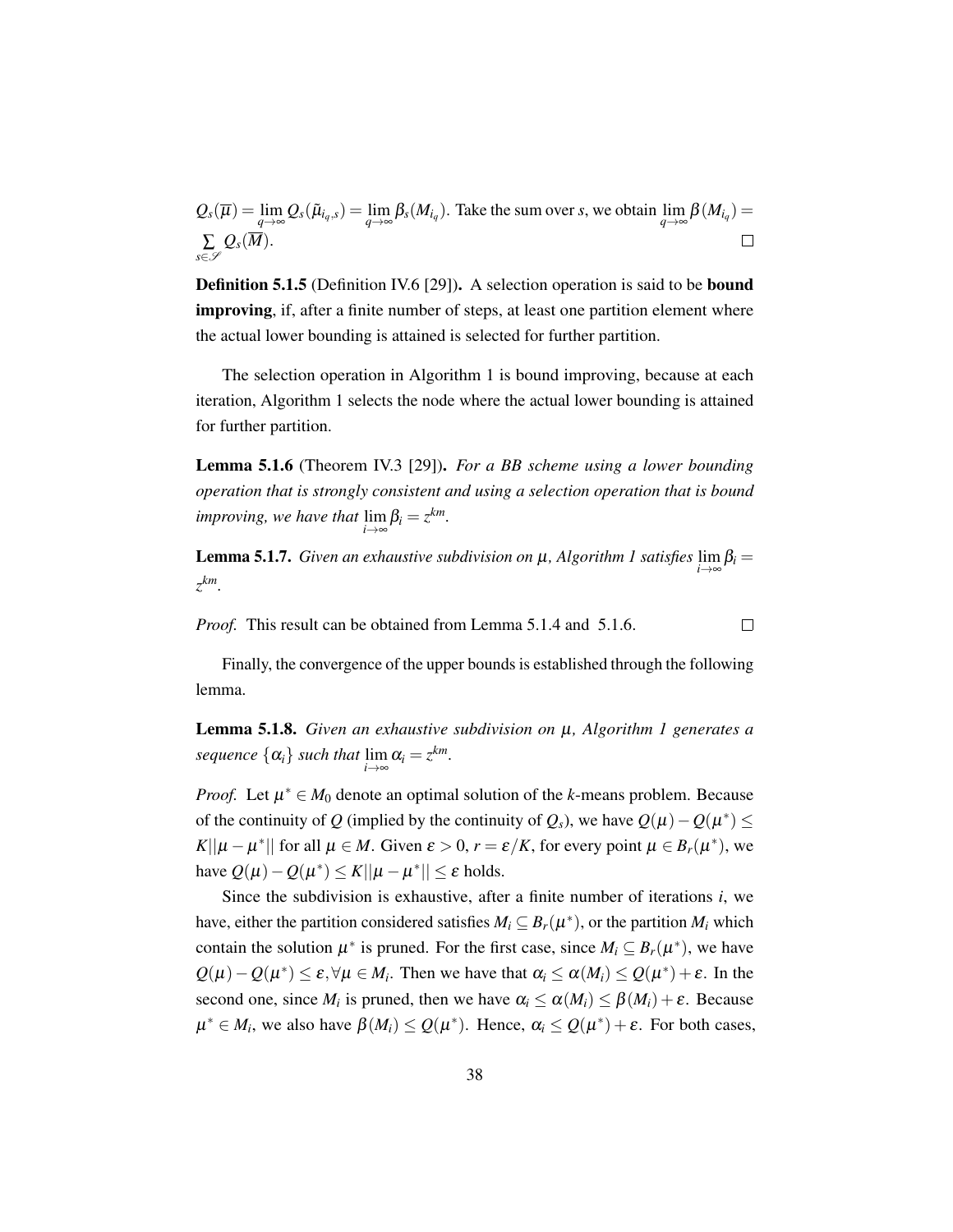$Q_s(\overline{\mu}) = \lim_{q\to\infty} Q_s(\tilde{\mu}_{i_q,s}) = \lim_{q\to\infty} \beta_s(M_{i_q})$. Take the sum over $s$, we obtain $\lim_{q\to\infty} \beta(M_{i_q}) = \sum_{s\in\mathscr{S}} Q_s(\overline{M})$. □

**Definition 5.1.5** (Definition IV.6 [29])**.** A selection operation is said to be **bound improving**, if, after a finite number of steps, at least one partition element where the actual lower bounding is attained is selected for further partition.

The selection operation in Algorithm 1 is bound improving, because at each iteration, Algorithm 1 selects the node where the actual lower bounding is attained for further partition.

**Lemma 5.1.6** (Theorem IV.3 [29])**.** *For a BB scheme using a lower bounding operation that is strongly consistent and using a selection operation that is bound improving, we have that* $\lim_{i\to\infty} \beta_i = z^{km}$.

**Lemma 5.1.7.** *Given an exhaustive subdivision on* $\mu$*, Algorithm 1 satisfies* $\lim_{i\to\infty} \beta_i = z^{km}$.

*Proof.* This result can be obtained from Lemma 5.1.4 and 5.1.6. □

Finally, the convergence of the upper bounds is established through the following lemma.

**Lemma 5.1.8.** *Given an exhaustive subdivision on* $\mu$*, Algorithm 1 generates a sequence* $\{\alpha_i\}$ *such that* $\lim_{i\to\infty} \alpha_i = z^{km}$.

*Proof.* Let $\mu^* \in M_0$ denote an optimal solution of the $k$-means problem. Because of the continuity of $Q$ (implied by the continuity of $Q_s$), we have $Q(\mu) - Q(\mu^*) \leq K||\mu - \mu^*||$ for all $\mu \in M$. Given $\varepsilon > 0$, $r = \varepsilon/K$, for every point $\mu \in B_r(\mu^*)$, we have $Q(\mu) - Q(\mu^*) \leq K||\mu - \mu^*|| \leq \varepsilon$ holds.

Since the subdivision is exhaustive, after a finite number of iterations $i$, we have, either the partition considered satisfies $M_i \subseteq B_r(\mu^*)$, or the partition $M_i$ which contain the solution $\mu^*$ is pruned. For the first case, since $M_i \subseteq B_r(\mu^*)$, we have $Q(\mu) - Q(\mu^*) \leq \varepsilon, \forall \mu \in M_i$. Then we have that $\alpha_i \leq \alpha(M_i) \leq Q(\mu^*) + \varepsilon$. In the second one, since $M_i$ is pruned, then we have $\alpha_i \leq \alpha(M_i) \leq \beta(M_i) + \varepsilon$. Because $\mu^* \in M_i$, we also have $\beta(M_i) \leq Q(\mu^*)$. Hence, $\alpha_i \leq Q(\mu^*) + \varepsilon$. For both cases,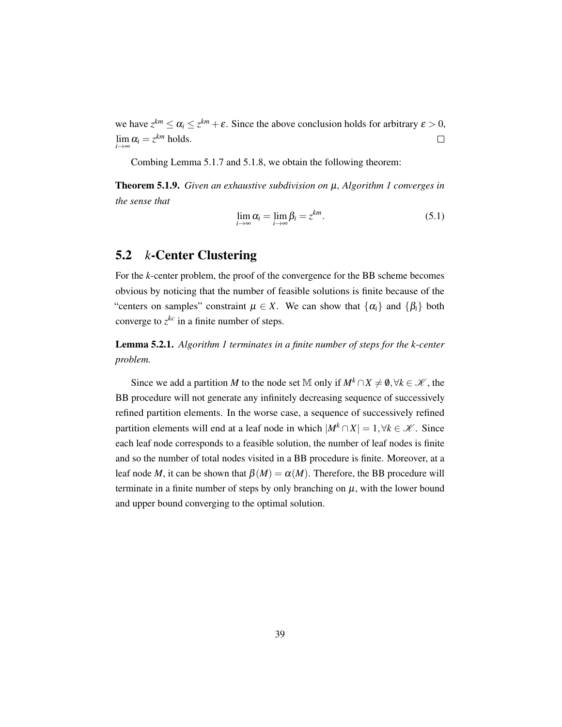we have $z^{km} \leq \alpha_i \leq z^{km} + \varepsilon$. Since the above conclusion holds for arbitrary $\varepsilon > 0$, $\lim_{i \to \infty} \alpha_i = z^{km}$ holds. □

Combing Lemma 5.1.7 and 5.1.8, we obtain the following theorem:

**Theorem 5.1.9.** *Given an exhaustive subdivision on $\mu$, Algorithm 1 converges in the sense that*

$$\lim_{i \to \infty} \alpha_i = \lim_{i \to \infty} \beta_i = z^{km}. \tag{5.1}$$

## 5.2 *k*-Center Clustering

For the *k*-center problem, the proof of the convergence for the BB scheme becomes obvious by noticing that the number of feasible solutions is finite because of the "centers on samples" constraint $\mu \in X$. We can show that $\{\alpha_i\}$ and $\{\beta_i\}$ both converge to $z^{kc}$ in a finite number of steps.

**Lemma 5.2.1.** *Algorithm 1 terminates in a finite number of steps for the k-center problem.*

Since we add a partition $M$ to the node set $\mathbb{M}$ only if $M^k \cap X \neq \emptyset, \forall k \in \mathcal{K}$, the BB procedure will not generate any infinitely decreasing sequence of successively refined partition elements. In the worse case, a sequence of successively refined partition elements will end at a leaf node in which $|M^k \cap X| = 1, \forall k \in \mathcal{K}$. Since each leaf node corresponds to a feasible solution, the number of leaf nodes is finite and so the number of total nodes visited in a BB procedure is finite. Moreover, at a leaf node $M$, it can be shown that $\beta(M) = \alpha(M)$. Therefore, the BB procedure will terminate in a finite number of steps by only branching on $\mu$, with the lower bound and upper bound converging to the optimal solution.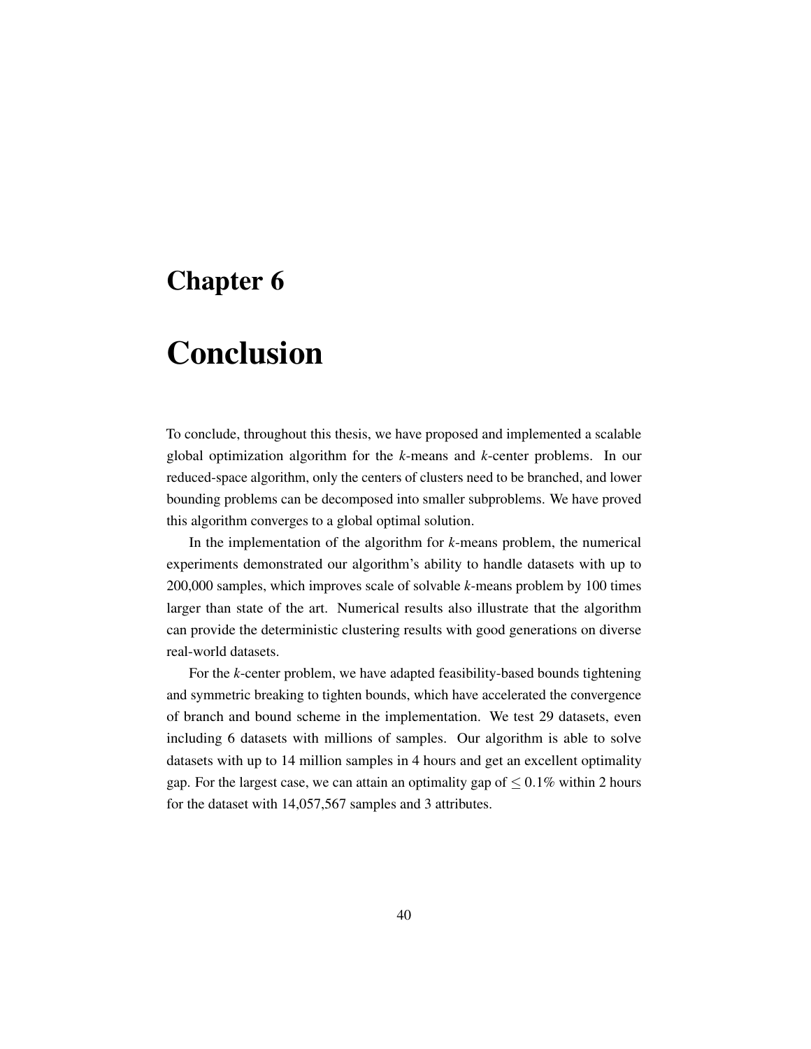# Chapter 6

# Conclusion

To conclude, throughout this thesis, we have proposed and implemented a scalable global optimization algorithm for the *k*-means and *k*-center problems. In our reduced-space algorithm, only the centers of clusters need to be branched, and lower bounding problems can be decomposed into smaller subproblems. We have proved this algorithm converges to a global optimal solution.

In the implementation of the algorithm for *k*-means problem, the numerical experiments demonstrated our algorithm's ability to handle datasets with up to 200,000 samples, which improves scale of solvable *k*-means problem by 100 times larger than state of the art. Numerical results also illustrate that the algorithm can provide the deterministic clustering results with good generations on diverse real-world datasets.

For the *k*-center problem, we have adapted feasibility-based bounds tightening and symmetric breaking to tighten bounds, which have accelerated the convergence of branch and bound scheme in the implementation. We test 29 datasets, even including 6 datasets with millions of samples. Our algorithm is able to solve datasets with up to 14 million samples in 4 hours and get an excellent optimality gap. For the largest case, we can attain an optimality gap of $\leq 0.1\%$ within 2 hours for the dataset with 14,057,567 samples and 3 attributes.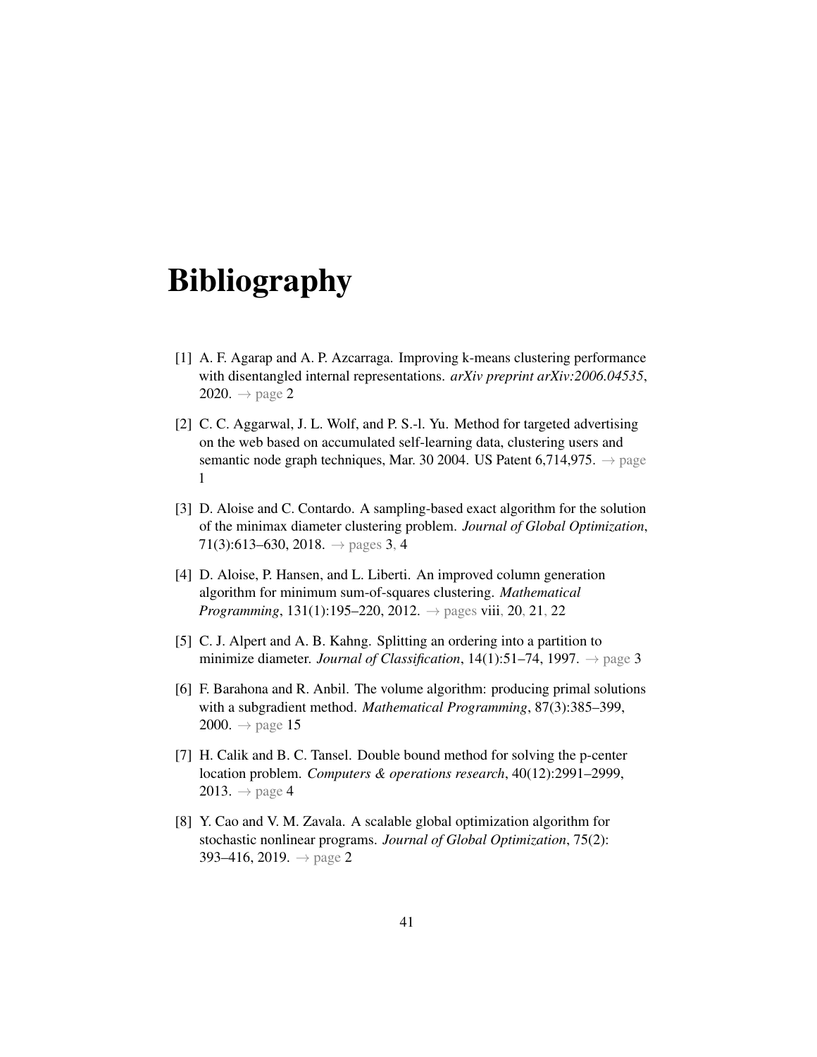# Bibliography

[1] A. F. Agarap and A. P. Azcarraga. Improving k-means clustering performance with disentangled internal representations. *arXiv preprint arXiv:2006.04535*, 2020. → page 2

[2] C. C. Aggarwal, J. L. Wolf, and P. S.-l. Yu. Method for targeted advertising on the web based on accumulated self-learning data, clustering users and semantic node graph techniques, Mar. 30 2004. US Patent 6,714,975. → page 1

[3] D. Aloise and C. Contardo. A sampling-based exact algorithm for the solution of the minimax diameter clustering problem. *Journal of Global Optimization*, 71(3):613–630, 2018. → pages 3, 4

[4] D. Aloise, P. Hansen, and L. Liberti. An improved column generation algorithm for minimum sum-of-squares clustering. *Mathematical Programming*, 131(1):195–220, 2012. → pages viii, 20, 21, 22

[5] C. J. Alpert and A. B. Kahng. Splitting an ordering into a partition to minimize diameter. *Journal of Classification*, 14(1):51–74, 1997. → page 3

[6] F. Barahona and R. Anbil. The volume algorithm: producing primal solutions with a subgradient method. *Mathematical Programming*, 87(3):385–399, 2000. → page 15

[7] H. Calik and B. C. Tansel. Double bound method for solving the p-center location problem. *Computers & operations research*, 40(12):2991–2999, 2013. → page 4

[8] Y. Cao and V. M. Zavala. A scalable global optimization algorithm for stochastic nonlinear programs. *Journal of Global Optimization*, 75(2): 393–416, 2019. → page 2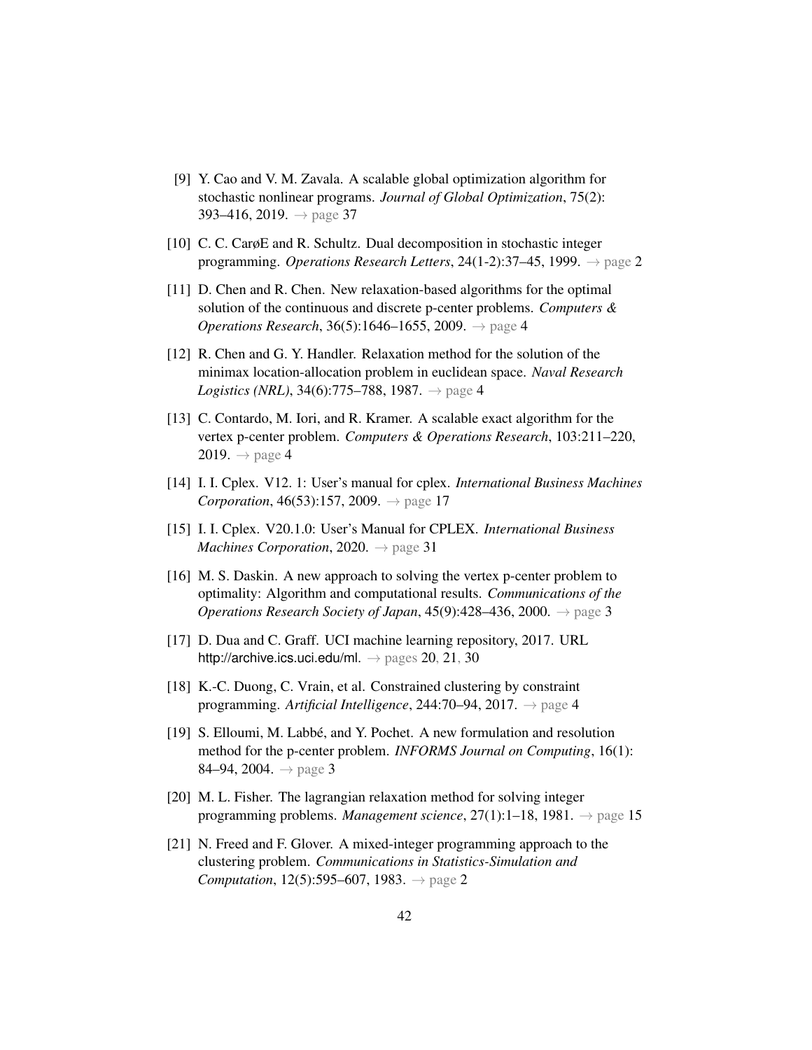[9] Y. Cao and V. M. Zavala. A scalable global optimization algorithm for stochastic nonlinear programs. *Journal of Global Optimization*, 75(2): 393–416, 2019. → page 37

[10] C. C. CarøE and R. Schultz. Dual decomposition in stochastic integer programming. *Operations Research Letters*, 24(1-2):37–45, 1999. → page 2

[11] D. Chen and R. Chen. New relaxation-based algorithms for the optimal solution of the continuous and discrete p-center problems. *Computers & Operations Research*, 36(5):1646–1655, 2009. → page 4

[12] R. Chen and G. Y. Handler. Relaxation method for the solution of the minimax location-allocation problem in euclidean space. *Naval Research Logistics (NRL)*, 34(6):775–788, 1987. → page 4

[13] C. Contardo, M. Iori, and R. Kramer. A scalable exact algorithm for the vertex p-center problem. *Computers & Operations Research*, 103:211–220, 2019. → page 4

[14] I. I. Cplex. V12. 1: User's manual for cplex. *International Business Machines Corporation*, 46(53):157, 2009. → page 17

[15] I. I. Cplex. V20.1.0: User's Manual for CPLEX. *International Business Machines Corporation*, 2020. → page 31

[16] M. S. Daskin. A new approach to solving the vertex p-center problem to optimality: Algorithm and computational results. *Communications of the Operations Research Society of Japan*, 45(9):428–436, 2000. → page 3

[17] D. Dua and C. Graff. UCI machine learning repository, 2017. URL http://archive.ics.uci.edu/ml. → pages 20, 21, 30

[18] K.-C. Duong, C. Vrain, et al. Constrained clustering by constraint programming. *Artificial Intelligence*, 244:70–94, 2017. → page 4

[19] S. Elloumi, M. Labbé, and Y. Pochet. A new formulation and resolution method for the p-center problem. *INFORMS Journal on Computing*, 16(1): 84–94, 2004. → page 3

[20] M. L. Fisher. The lagrangian relaxation method for solving integer programming problems. *Management science*, 27(1):1–18, 1981. → page 15

[21] N. Freed and F. Glover. A mixed-integer programming approach to the clustering problem. *Communications in Statistics-Simulation and Computation*, 12(5):595–607, 1983. → page 2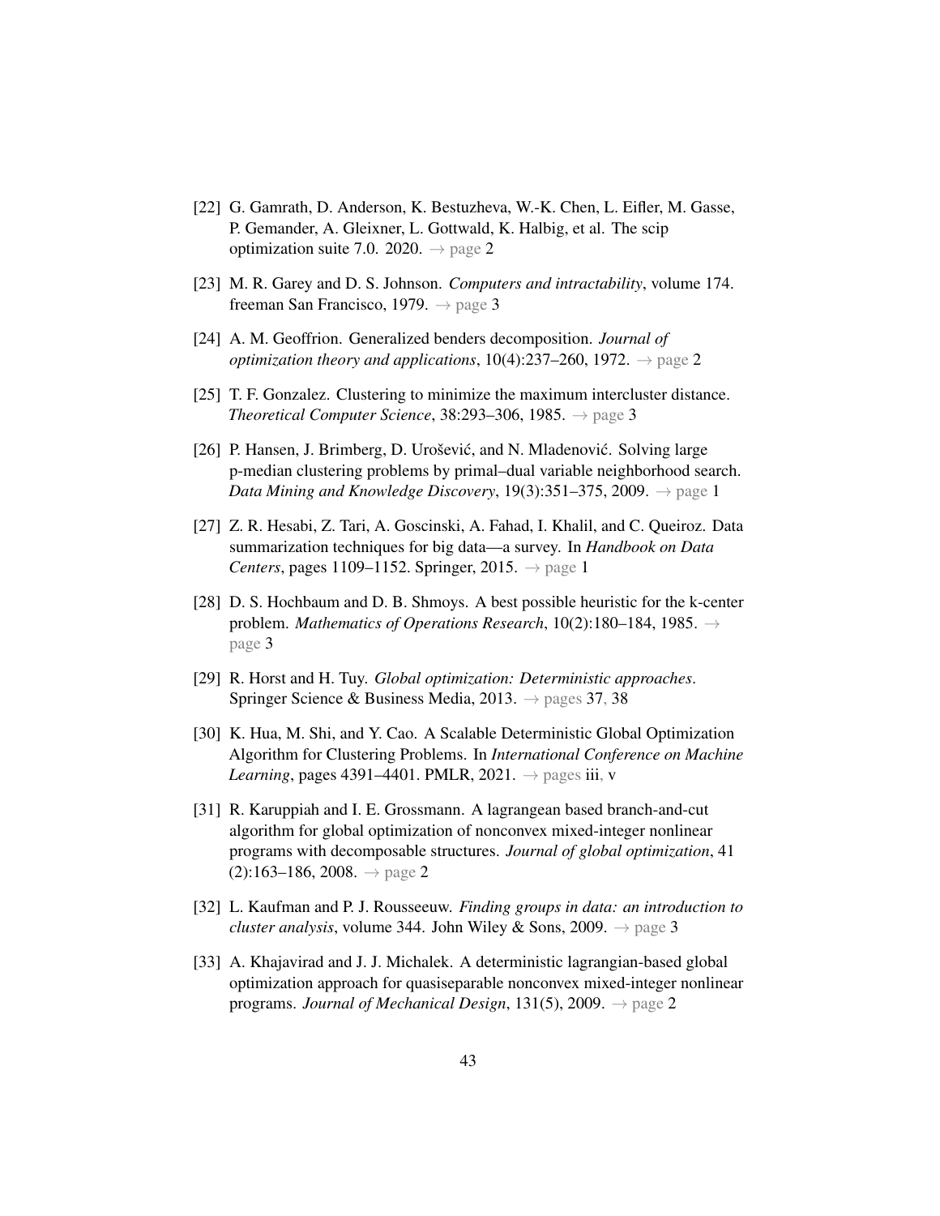[22] G. Gamrath, D. Anderson, K. Bestuzheva, W.-K. Chen, L. Eifler, M. Gasse, P. Gemander, A. Gleixner, L. Gottwald, K. Halbig, et al. The scip optimization suite 7.0. 2020. → page 2

[23] M. R. Garey and D. S. Johnson. *Computers and intractability*, volume 174. freeman San Francisco, 1979. → page 3

[24] A. M. Geoffrion. Generalized benders decomposition. *Journal of optimization theory and applications*, 10(4):237–260, 1972. → page 2

[25] T. F. Gonzalez. Clustering to minimize the maximum intercluster distance. *Theoretical Computer Science*, 38:293–306, 1985. → page 3

[26] P. Hansen, J. Brimberg, D. Urošević, and N. Mladenović. Solving large p-median clustering problems by primal–dual variable neighborhood search. *Data Mining and Knowledge Discovery*, 19(3):351–375, 2009. → page 1

[27] Z. R. Hesabi, Z. Tari, A. Goscinski, A. Fahad, I. Khalil, and C. Queiroz. Data summarization techniques for big data—a survey. In *Handbook on Data Centers*, pages 1109–1152. Springer, 2015. → page 1

[28] D. S. Hochbaum and D. B. Shmoys. A best possible heuristic for the k-center problem. *Mathematics of Operations Research*, 10(2):180–184, 1985. → page 3

[29] R. Horst and H. Tuy. *Global optimization: Deterministic approaches*. Springer Science & Business Media, 2013. → pages 37, 38

[30] K. Hua, M. Shi, and Y. Cao. A Scalable Deterministic Global Optimization Algorithm for Clustering Problems. In *International Conference on Machine Learning*, pages 4391–4401. PMLR, 2021. → pages iii, v

[31] R. Karuppiah and I. E. Grossmann. A lagrangean based branch-and-cut algorithm for global optimization of nonconvex mixed-integer nonlinear programs with decomposable structures. *Journal of global optimization*, 41 (2):163–186, 2008. → page 2

[32] L. Kaufman and P. J. Rousseeuw. *Finding groups in data: an introduction to cluster analysis*, volume 344. John Wiley & Sons, 2009. → page 3

[33] A. Khajavirad and J. J. Michalek. A deterministic lagrangian-based global optimization approach for quasiseparable nonconvex mixed-integer nonlinear programs. *Journal of Mechanical Design*, 131(5), 2009. → page 2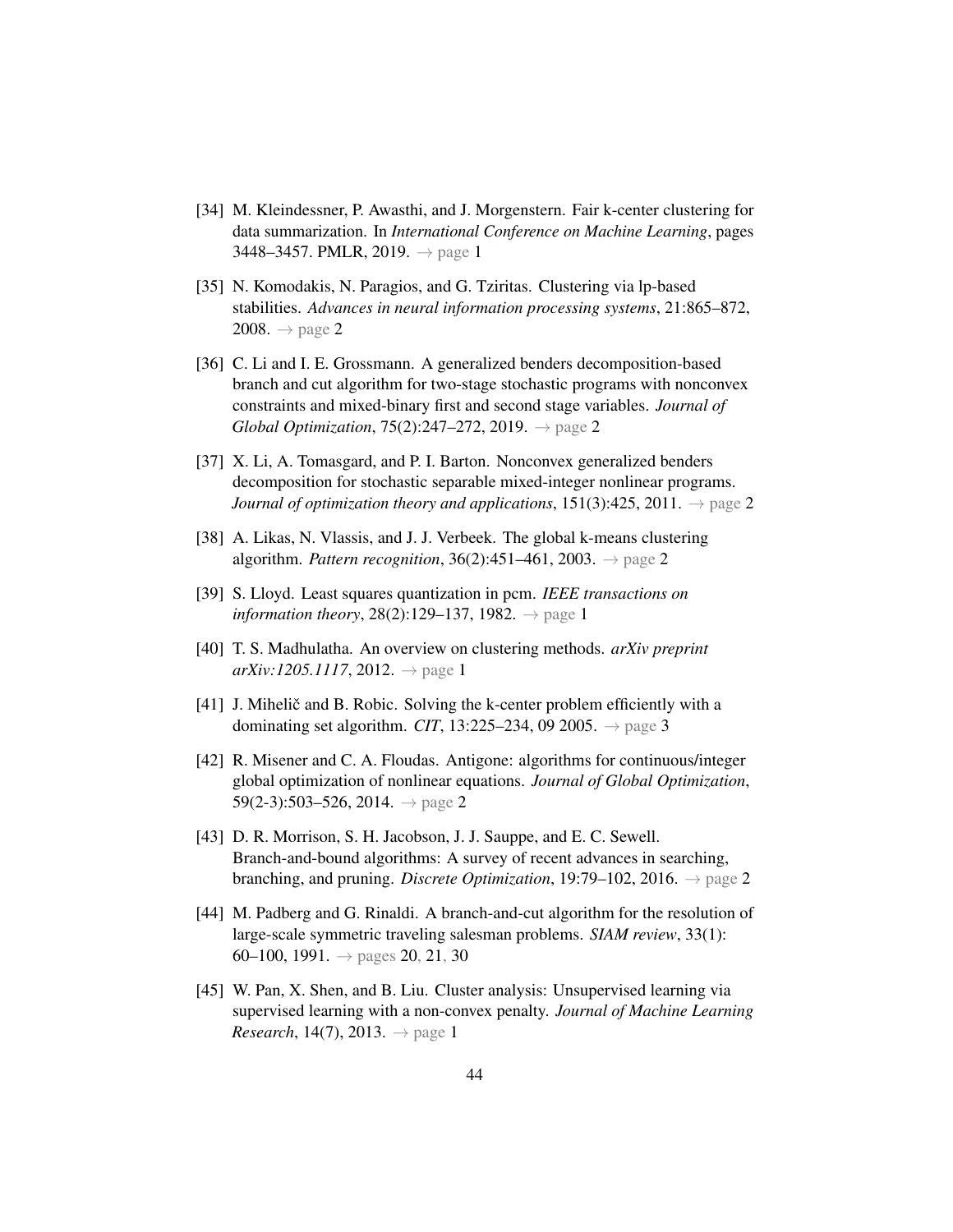[34] M. Kleindessner, P. Awasthi, and J. Morgenstern. Fair k-center clustering for data summarization. In *International Conference on Machine Learning*, pages 3448–3457. PMLR, 2019. → page 1

[35] N. Komodakis, N. Paragios, and G. Tziritas. Clustering via lp-based stabilities. *Advances in neural information processing systems*, 21:865–872, 2008. → page 2

[36] C. Li and I. E. Grossmann. A generalized benders decomposition-based branch and cut algorithm for two-stage stochastic programs with nonconvex constraints and mixed-binary first and second stage variables. *Journal of Global Optimization*, 75(2):247–272, 2019. → page 2

[37] X. Li, A. Tomasgard, and P. I. Barton. Nonconvex generalized benders decomposition for stochastic separable mixed-integer nonlinear programs. *Journal of optimization theory and applications*, 151(3):425, 2011. → page 2

[38] A. Likas, N. Vlassis, and J. J. Verbeek. The global k-means clustering algorithm. *Pattern recognition*, 36(2):451–461, 2003. → page 2

[39] S. Lloyd. Least squares quantization in pcm. *IEEE transactions on information theory*, 28(2):129–137, 1982. → page 1

[40] T. S. Madhulatha. An overview on clustering methods. *arXiv preprint arXiv:1205.1117*, 2012. → page 1

[41] J. Mihelič and B. Robic. Solving the k-center problem efficiently with a dominating set algorithm. *CIT*, 13:225–234, 09 2005. → page 3

[42] R. Misener and C. A. Floudas. Antigone: algorithms for continuous/integer global optimization of nonlinear equations. *Journal of Global Optimization*, 59(2-3):503–526, 2014. → page 2

[43] D. R. Morrison, S. H. Jacobson, J. J. Sauppe, and E. C. Sewell. Branch-and-bound algorithms: A survey of recent advances in searching, branching, and pruning. *Discrete Optimization*, 19:79–102, 2016. → page 2

[44] M. Padberg and G. Rinaldi. A branch-and-cut algorithm for the resolution of large-scale symmetric traveling salesman problems. *SIAM review*, 33(1): 60–100, 1991. → pages 20, 21, 30

[45] W. Pan, X. Shen, and B. Liu. Cluster analysis: Unsupervised learning via supervised learning with a non-convex penalty. *Journal of Machine Learning Research*, 14(7), 2013. → page 1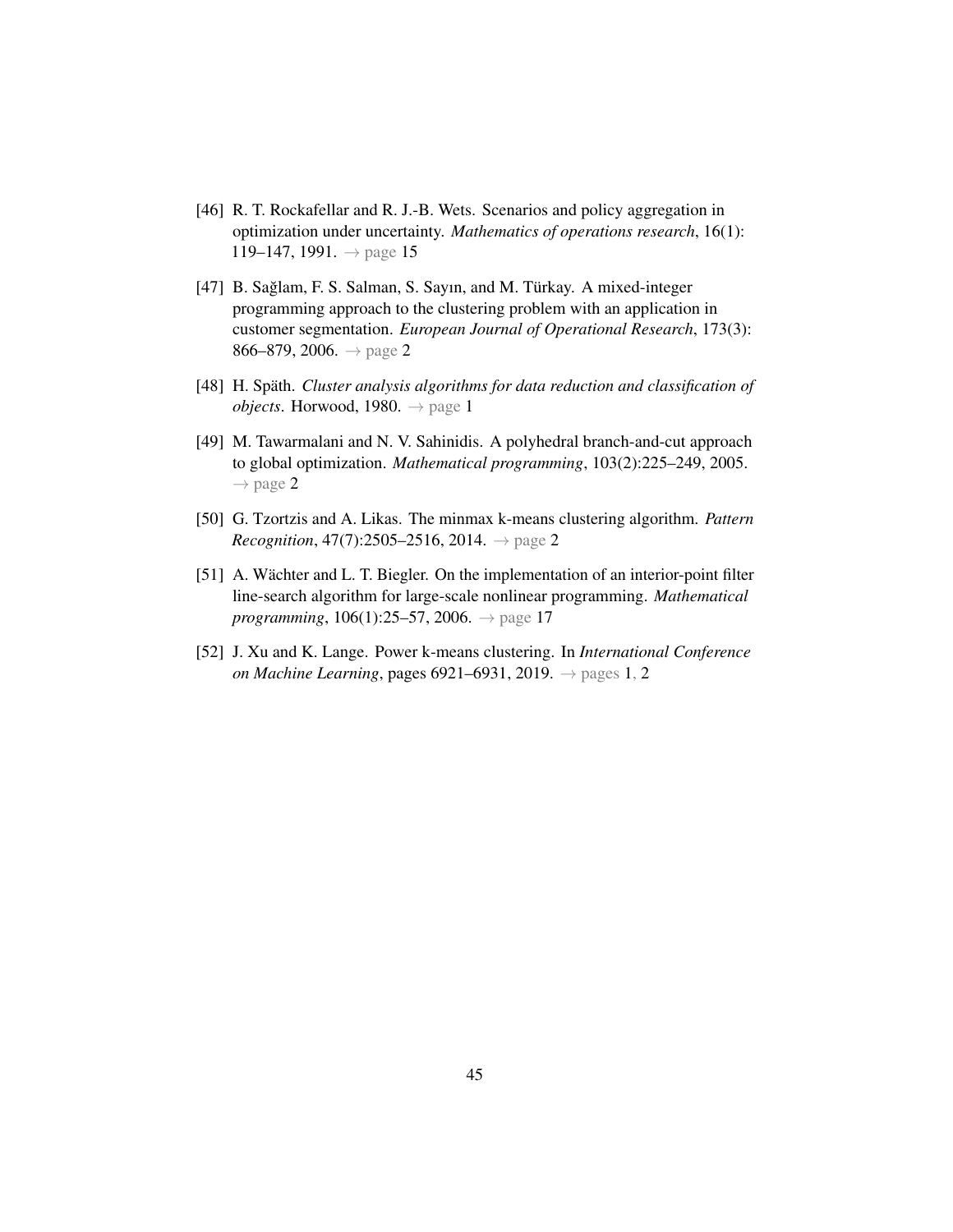[46] R. T. Rockafellar and R. J.-B. Wets. Scenarios and policy aggregation in optimization under uncertainty. *Mathematics of operations research*, 16(1): 119–147, 1991. → page 15

[47] B. Sağlam, F. S. Salman, S. Sayın, and M. Türkay. A mixed-integer programming approach to the clustering problem with an application in customer segmentation. *European Journal of Operational Research*, 173(3): 866–879, 2006. → page 2

[48] H. Späth. *Cluster analysis algorithms for data reduction and classification of objects*. Horwood, 1980. → page 1

[49] M. Tawarmalani and N. V. Sahinidis. A polyhedral branch-and-cut approach to global optimization. *Mathematical programming*, 103(2):225–249, 2005. → page 2

[50] G. Tzortzis and A. Likas. The minmax k-means clustering algorithm. *Pattern Recognition*, 47(7):2505–2516, 2014. → page 2

[51] A. Wächter and L. T. Biegler. On the implementation of an interior-point filter line-search algorithm for large-scale nonlinear programming. *Mathematical programming*, 106(1):25–57, 2006. → page 17

[52] J. Xu and K. Lange. Power k-means clustering. In *International Conference on Machine Learning*, pages 6921–6931, 2019. → pages 1, 2